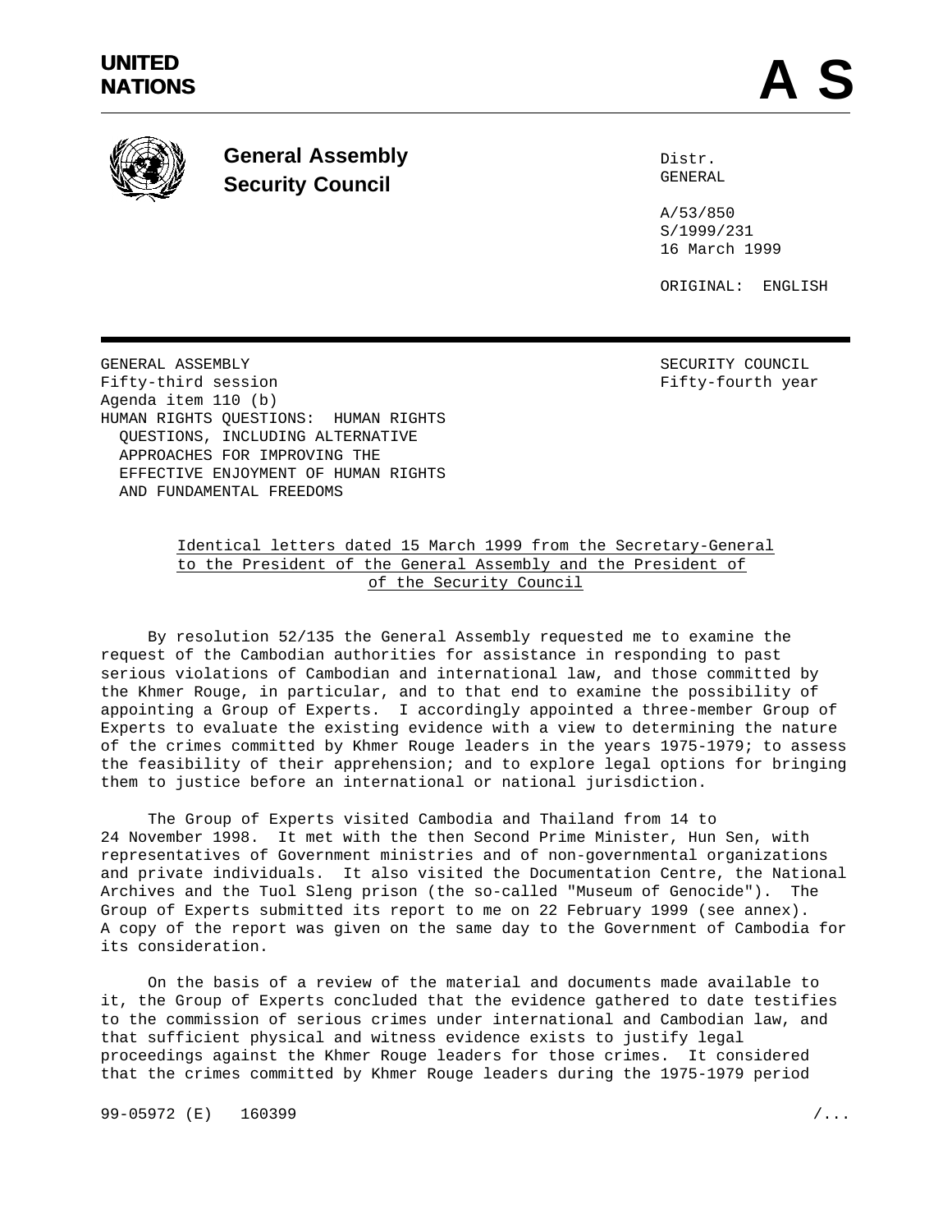**UNITED NATIONS**

# A S

**General Assembly**
**Security Council**

Distr.
GENERAL

A/53/850
S/1999/231
16 March 1999

ORIGINAL: ENGLISH

GENERAL ASSEMBLY
Fifty-third session
Agenda item 110 (b)
HUMAN RIGHTS QUESTIONS: HUMAN RIGHTS QUESTIONS, INCLUDING ALTERNATIVE APPROACHES FOR IMPROVING THE EFFECTIVE ENJOYMENT OF HUMAN RIGHTS AND FUNDAMENTAL FREEDOMS

SECURITY COUNCIL
Fifty-fourth year

## Identical letters dated 15 March 1999 from the Secretary-General to the President of the General Assembly and the President of of the Security Council

By resolution 52/135 the General Assembly requested me to examine the request of the Cambodian authorities for assistance in responding to past serious violations of Cambodian and international law, and those committed by the Khmer Rouge, in particular, and to that end to examine the possibility of appointing a Group of Experts. I accordingly appointed a three-member Group of Experts to evaluate the existing evidence with a view to determining the nature of the crimes committed by Khmer Rouge leaders in the years 1975-1979; to assess the feasibility of their apprehension; and to explore legal options for bringing them to justice before an international or national jurisdiction.

The Group of Experts visited Cambodia and Thailand from 14 to 24 November 1998. It met with the then Second Prime Minister, Hun Sen, with representatives of Government ministries and of non-governmental organizations and private individuals. It also visited the Documentation Centre, the National Archives and the Tuol Sleng prison (the so-called "Museum of Genocide"). The Group of Experts submitted its report to me on 22 February 1999 (see annex). A copy of the report was given on the same day to the Government of Cambodia for its consideration.

On the basis of a review of the material and documents made available to it, the Group of Experts concluded that the evidence gathered to date testifies to the commission of serious crimes under international and Cambodian law, and that sufficient physical and witness evidence exists to justify legal proceedings against the Khmer Rouge leaders for those crimes. It considered that the crimes committed by Khmer Rouge leaders during the 1975-1979 period

99-05972 (E) 160399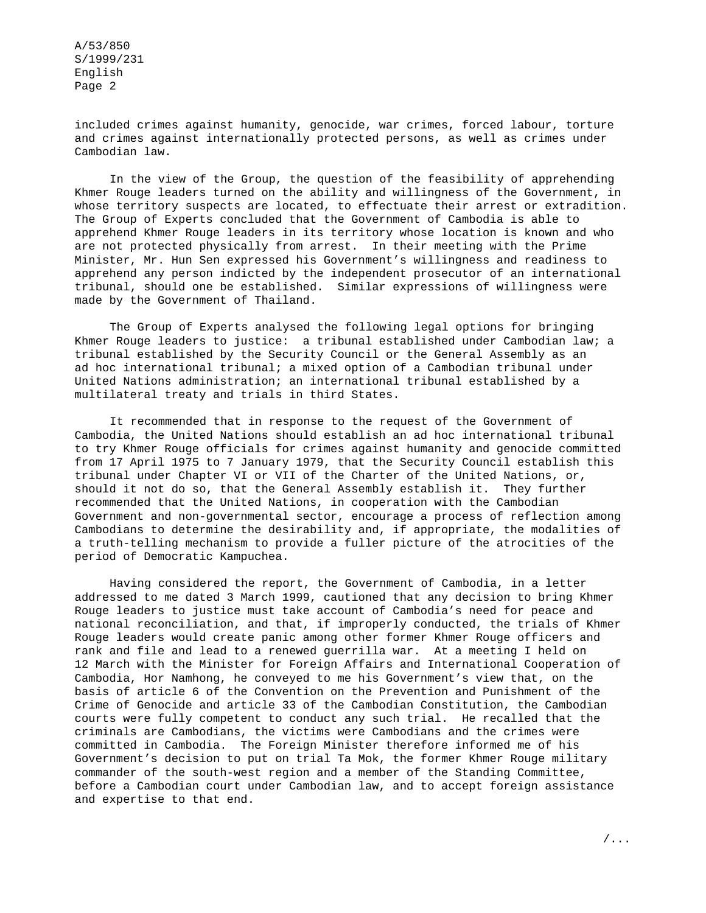included crimes against humanity, genocide, war crimes, forced labour, torture and crimes against internationally protected persons, as well as crimes under Cambodian law.

In the view of the Group, the question of the feasibility of apprehending Khmer Rouge leaders turned on the ability and willingness of the Government, in whose territory suspects are located, to effectuate their arrest or extradition. The Group of Experts concluded that the Government of Cambodia is able to apprehend Khmer Rouge leaders in its territory whose location is known and who are not protected physically from arrest. In their meeting with the Prime Minister, Mr. Hun Sen expressed his Government's willingness and readiness to apprehend any person indicted by the independent prosecutor of an international tribunal, should one be established. Similar expressions of willingness were made by the Government of Thailand.

The Group of Experts analysed the following legal options for bringing Khmer Rouge leaders to justice: a tribunal established under Cambodian law; a tribunal established by the Security Council or the General Assembly as an ad hoc international tribunal; a mixed option of a Cambodian tribunal under United Nations administration; an international tribunal established by a multilateral treaty and trials in third States.

It recommended that in response to the request of the Government of Cambodia, the United Nations should establish an ad hoc international tribunal to try Khmer Rouge officials for crimes against humanity and genocide committed from 17 April 1975 to 7 January 1979, that the Security Council establish this tribunal under Chapter VI or VII of the Charter of the United Nations, or, should it not do so, that the General Assembly establish it. They further recommended that the United Nations, in cooperation with the Cambodian Government and non-governmental sector, encourage a process of reflection among Cambodians to determine the desirability and, if appropriate, the modalities of a truth-telling mechanism to provide a fuller picture of the atrocities of the period of Democratic Kampuchea.

Having considered the report, the Government of Cambodia, in a letter addressed to me dated 3 March 1999, cautioned that any decision to bring Khmer Rouge leaders to justice must take account of Cambodia's need for peace and national reconciliation, and that, if improperly conducted, the trials of Khmer Rouge leaders would create panic among other former Khmer Rouge officers and rank and file and lead to a renewed guerrilla war. At a meeting I held on 12 March with the Minister for Foreign Affairs and International Cooperation of Cambodia, Hor Namhong, he conveyed to me his Government's view that, on the basis of article 6 of the Convention on the Prevention and Punishment of the Crime of Genocide and article 33 of the Cambodian Constitution, the Cambodian courts were fully competent to conduct any such trial. He recalled that the criminals are Cambodians, the victims were Cambodians and the crimes were committed in Cambodia. The Foreign Minister therefore informed me of his Government's decision to put on trial Ta Mok, the former Khmer Rouge military commander of the south-west region and a member of the Standing Committee, before a Cambodian court under Cambodian law, and to accept foreign assistance and expertise to that end.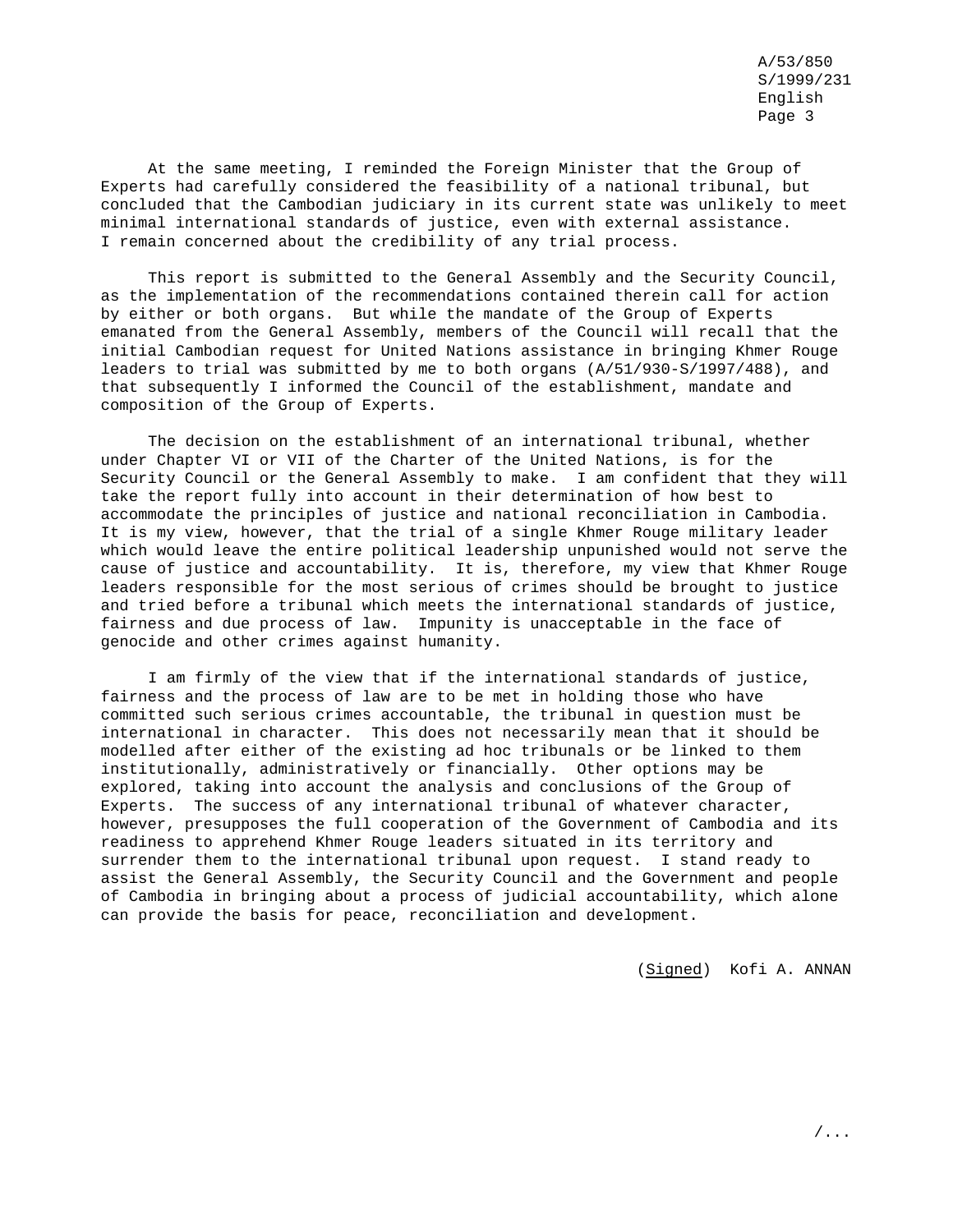At the same meeting, I reminded the Foreign Minister that the Group of Experts had carefully considered the feasibility of a national tribunal, but concluded that the Cambodian judiciary in its current state was unlikely to meet minimal international standards of justice, even with external assistance. I remain concerned about the credibility of any trial process.

This report is submitted to the General Assembly and the Security Council, as the implementation of the recommendations contained therein call for action by either or both organs. But while the mandate of the Group of Experts emanated from the General Assembly, members of the Council will recall that the initial Cambodian request for United Nations assistance in bringing Khmer Rouge leaders to trial was submitted by me to both organs (A/51/930-S/1997/488), and that subsequently I informed the Council of the establishment, mandate and composition of the Group of Experts.

The decision on the establishment of an international tribunal, whether under Chapter VI or VII of the Charter of the United Nations, is for the Security Council or the General Assembly to make. I am confident that they will take the report fully into account in their determination of how best to accommodate the principles of justice and national reconciliation in Cambodia. It is my view, however, that the trial of a single Khmer Rouge military leader which would leave the entire political leadership unpunished would not serve the cause of justice and accountability. It is, therefore, my view that Khmer Rouge leaders responsible for the most serious of crimes should be brought to justice and tried before a tribunal which meets the international standards of justice, fairness and due process of law. Impunity is unacceptable in the face of genocide and other crimes against humanity.

I am firmly of the view that if the international standards of justice, fairness and the process of law are to be met in holding those who have committed such serious crimes accountable, the tribunal in question must be international in character. This does not necessarily mean that it should be modelled after either of the existing ad hoc tribunals or be linked to them institutionally, administratively or financially. Other options may be explored, taking into account the analysis and conclusions of the Group of Experts. The success of any international tribunal of whatever character, however, presupposes the full cooperation of the Government of Cambodia and its readiness to apprehend Khmer Rouge leaders situated in its territory and surrender them to the international tribunal upon request. I stand ready to assist the General Assembly, the Security Council and the Government and people of Cambodia in bringing about a process of judicial accountability, which alone can provide the basis for peace, reconciliation and development.

(Signed) Kofi A. ANNAN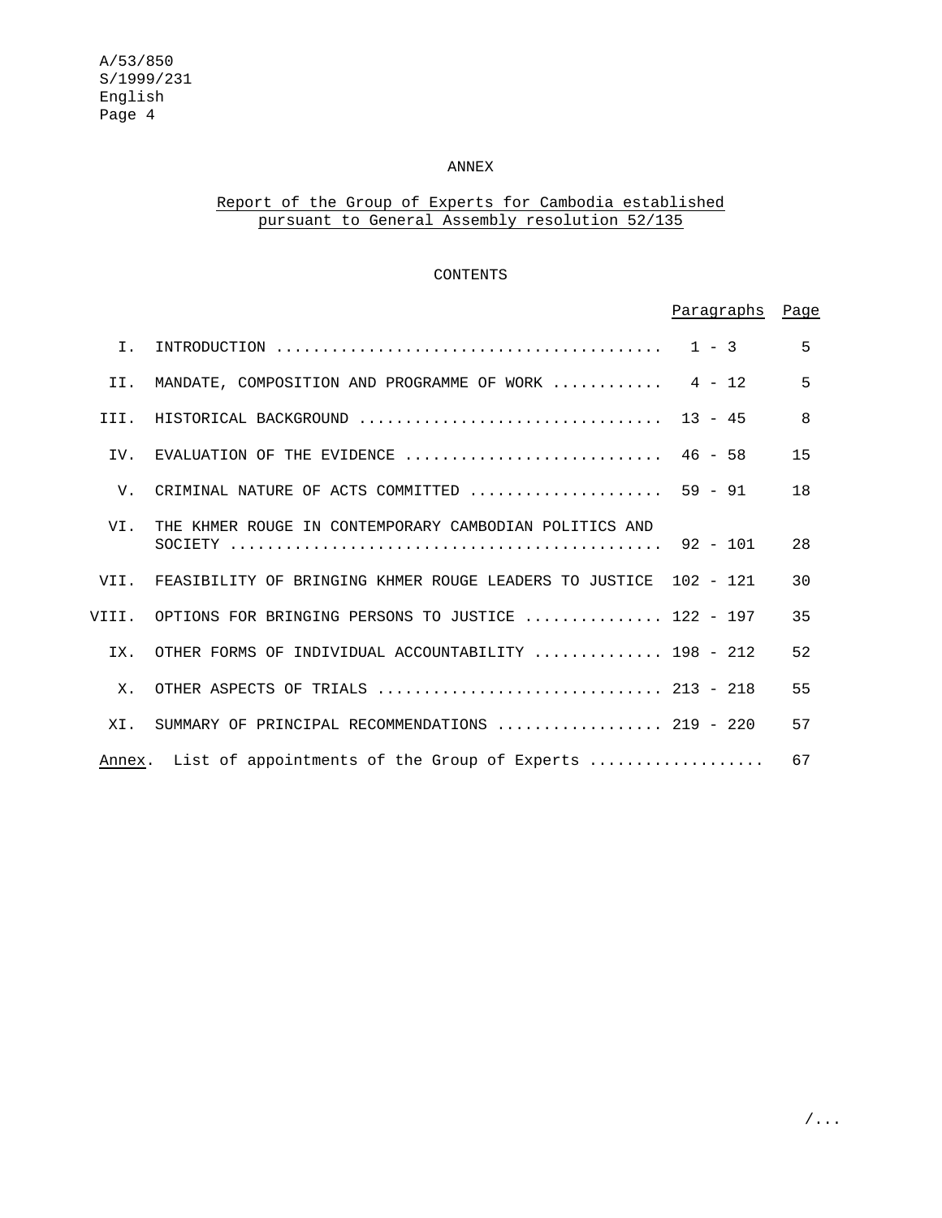ANNEX

## Report of the Group of Experts for Cambodia established pursuant to General Assembly resolution 52/135

CONTENTS

| | | Paragraphs | Page |
|---|---|---|---|
| I. | INTRODUCTION | 1 - 3 | 5 |
| II. | MANDATE, COMPOSITION AND PROGRAMME OF WORK | 4 - 12 | 5 |
| III. | HISTORICAL BACKGROUND | 13 - 45 | 8 |
| IV. | EVALUATION OF THE EVIDENCE | 46 - 58 | 15 |
| V. | CRIMINAL NATURE OF ACTS COMMITTED | 59 - 91 | 18 |
| VI. | THE KHMER ROUGE IN CONTEMPORARY CAMBODIAN POLITICS AND SOCIETY | 92 - 101 | 28 |
| VII. | FEASIBILITY OF BRINGING KHMER ROUGE LEADERS TO JUSTICE | 102 - 121 | 30 |
| VIII. | OPTIONS FOR BRINGING PERSONS TO JUSTICE | 122 - 197 | 35 |
| IX. | OTHER FORMS OF INDIVIDUAL ACCOUNTABILITY | 198 - 212 | 52 |
| X. | OTHER ASPECTS OF TRIALS | 213 - 218 | 55 |
| XI. | SUMMARY OF PRINCIPAL RECOMMENDATIONS | 219 - 220 | 57 |
| Annex. | List of appointments of the Group of Experts | | 67 |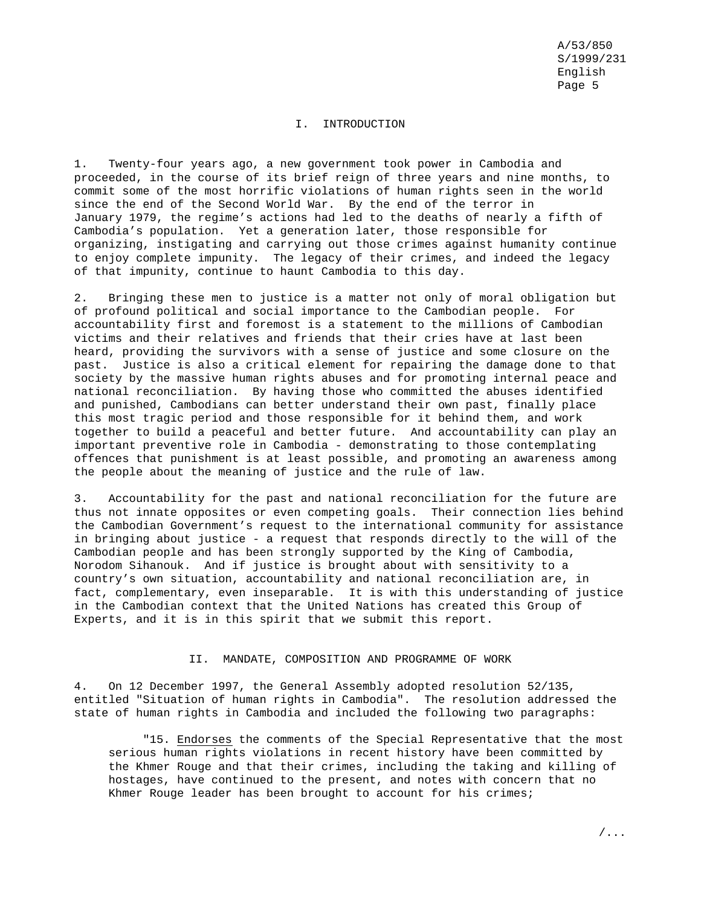## I. INTRODUCTION

1. Twenty-four years ago, a new government took power in Cambodia and proceeded, in the course of its brief reign of three years and nine months, to commit some of the most horrific violations of human rights seen in the world since the end of the Second World War. By the end of the terror in January 1979, the regime's actions had led to the deaths of nearly a fifth of Cambodia's population. Yet a generation later, those responsible for organizing, instigating and carrying out those crimes against humanity continue to enjoy complete impunity. The legacy of their crimes, and indeed the legacy of that impunity, continue to haunt Cambodia to this day.

2. Bringing these men to justice is a matter not only of moral obligation but of profound political and social importance to the Cambodian people. For accountability first and foremost is a statement to the millions of Cambodian victims and their relatives and friends that their cries have at last been heard, providing the survivors with a sense of justice and some closure on the past. Justice is also a critical element for repairing the damage done to that society by the massive human rights abuses and for promoting internal peace and national reconciliation. By having those who committed the abuses identified and punished, Cambodians can better understand their own past, finally place this most tragic period and those responsible for it behind them, and work together to build a peaceful and better future. And accountability can play an important preventive role in Cambodia - demonstrating to those contemplating offences that punishment is at least possible, and promoting an awareness among the people about the meaning of justice and the rule of law.

3. Accountability for the past and national reconciliation for the future are thus not innate opposites or even competing goals. Their connection lies behind the Cambodian Government's request to the international community for assistance in bringing about justice - a request that responds directly to the will of the Cambodian people and has been strongly supported by the King of Cambodia, Norodom Sihanouk. And if justice is brought about with sensitivity to a country's own situation, accountability and national reconciliation are, in fact, complementary, even inseparable. It is with this understanding of justice in the Cambodian context that the United Nations has created this Group of Experts, and it is in this spirit that we submit this report.

## II. MANDATE, COMPOSITION AND PROGRAMME OF WORK

4. On 12 December 1997, the General Assembly adopted resolution 52/135, entitled "Situation of human rights in Cambodia". The resolution addressed the state of human rights in Cambodia and included the following two paragraphs:

> "15. *Endorses* the comments of the Special Representative that the most serious human rights violations in recent history have been committed by the Khmer Rouge and that their crimes, including the taking and killing of hostages, have continued to the present, and notes with concern that no Khmer Rouge leader has been brought to account for his crimes;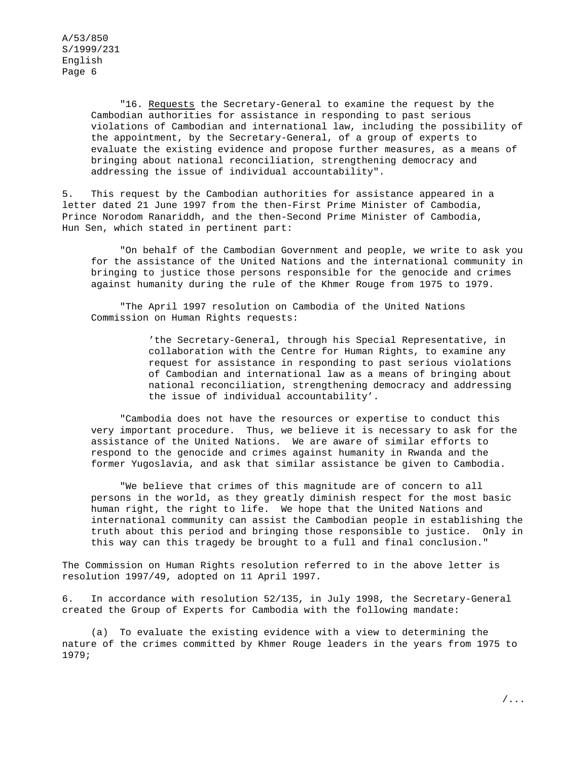"16. Requests the Secretary-General to examine the request by the Cambodian authorities for assistance in responding to past serious violations of Cambodian and international law, including the possibility of the appointment, by the Secretary-General, of a group of experts to evaluate the existing evidence and propose further measures, as a means of bringing about national reconciliation, strengthening democracy and addressing the issue of individual accountability".

5. This request by the Cambodian authorities for assistance appeared in a letter dated 21 June 1997 from the then-First Prime Minister of Cambodia, Prince Norodom Ranariddh, and the then-Second Prime Minister of Cambodia, Hun Sen, which stated in pertinent part:

> "On behalf of the Cambodian Government and people, we write to ask you for the assistance of the United Nations and the international community in bringing to justice those persons responsible for the genocide and crimes against humanity during the rule of the Khmer Rouge from 1975 to 1979.
>
> "The April 1997 resolution on Cambodia of the United Nations Commission on Human Rights requests:
>
> > 'the Secretary-General, through his Special Representative, in collaboration with the Centre for Human Rights, to examine any request for assistance in responding to past serious violations of Cambodian and international law as a means of bringing about national reconciliation, strengthening democracy and addressing the issue of individual accountability'.
>
> "Cambodia does not have the resources or expertise to conduct this very important procedure. Thus, we believe it is necessary to ask for the assistance of the United Nations. We are aware of similar efforts to respond to the genocide and crimes against humanity in Rwanda and the former Yugoslavia, and ask that similar assistance be given to Cambodia.
>
> "We believe that crimes of this magnitude are of concern to all persons in the world, as they greatly diminish respect for the most basic human right, the right to life. We hope that the United Nations and international community can assist the Cambodian people in establishing the truth about this period and bringing those responsible to justice. Only in this way can this tragedy be brought to a full and final conclusion."

The Commission on Human Rights resolution referred to in the above letter is resolution 1997/49, adopted on 11 April 1997.

6. In accordance with resolution 52/135, in July 1998, the Secretary-General created the Group of Experts for Cambodia with the following mandate:

(a) To evaluate the existing evidence with a view to determining the nature of the crimes committed by Khmer Rouge leaders in the years from 1975 to 1979;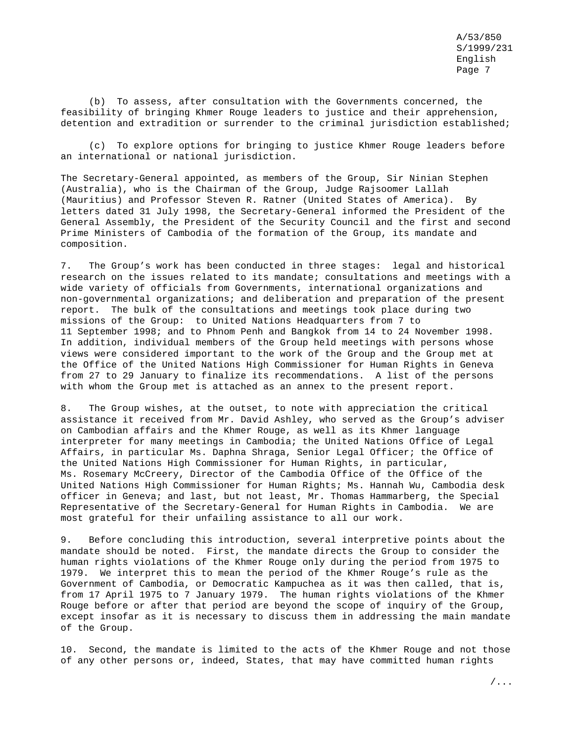(b) To assess, after consultation with the Governments concerned, the feasibility of bringing Khmer Rouge leaders to justice and their apprehension, detention and extradition or surrender to the criminal jurisdiction established;

(c) To explore options for bringing to justice Khmer Rouge leaders before an international or national jurisdiction.

The Secretary-General appointed, as members of the Group, Sir Ninian Stephen (Australia), who is the Chairman of the Group, Judge Rajsoomer Lallah (Mauritius) and Professor Steven R. Ratner (United States of America). By letters dated 31 July 1998, the Secretary-General informed the President of the General Assembly, the President of the Security Council and the first and second Prime Ministers of Cambodia of the formation of the Group, its mandate and composition.

7. The Group's work has been conducted in three stages: legal and historical research on the issues related to its mandate; consultations and meetings with a wide variety of officials from Governments, international organizations and non-governmental organizations; and deliberation and preparation of the present report. The bulk of the consultations and meetings took place during two missions of the Group: to United Nations Headquarters from 7 to 11 September 1998; and to Phnom Penh and Bangkok from 14 to 24 November 1998. In addition, individual members of the Group held meetings with persons whose views were considered important to the work of the Group and the Group met at the Office of the United Nations High Commissioner for Human Rights in Geneva from 27 to 29 January to finalize its recommendations. A list of the persons with whom the Group met is attached as an annex to the present report.

8. The Group wishes, at the outset, to note with appreciation the critical assistance it received from Mr. David Ashley, who served as the Group's adviser on Cambodian affairs and the Khmer Rouge, as well as its Khmer language interpreter for many meetings in Cambodia; the United Nations Office of Legal Affairs, in particular Ms. Daphna Shraga, Senior Legal Officer; the Office of the United Nations High Commissioner for Human Rights, in particular, Ms. Rosemary McCreery, Director of the Cambodia Office of the Office of the United Nations High Commissioner for Human Rights; Ms. Hannah Wu, Cambodia desk officer in Geneva; and last, but not least, Mr. Thomas Hammarberg, the Special Representative of the Secretary-General for Human Rights in Cambodia. We are most grateful for their unfailing assistance to all our work.

9. Before concluding this introduction, several interpretive points about the mandate should be noted. First, the mandate directs the Group to consider the human rights violations of the Khmer Rouge only during the period from 1975 to 1979. We interpret this to mean the period of the Khmer Rouge's rule as the Government of Cambodia, or Democratic Kampuchea as it was then called, that is, from 17 April 1975 to 7 January 1979. The human rights violations of the Khmer Rouge before or after that period are beyond the scope of inquiry of the Group, except insofar as it is necessary to discuss them in addressing the main mandate of the Group.

10. Second, the mandate is limited to the acts of the Khmer Rouge and not those of any other persons or, indeed, States, that may have committed human rights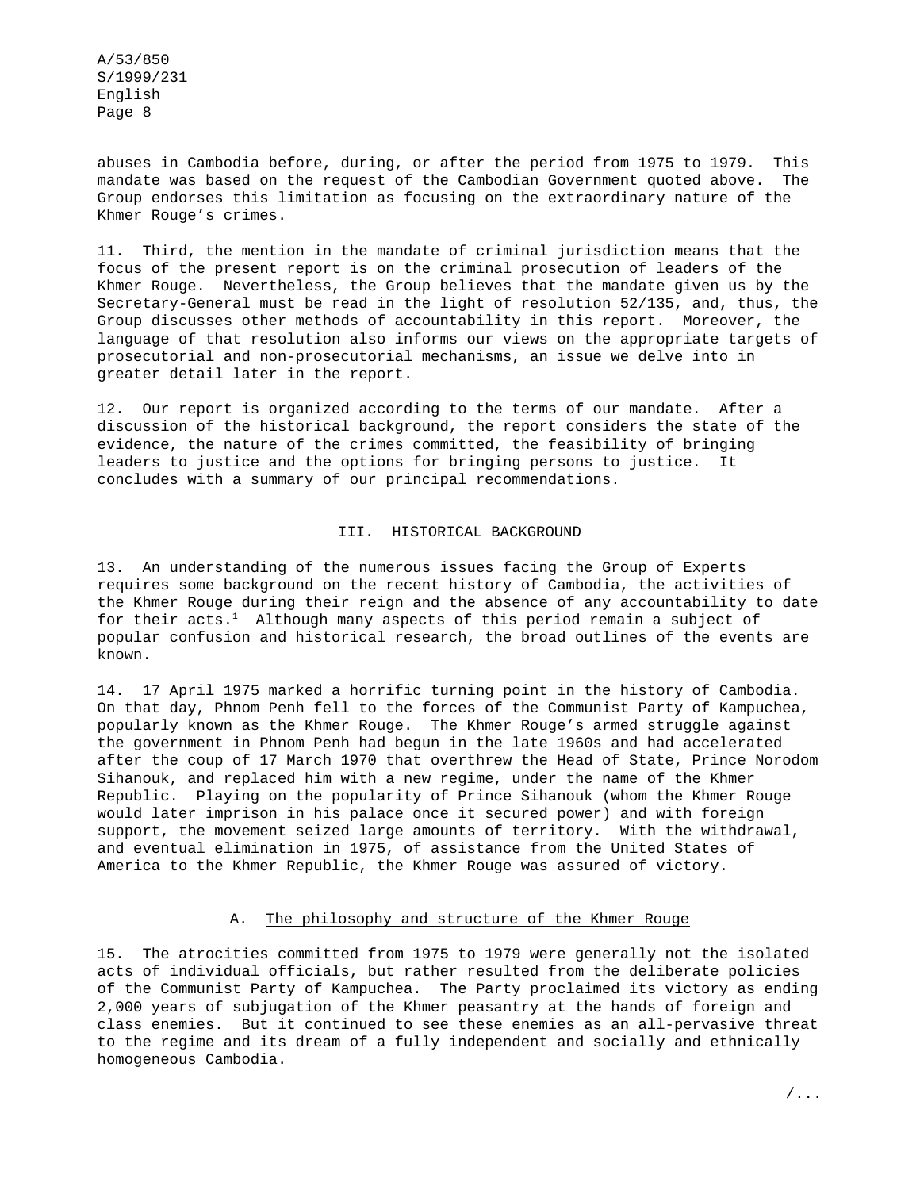abuses in Cambodia before, during, or after the period from 1975 to 1979. This mandate was based on the request of the Cambodian Government quoted above. The Group endorses this limitation as focusing on the extraordinary nature of the Khmer Rouge's crimes.

11. Third, the mention in the mandate of criminal jurisdiction means that the focus of the present report is on the criminal prosecution of leaders of the Khmer Rouge. Nevertheless, the Group believes that the mandate given us by the Secretary-General must be read in the light of resolution 52/135, and, thus, the Group discusses other methods of accountability in this report. Moreover, the language of that resolution also informs our views on the appropriate targets of prosecutorial and non-prosecutorial mechanisms, an issue we delve into in greater detail later in the report.

12. Our report is organized according to the terms of our mandate. After a discussion of the historical background, the report considers the state of the evidence, the nature of the crimes committed, the feasibility of bringing leaders to justice and the options for bringing persons to justice. It concludes with a summary of our principal recommendations.

## III. HISTORICAL BACKGROUND

13. An understanding of the numerous issues facing the Group of Experts requires some background on the recent history of Cambodia, the activities of the Khmer Rouge during their reign and the absence of any accountability to date for their acts.[1] Although many aspects of this period remain a subject of popular confusion and historical research, the broad outlines of the events are known.

14. 17 April 1975 marked a horrific turning point in the history of Cambodia. On that day, Phnom Penh fell to the forces of the Communist Party of Kampuchea, popularly known as the Khmer Rouge. The Khmer Rouge's armed struggle against the government in Phnom Penh had begun in the late 1960s and had accelerated after the coup of 17 March 1970 that overthrew the Head of State, Prince Norodom Sihanouk, and replaced him with a new regime, under the name of the Khmer Republic. Playing on the popularity of Prince Sihanouk (whom the Khmer Rouge would later imprison in his palace once it secured power) and with foreign support, the movement seized large amounts of territory. With the withdrawal, and eventual elimination in 1975, of assistance from the United States of America to the Khmer Republic, the Khmer Rouge was assured of victory.

### A. The philosophy and structure of the Khmer Rouge

15. The atrocities committed from 1975 to 1979 were generally not the isolated acts of individual officials, but rather resulted from the deliberate policies of the Communist Party of Kampuchea. The Party proclaimed its victory as ending 2,000 years of subjugation of the Khmer peasantry at the hands of foreign and class enemies. But it continued to see these enemies as an all-pervasive threat to the regime and its dream of a fully independent and socially and ethnically homogeneous Cambodia.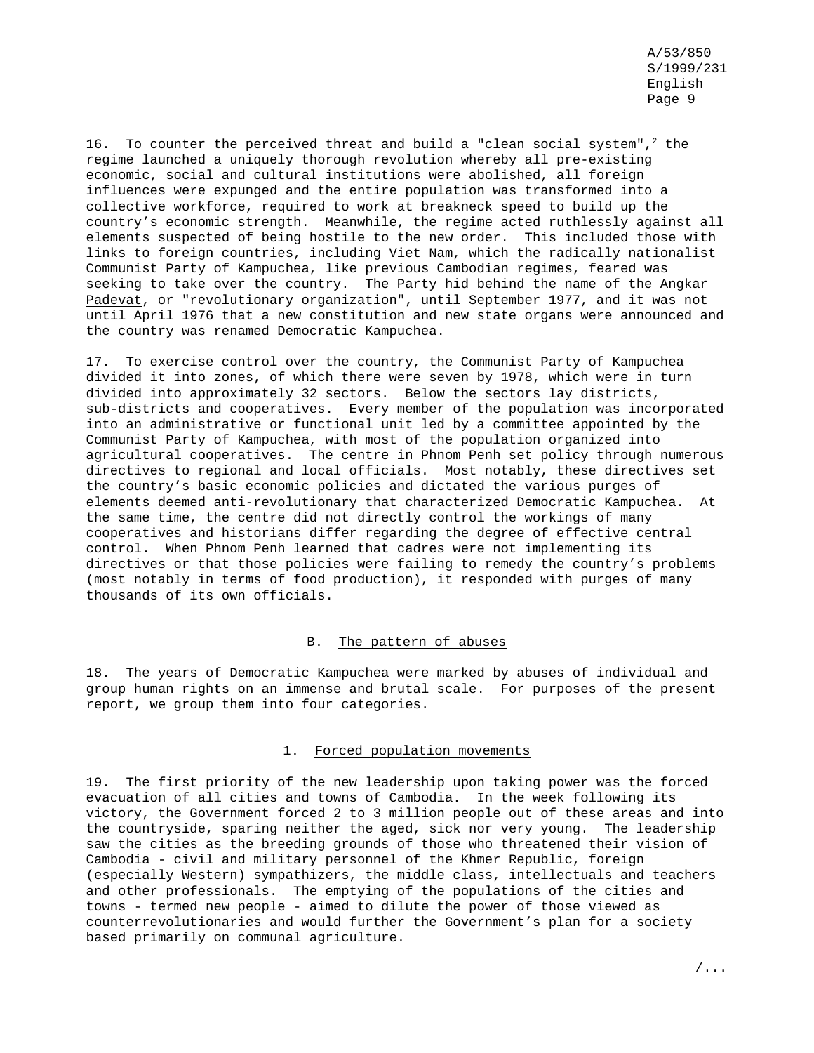16. To counter the perceived threat and build a "clean social system",[2] the regime launched a uniquely thorough revolution whereby all pre-existing economic, social and cultural institutions were abolished, all foreign influences were expunged and the entire population was transformed into a collective workforce, required to work at breakneck speed to build up the country's economic strength. Meanwhile, the regime acted ruthlessly against all elements suspected of being hostile to the new order. This included those with links to foreign countries, including Viet Nam, which the radically nationalist Communist Party of Kampuchea, like previous Cambodian regimes, feared was seeking to take over the country. The Party hid behind the name of the Angkar Padevat, or "revolutionary organization", until September 1977, and it was not until April 1976 that a new constitution and new state organs were announced and the country was renamed Democratic Kampuchea.

17. To exercise control over the country, the Communist Party of Kampuchea divided it into zones, of which there were seven by 1978, which were in turn divided into approximately 32 sectors. Below the sectors lay districts, sub-districts and cooperatives. Every member of the population was incorporated into an administrative or functional unit led by a committee appointed by the Communist Party of Kampuchea, with most of the population organized into agricultural cooperatives. The centre in Phnom Penh set policy through numerous directives to regional and local officials. Most notably, these directives set the country's basic economic policies and dictated the various purges of elements deemed anti-revolutionary that characterized Democratic Kampuchea. At the same time, the centre did not directly control the workings of many cooperatives and historians differ regarding the degree of effective central control. When Phnom Penh learned that cadres were not implementing its directives or that those policies were failing to remedy the country's problems (most notably in terms of food production), it responded with purges of many thousands of its own officials.

## B. The pattern of abuses

18. The years of Democratic Kampuchea were marked by abuses of individual and group human rights on an immense and brutal scale. For purposes of the present report, we group them into four categories.

### 1. Forced population movements

19. The first priority of the new leadership upon taking power was the forced evacuation of all cities and towns of Cambodia. In the week following its victory, the Government forced 2 to 3 million people out of these areas and into the countryside, sparing neither the aged, sick nor very young. The leadership saw the cities as the breeding grounds of those who threatened their vision of Cambodia - civil and military personnel of the Khmer Republic, foreign (especially Western) sympathizers, the middle class, intellectuals and teachers and other professionals. The emptying of the populations of the cities and towns - termed new people - aimed to dilute the power of those viewed as counterrevolutionaries and would further the Government's plan for a society based primarily on communal agriculture.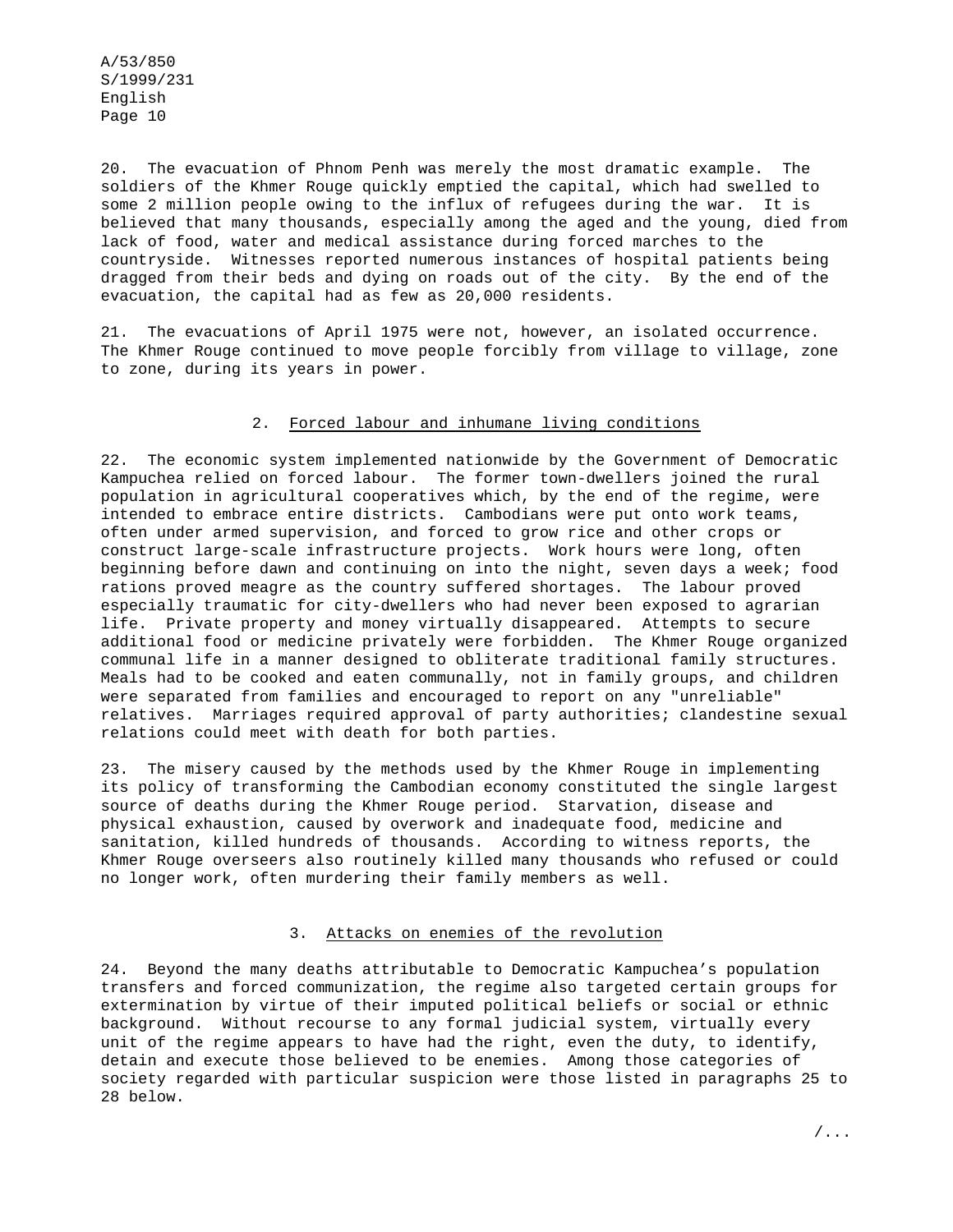20. The evacuation of Phnom Penh was merely the most dramatic example. The soldiers of the Khmer Rouge quickly emptied the capital, which had swelled to some 2 million people owing to the influx of refugees during the war. It is believed that many thousands, especially among the aged and the young, died from lack of food, water and medical assistance during forced marches to the countryside. Witnesses reported numerous instances of hospital patients being dragged from their beds and dying on roads out of the city. By the end of the evacuation, the capital had as few as 20,000 residents.

21. The evacuations of April 1975 were not, however, an isolated occurrence. The Khmer Rouge continued to move people forcibly from village to village, zone to zone, during its years in power.

### 2. Forced labour and inhumane living conditions

22. The economic system implemented nationwide by the Government of Democratic Kampuchea relied on forced labour. The former town-dwellers joined the rural population in agricultural cooperatives which, by the end of the regime, were intended to embrace entire districts. Cambodians were put onto work teams, often under armed supervision, and forced to grow rice and other crops or construct large-scale infrastructure projects. Work hours were long, often beginning before dawn and continuing on into the night, seven days a week; food rations proved meagre as the country suffered shortages. The labour proved especially traumatic for city-dwellers who had never been exposed to agrarian life. Private property and money virtually disappeared. Attempts to secure additional food or medicine privately were forbidden. The Khmer Rouge organized communal life in a manner designed to obliterate traditional family structures. Meals had to be cooked and eaten communally, not in family groups, and children were separated from families and encouraged to report on any "unreliable" relatives. Marriages required approval of party authorities; clandestine sexual relations could meet with death for both parties.

23. The misery caused by the methods used by the Khmer Rouge in implementing its policy of transforming the Cambodian economy constituted the single largest source of deaths during the Khmer Rouge period. Starvation, disease and physical exhaustion, caused by overwork and inadequate food, medicine and sanitation, killed hundreds of thousands. According to witness reports, the Khmer Rouge overseers also routinely killed many thousands who refused or could no longer work, often murdering their family members as well.

### 3. Attacks on enemies of the revolution

24. Beyond the many deaths attributable to Democratic Kampuchea's population transfers and forced communization, the regime also targeted certain groups for extermination by virtue of their imputed political beliefs or social or ethnic background. Without recourse to any formal judicial system, virtually every unit of the regime appears to have had the right, even the duty, to identify, detain and execute those believed to be enemies. Among those categories of society regarded with particular suspicion were those listed in paragraphs 25 to 28 below.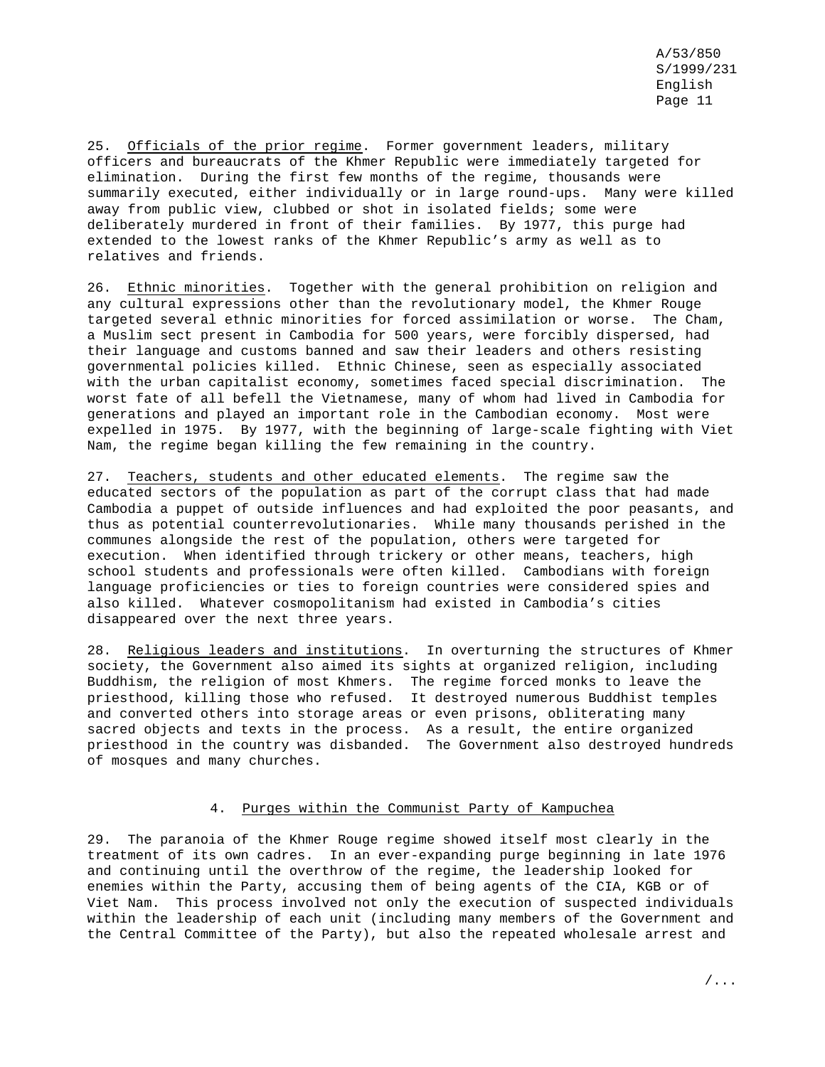25. Officials of the prior regime. Former government leaders, military officers and bureaucrats of the Khmer Republic were immediately targeted for elimination. During the first few months of the regime, thousands were summarily executed, either individually or in large round-ups. Many were killed away from public view, clubbed or shot in isolated fields; some were deliberately murdered in front of their families. By 1977, this purge had extended to the lowest ranks of the Khmer Republic's army as well as to relatives and friends.

26. Ethnic minorities. Together with the general prohibition on religion and any cultural expressions other than the revolutionary model, the Khmer Rouge targeted several ethnic minorities for forced assimilation or worse. The Cham, a Muslim sect present in Cambodia for 500 years, were forcibly dispersed, had their language and customs banned and saw their leaders and others resisting governmental policies killed. Ethnic Chinese, seen as especially associated with the urban capitalist economy, sometimes faced special discrimination. The worst fate of all befell the Vietnamese, many of whom had lived in Cambodia for generations and played an important role in the Cambodian economy. Most were expelled in 1975. By 1977, with the beginning of large-scale fighting with Viet Nam, the regime began killing the few remaining in the country.

27. Teachers, students and other educated elements. The regime saw the educated sectors of the population as part of the corrupt class that had made Cambodia a puppet of outside influences and had exploited the poor peasants, and thus as potential counterrevolutionaries. While many thousands perished in the communes alongside the rest of the population, others were targeted for execution. When identified through trickery or other means, teachers, high school students and professionals were often killed. Cambodians with foreign language proficiencies or ties to foreign countries were considered spies and also killed. Whatever cosmopolitanism had existed in Cambodia's cities disappeared over the next three years.

28. Religious leaders and institutions. In overturning the structures of Khmer society, the Government also aimed its sights at organized religion, including Buddhism, the religion of most Khmers. The regime forced monks to leave the priesthood, killing those who refused. It destroyed numerous Buddhist temples and converted others into storage areas or even prisons, obliterating many sacred objects and texts in the process. As a result, the entire organized priesthood in the country was disbanded. The Government also destroyed hundreds of mosques and many churches.

### 4. Purges within the Communist Party of Kampuchea

29. The paranoia of the Khmer Rouge regime showed itself most clearly in the treatment of its own cadres. In an ever-expanding purge beginning in late 1976 and continuing until the overthrow of the regime, the leadership looked for enemies within the Party, accusing them of being agents of the CIA, KGB or of Viet Nam. This process involved not only the execution of suspected individuals within the leadership of each unit (including many members of the Government and the Central Committee of the Party), but also the repeated wholesale arrest and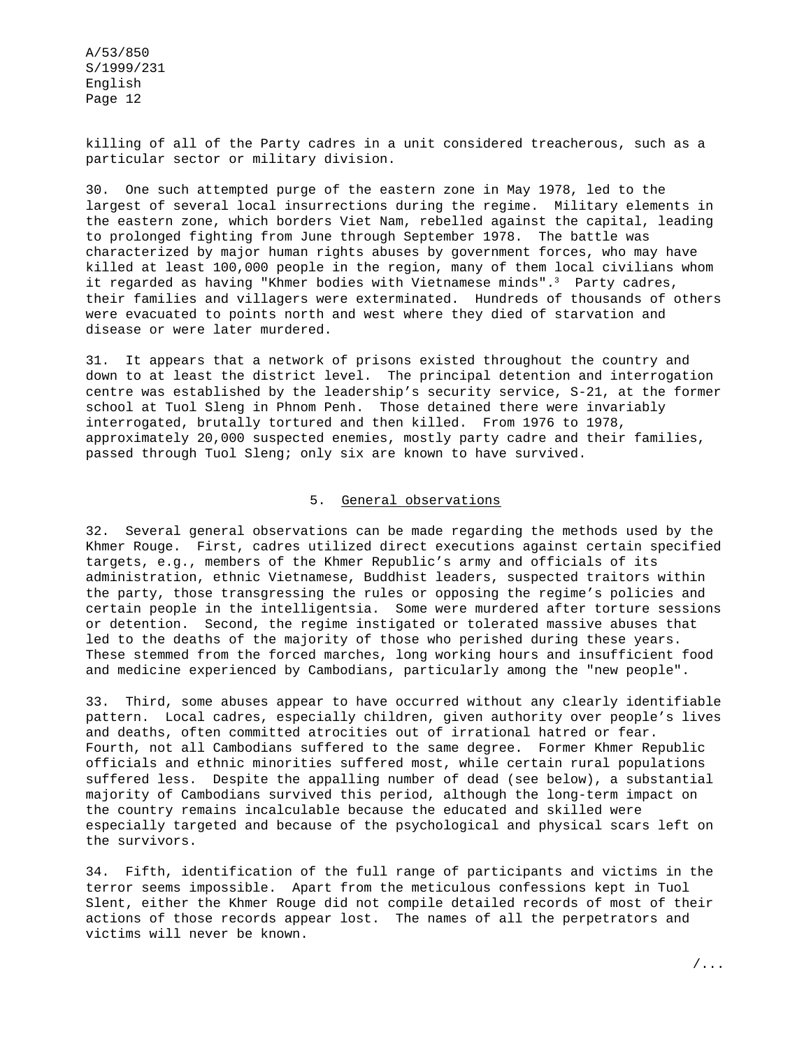killing of all of the Party cadres in a unit considered treacherous, such as a particular sector or military division.

30. One such attempted purge of the eastern zone in May 1978, led to the largest of several local insurrections during the regime. Military elements in the eastern zone, which borders Viet Nam, rebelled against the capital, leading to prolonged fighting from June through September 1978. The battle was characterized by major human rights abuses by government forces, who may have killed at least 100,000 people in the region, many of them local civilians whom it regarded as having "Khmer bodies with Vietnamese minds".[3] Party cadres, their families and villagers were exterminated. Hundreds of thousands of others were evacuated to points north and west where they died of starvation and disease or were later murdered.

31. It appears that a network of prisons existed throughout the country and down to at least the district level. The principal detention and interrogation centre was established by the leadership's security service, S-21, at the former school at Tuol Sleng in Phnom Penh. Those detained there were invariably interrogated, brutally tortured and then killed. From 1976 to 1978, approximately 20,000 suspected enemies, mostly party cadre and their families, passed through Tuol Sleng; only six are known to have survived.

### 5. General observations

32. Several general observations can be made regarding the methods used by the Khmer Rouge. First, cadres utilized direct executions against certain specified targets, e.g., members of the Khmer Republic's army and officials of its administration, ethnic Vietnamese, Buddhist leaders, suspected traitors within the party, those transgressing the rules or opposing the regime's policies and certain people in the intelligentsia. Some were murdered after torture sessions or detention. Second, the regime instigated or tolerated massive abuses that led to the deaths of the majority of those who perished during these years. These stemmed from the forced marches, long working hours and insufficient food and medicine experienced by Cambodians, particularly among the "new people".

33. Third, some abuses appear to have occurred without any clearly identifiable pattern. Local cadres, especially children, given authority over people's lives and deaths, often committed atrocities out of irrational hatred or fear. Fourth, not all Cambodians suffered to the same degree. Former Khmer Republic officials and ethnic minorities suffered most, while certain rural populations suffered less. Despite the appalling number of dead (see below), a substantial majority of Cambodians survived this period, although the long-term impact on the country remains incalculable because the educated and skilled were especially targeted and because of the psychological and physical scars left on the survivors.

34. Fifth, identification of the full range of participants and victims in the terror seems impossible. Apart from the meticulous confessions kept in Tuol Slent, either the Khmer Rouge did not compile detailed records of most of their actions of those records appear lost. The names of all the perpetrators and victims will never be known.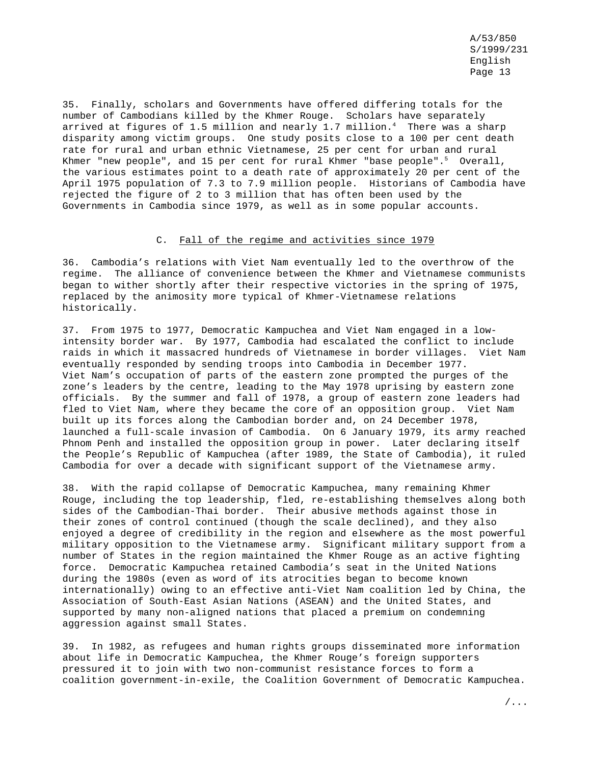35. Finally, scholars and Governments have offered differing totals for the number of Cambodians killed by the Khmer Rouge. Scholars have separately arrived at figures of 1.5 million and nearly 1.7 million.[4] There was a sharp disparity among victim groups. One study posits close to a 100 per cent death rate for rural and urban ethnic Vietnamese, 25 per cent for urban and rural Khmer "new people", and 15 per cent for rural Khmer "base people".[5] Overall, the various estimates point to a death rate of approximately 20 per cent of the April 1975 population of 7.3 to 7.9 million people. Historians of Cambodia have rejected the figure of 2 to 3 million that has often been used by the Governments in Cambodia since 1979, as well as in some popular accounts.

### C. Fall of the regime and activities since 1979

36. Cambodia's relations with Viet Nam eventually led to the overthrow of the regime. The alliance of convenience between the Khmer and Vietnamese communists began to wither shortly after their respective victories in the spring of 1975, replaced by the animosity more typical of Khmer-Vietnamese relations historically.

37. From 1975 to 1977, Democratic Kampuchea and Viet Nam engaged in a low-intensity border war. By 1977, Cambodia had escalated the conflict to include raids in which it massacred hundreds of Vietnamese in border villages. Viet Nam eventually responded by sending troops into Cambodia in December 1977. Viet Nam's occupation of parts of the eastern zone prompted the purges of the zone's leaders by the centre, leading to the May 1978 uprising by eastern zone officials. By the summer and fall of 1978, a group of eastern zone leaders had fled to Viet Nam, where they became the core of an opposition group. Viet Nam built up its forces along the Cambodian border and, on 24 December 1978, launched a full-scale invasion of Cambodia. On 6 January 1979, its army reached Phnom Penh and installed the opposition group in power. Later declaring itself the People's Republic of Kampuchea (after 1989, the State of Cambodia), it ruled Cambodia for over a decade with significant support of the Vietnamese army.

38. With the rapid collapse of Democratic Kampuchea, many remaining Khmer Rouge, including the top leadership, fled, re-establishing themselves along both sides of the Cambodian-Thai border. Their abusive methods against those in their zones of control continued (though the scale declined), and they also enjoyed a degree of credibility in the region and elsewhere as the most powerful military opposition to the Vietnamese army. Significant military support from a number of States in the region maintained the Khmer Rouge as an active fighting force. Democratic Kampuchea retained Cambodia's seat in the United Nations during the 1980s (even as word of its atrocities began to become known internationally) owing to an effective anti-Viet Nam coalition led by China, the Association of South-East Asian Nations (ASEAN) and the United States, and supported by many non-aligned nations that placed a premium on condemning aggression against small States.

39. In 1982, as refugees and human rights groups disseminated more information about life in Democratic Kampuchea, the Khmer Rouge's foreign supporters pressured it to join with two non-communist resistance forces to form a coalition government-in-exile, the Coalition Government of Democratic Kampuchea.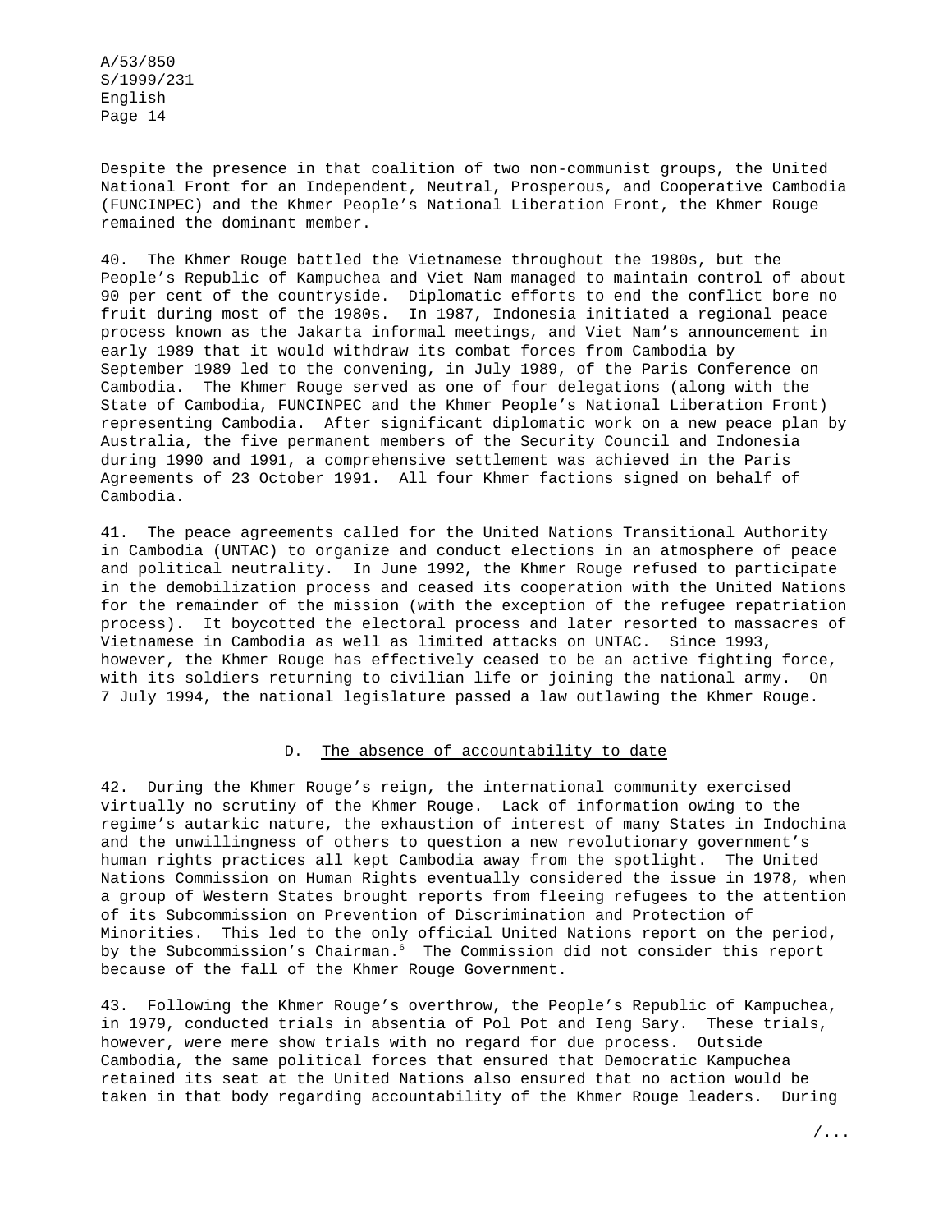Despite the presence in that coalition of two non-communist groups, the United National Front for an Independent, Neutral, Prosperous, and Cooperative Cambodia (FUNCINPEC) and the Khmer People's National Liberation Front, the Khmer Rouge remained the dominant member.

40. The Khmer Rouge battled the Vietnamese throughout the 1980s, but the People's Republic of Kampuchea and Viet Nam managed to maintain control of about 90 per cent of the countryside. Diplomatic efforts to end the conflict bore no fruit during most of the 1980s. In 1987, Indonesia initiated a regional peace process known as the Jakarta informal meetings, and Viet Nam's announcement in early 1989 that it would withdraw its combat forces from Cambodia by September 1989 led to the convening, in July 1989, of the Paris Conference on Cambodia. The Khmer Rouge served as one of four delegations (along with the State of Cambodia, FUNCINPEC and the Khmer People's National Liberation Front) representing Cambodia. After significant diplomatic work on a new peace plan by Australia, the five permanent members of the Security Council and Indonesia during 1990 and 1991, a comprehensive settlement was achieved in the Paris Agreements of 23 October 1991. All four Khmer factions signed on behalf of Cambodia.

41. The peace agreements called for the United Nations Transitional Authority in Cambodia (UNTAC) to organize and conduct elections in an atmosphere of peace and political neutrality. In June 1992, the Khmer Rouge refused to participate in the demobilization process and ceased its cooperation with the United Nations for the remainder of the mission (with the exception of the refugee repatriation process). It boycotted the electoral process and later resorted to massacres of Vietnamese in Cambodia as well as limited attacks on UNTAC. Since 1993, however, the Khmer Rouge has effectively ceased to be an active fighting force, with its soldiers returning to civilian life or joining the national army. On 7 July 1994, the national legislature passed a law outlawing the Khmer Rouge.

### D. The absence of accountability to date

42. During the Khmer Rouge's reign, the international community exercised virtually no scrutiny of the Khmer Rouge. Lack of information owing to the regime's autarkic nature, the exhaustion of interest of many States in Indochina and the unwillingness of others to question a new revolutionary government's human rights practices all kept Cambodia away from the spotlight. The United Nations Commission on Human Rights eventually considered the issue in 1978, when a group of Western States brought reports from fleeing refugees to the attention of its Subcommission on Prevention of Discrimination and Protection of Minorities. This led to the only official United Nations report on the period, by the Subcommission's Chairman.[6] The Commission did not consider this report because of the fall of the Khmer Rouge Government.

43. Following the Khmer Rouge's overthrow, the People's Republic of Kampuchea, in 1979, conducted trials *in absentia* of Pol Pot and Ieng Sary. These trials, however, were mere show trials with no regard for due process. Outside Cambodia, the same political forces that ensured that Democratic Kampuchea retained its seat at the United Nations also ensured that no action would be taken in that body regarding accountability of the Khmer Rouge leaders. During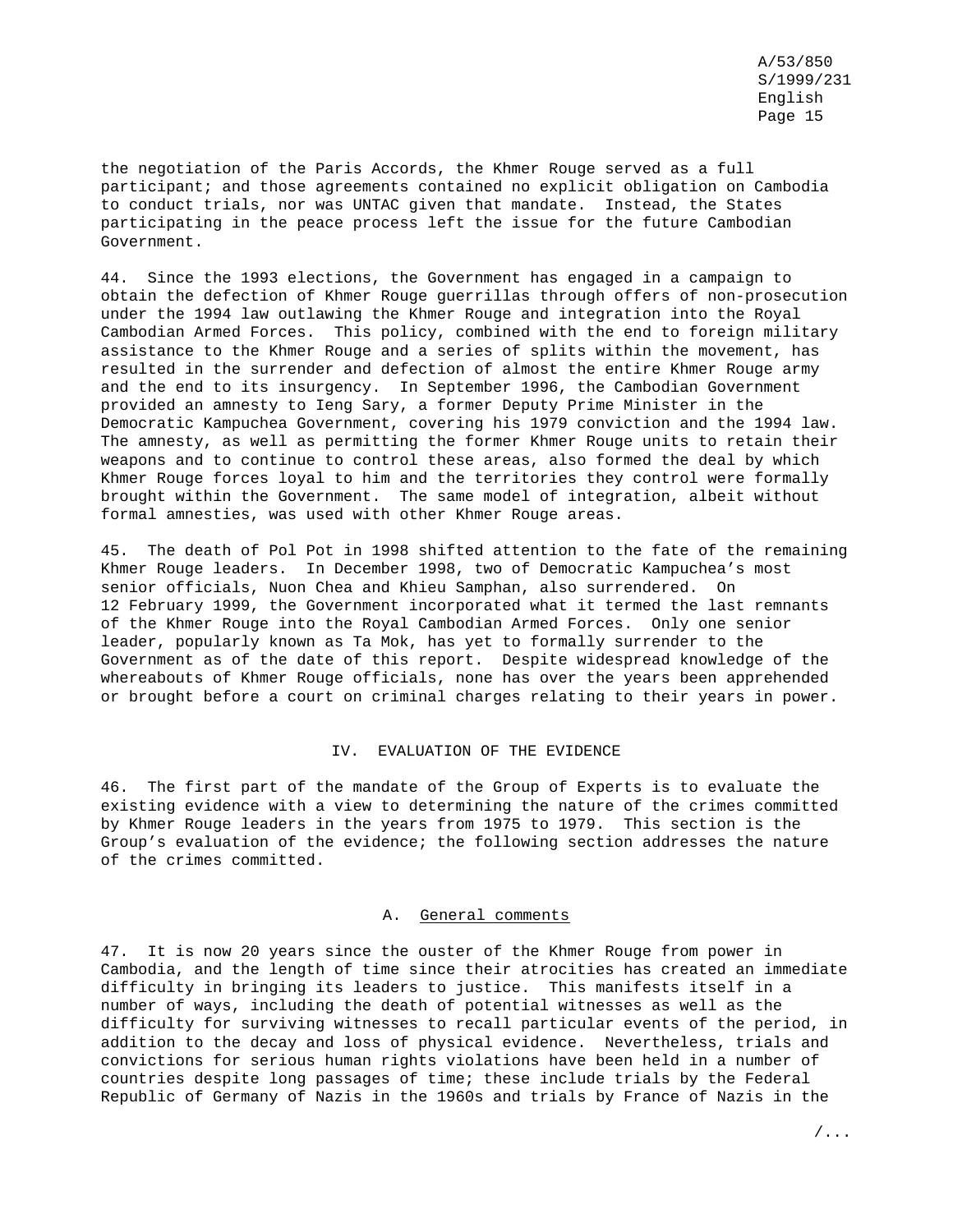the negotiation of the Paris Accords, the Khmer Rouge served as a full participant; and those agreements contained no explicit obligation on Cambodia to conduct trials, nor was UNTAC given that mandate. Instead, the States participating in the peace process left the issue for the future Cambodian Government.

44. Since the 1993 elections, the Government has engaged in a campaign to obtain the defection of Khmer Rouge guerrillas through offers of non-prosecution under the 1994 law outlawing the Khmer Rouge and integration into the Royal Cambodian Armed Forces. This policy, combined with the end to foreign military assistance to the Khmer Rouge and a series of splits within the movement, has resulted in the surrender and defection of almost the entire Khmer Rouge army and the end to its insurgency. In September 1996, the Cambodian Government provided an amnesty to Ieng Sary, a former Deputy Prime Minister in the Democratic Kampuchea Government, covering his 1979 conviction and the 1994 law. The amnesty, as well as permitting the former Khmer Rouge units to retain their weapons and to continue to control these areas, also formed the deal by which Khmer Rouge forces loyal to him and the territories they control were formally brought within the Government. The same model of integration, albeit without formal amnesties, was used with other Khmer Rouge areas.

45. The death of Pol Pot in 1998 shifted attention to the fate of the remaining Khmer Rouge leaders. In December 1998, two of Democratic Kampuchea's most senior officials, Nuon Chea and Khieu Samphan, also surrendered. On 12 February 1999, the Government incorporated what it termed the last remnants of the Khmer Rouge into the Royal Cambodian Armed Forces. Only one senior leader, popularly known as Ta Mok, has yet to formally surrender to the Government as of the date of this report. Despite widespread knowledge of the whereabouts of Khmer Rouge officials, none has over the years been apprehended or brought before a court on criminal charges relating to their years in power.

## IV. EVALUATION OF THE EVIDENCE

46. The first part of the mandate of the Group of Experts is to evaluate the existing evidence with a view to determining the nature of the crimes committed by Khmer Rouge leaders in the years from 1975 to 1979. This section is the Group's evaluation of the evidence; the following section addresses the nature of the crimes committed.

### A. General comments

47. It is now 20 years since the ouster of the Khmer Rouge from power in Cambodia, and the length of time since their atrocities has created an immediate difficulty in bringing its leaders to justice. This manifests itself in a number of ways, including the death of potential witnesses as well as the difficulty for surviving witnesses to recall particular events of the period, in addition to the decay and loss of physical evidence. Nevertheless, trials and convictions for serious human rights violations have been held in a number of countries despite long passages of time; these include trials by the Federal Republic of Germany of Nazis in the 1960s and trials by France of Nazis in the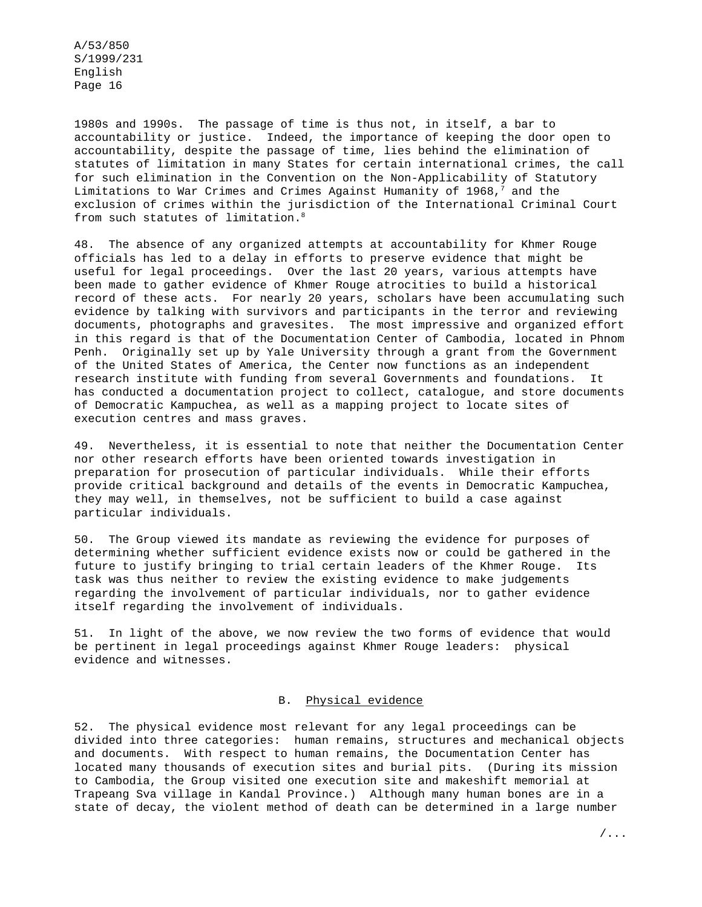1980s and 1990s. The passage of time is thus not, in itself, a bar to accountability or justice. Indeed, the importance of keeping the door open to accountability, despite the passage of time, lies behind the elimination of statutes of limitation in many States for certain international crimes, the call for such elimination in the Convention on the Non-Applicability of Statutory Limitations to War Crimes and Crimes Against Humanity of 1968,[7] and the exclusion of crimes within the jurisdiction of the International Criminal Court from such statutes of limitation.[8]

48. The absence of any organized attempts at accountability for Khmer Rouge officials has led to a delay in efforts to preserve evidence that might be useful for legal proceedings. Over the last 20 years, various attempts have been made to gather evidence of Khmer Rouge atrocities to build a historical record of these acts. For nearly 20 years, scholars have been accumulating such evidence by talking with survivors and participants in the terror and reviewing documents, photographs and gravesites. The most impressive and organized effort in this regard is that of the Documentation Center of Cambodia, located in Phnom Penh. Originally set up by Yale University through a grant from the Government of the United States of America, the Center now functions as an independent research institute with funding from several Governments and foundations. It has conducted a documentation project to collect, catalogue, and store documents of Democratic Kampuchea, as well as a mapping project to locate sites of execution centres and mass graves.

49. Nevertheless, it is essential to note that neither the Documentation Center nor other research efforts have been oriented towards investigation in preparation for prosecution of particular individuals. While their efforts provide critical background and details of the events in Democratic Kampuchea, they may well, in themselves, not be sufficient to build a case against particular individuals.

50. The Group viewed its mandate as reviewing the evidence for purposes of determining whether sufficient evidence exists now or could be gathered in the future to justify bringing to trial certain leaders of the Khmer Rouge. Its task was thus neither to review the existing evidence to make judgements regarding the involvement of particular individuals, nor to gather evidence itself regarding the involvement of individuals.

51. In light of the above, we now review the two forms of evidence that would be pertinent in legal proceedings against Khmer Rouge leaders: physical evidence and witnesses.

## B. Physical evidence

52. The physical evidence most relevant for any legal proceedings can be divided into three categories: human remains, structures and mechanical objects and documents. With respect to human remains, the Documentation Center has located many thousands of execution sites and burial pits. (During its mission to Cambodia, the Group visited one execution site and makeshift memorial at Trapeang Sva village in Kandal Province.) Although many human bones are in a state of decay, the violent method of death can be determined in a large number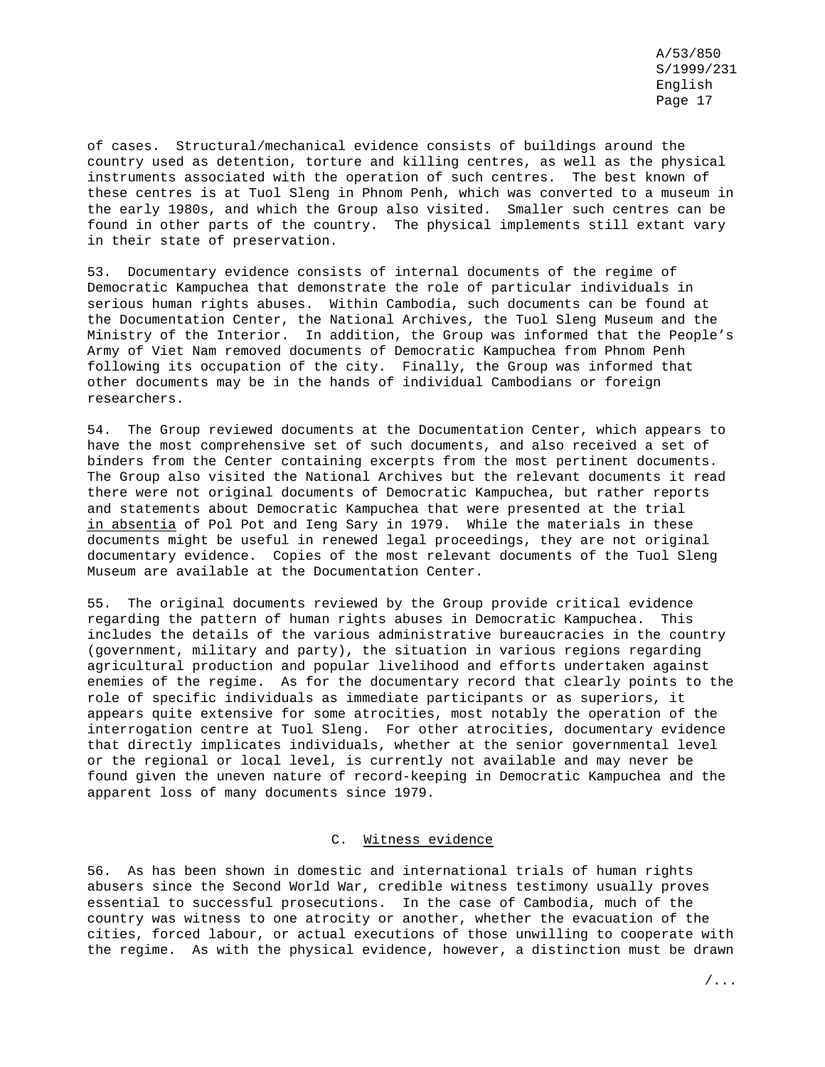of cases. Structural/mechanical evidence consists of buildings around the country used as detention, torture and killing centres, as well as the physical instruments associated with the operation of such centres. The best known of these centres is at Tuol Sleng in Phnom Penh, which was converted to a museum in the early 1980s, and which the Group also visited. Smaller such centres can be found in other parts of the country. The physical implements still extant vary in their state of preservation.

53. Documentary evidence consists of internal documents of the regime of Democratic Kampuchea that demonstrate the role of particular individuals in serious human rights abuses. Within Cambodia, such documents can be found at the Documentation Center, the National Archives, the Tuol Sleng Museum and the Ministry of the Interior. In addition, the Group was informed that the People's Army of Viet Nam removed documents of Democratic Kampuchea from Phnom Penh following its occupation of the city. Finally, the Group was informed that other documents may be in the hands of individual Cambodians or foreign researchers.

54. The Group reviewed documents at the Documentation Center, which appears to have the most comprehensive set of such documents, and also received a set of binders from the Center containing excerpts from the most pertinent documents. The Group also visited the National Archives but the relevant documents it read there were not original documents of Democratic Kampuchea, but rather reports and statements about Democratic Kampuchea that were presented at the trial *in absentia* of Pol Pot and Ieng Sary in 1979. While the materials in these documents might be useful in renewed legal proceedings, they are not original documentary evidence. Copies of the most relevant documents of the Tuol Sleng Museum are available at the Documentation Center.

55. The original documents reviewed by the Group provide critical evidence regarding the pattern of human rights abuses in Democratic Kampuchea. This includes the details of the various administrative bureaucracies in the country (government, military and party), the situation in various regions regarding agricultural production and popular livelihood and efforts undertaken against enemies of the regime. As for the documentary record that clearly points to the role of specific individuals as immediate participants or as superiors, it appears quite extensive for some atrocities, most notably the operation of the interrogation centre at Tuol Sleng. For other atrocities, documentary evidence that directly implicates individuals, whether at the senior governmental level or the regional or local level, is currently not available and may never be found given the uneven nature of record-keeping in Democratic Kampuchea and the apparent loss of many documents since 1979.

### C. Witness evidence

56. As has been shown in domestic and international trials of human rights abusers since the Second World War, credible witness testimony usually proves essential to successful prosecutions. In the case of Cambodia, much of the country was witness to one atrocity or another, whether the evacuation of the cities, forced labour, or actual executions of those unwilling to cooperate with the regime. As with the physical evidence, however, a distinction must be drawn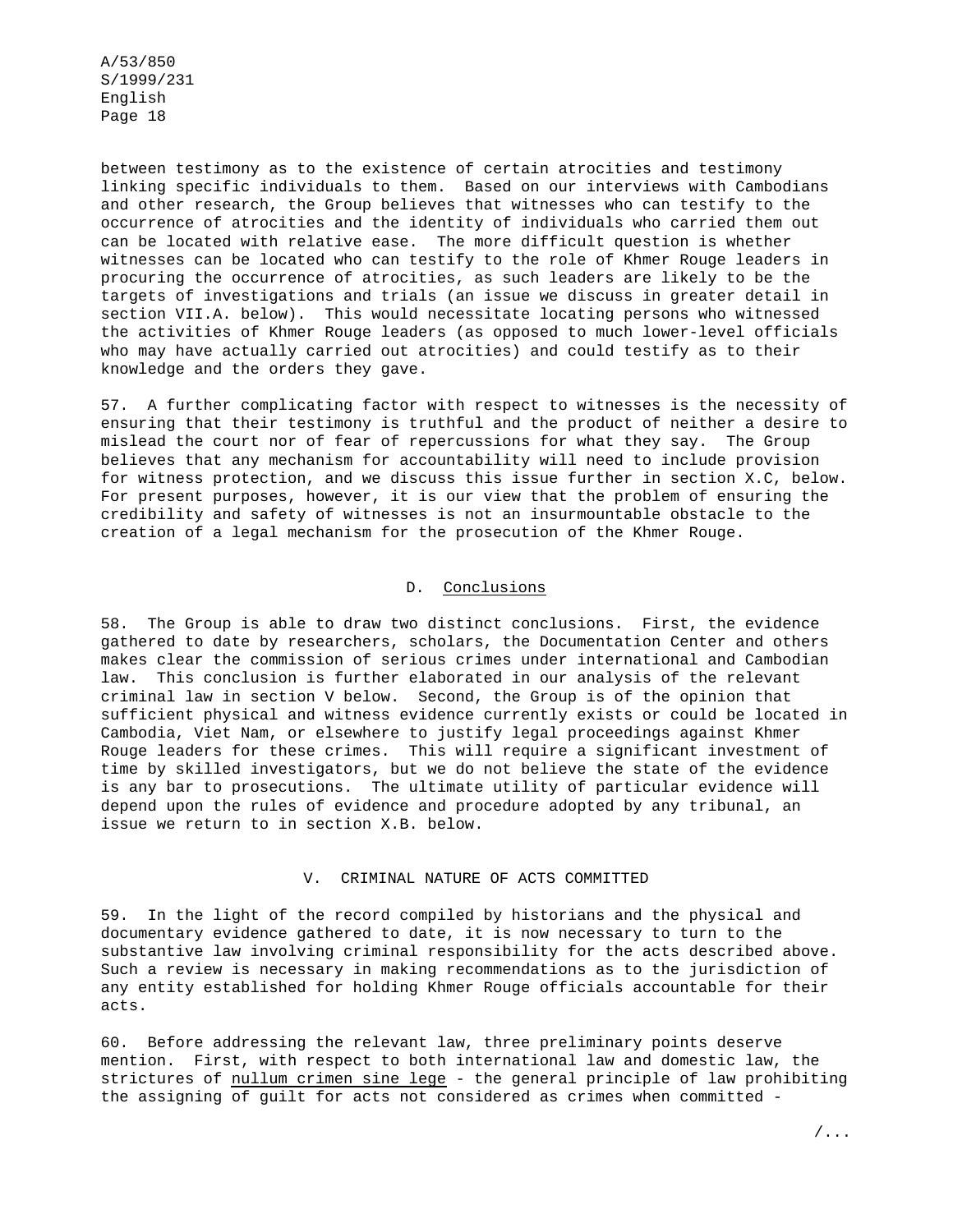between testimony as to the existence of certain atrocities and testimony linking specific individuals to them. Based on our interviews with Cambodians and other research, the Group believes that witnesses who can testify to the occurrence of atrocities and the identity of individuals who carried them out can be located with relative ease. The more difficult question is whether witnesses can be located who can testify to the role of Khmer Rouge leaders in procuring the occurrence of atrocities, as such leaders are likely to be the targets of investigations and trials (an issue we discuss in greater detail in section VII.A. below). This would necessitate locating persons who witnessed the activities of Khmer Rouge leaders (as opposed to much lower-level officials who may have actually carried out atrocities) and could testify as to their knowledge and the orders they gave.

57. A further complicating factor with respect to witnesses is the necessity of ensuring that their testimony is truthful and the product of neither a desire to mislead the court nor of fear of repercussions for what they say. The Group believes that any mechanism for accountability will need to include provision for witness protection, and we discuss this issue further in section X.C, below. For present purposes, however, it is our view that the problem of ensuring the credibility and safety of witnesses is not an insurmountable obstacle to the creation of a legal mechanism for the prosecution of the Khmer Rouge.

### D. Conclusions

58. The Group is able to draw two distinct conclusions. First, the evidence gathered to date by researchers, scholars, the Documentation Center and others makes clear the commission of serious crimes under international and Cambodian law. This conclusion is further elaborated in our analysis of the relevant criminal law in section V below. Second, the Group is of the opinion that sufficient physical and witness evidence currently exists or could be located in Cambodia, Viet Nam, or elsewhere to justify legal proceedings against Khmer Rouge leaders for these crimes. This will require a significant investment of time by skilled investigators, but we do not believe the state of the evidence is any bar to prosecutions. The ultimate utility of particular evidence will depend upon the rules of evidence and procedure adopted by any tribunal, an issue we return to in section X.B. below.

## V. CRIMINAL NATURE OF ACTS COMMITTED

59. In the light of the record compiled by historians and the physical and documentary evidence gathered to date, it is now necessary to turn to the substantive law involving criminal responsibility for the acts described above. Such a review is necessary in making recommendations as to the jurisdiction of any entity established for holding Khmer Rouge officials accountable for their acts.

60. Before addressing the relevant law, three preliminary points deserve mention. First, with respect to both international law and domestic law, the strictures of *nullum crimen sine lege* - the general principle of law prohibiting the assigning of guilt for acts not considered as crimes when committed -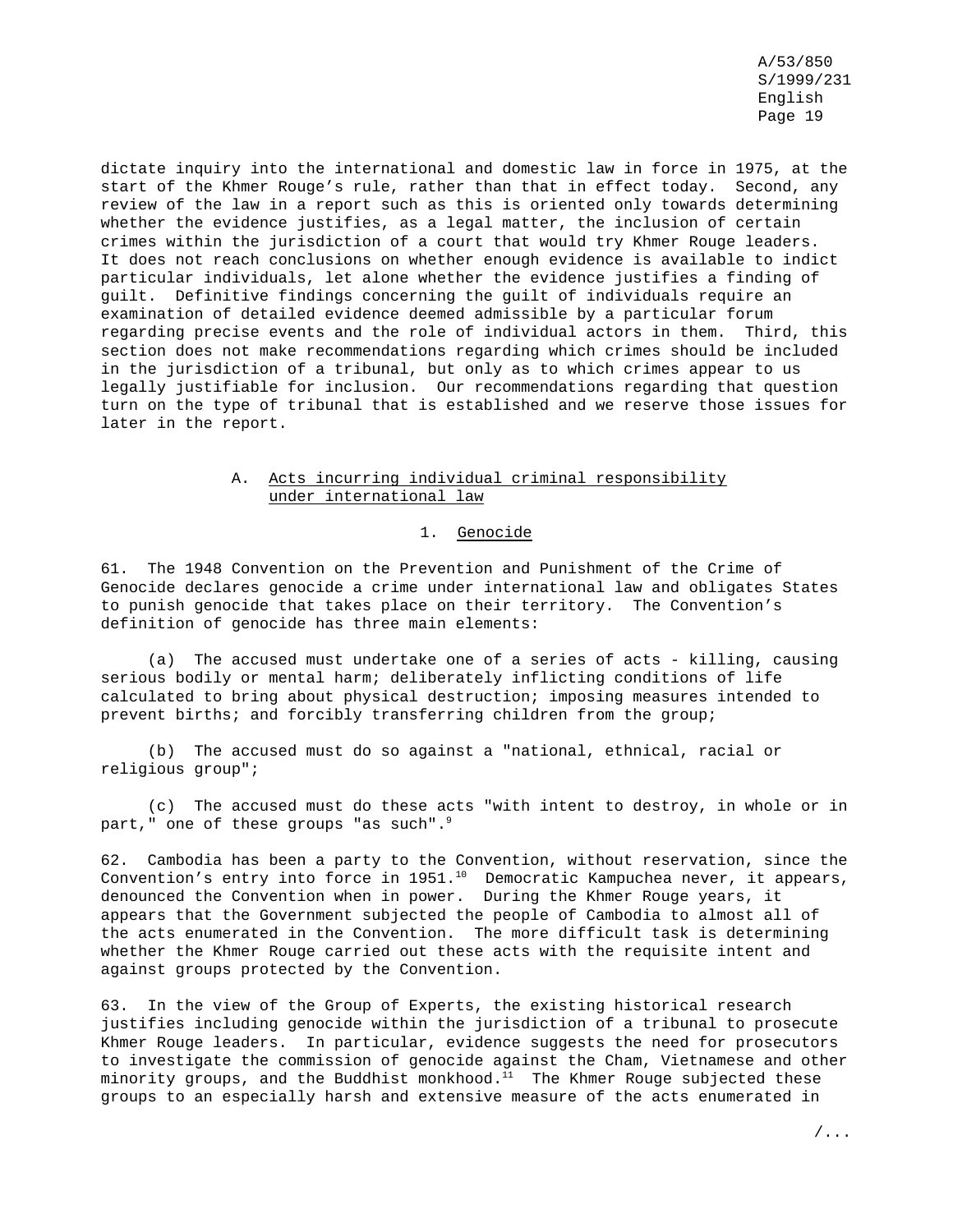dictate inquiry into the international and domestic law in force in 1975, at the start of the Khmer Rouge's rule, rather than that in effect today. Second, any review of the law in a report such as this is oriented only towards determining whether the evidence justifies, as a legal matter, the inclusion of certain crimes within the jurisdiction of a court that would try Khmer Rouge leaders. It does not reach conclusions on whether enough evidence is available to indict particular individuals, let alone whether the evidence justifies a finding of guilt. Definitive findings concerning the guilt of individuals require an examination of detailed evidence deemed admissible by a particular forum regarding precise events and the role of individual actors in them. Third, this section does not make recommendations regarding which crimes should be included in the jurisdiction of a tribunal, but only as to which crimes appear to us legally justifiable for inclusion. Our recommendations regarding that question turn on the type of tribunal that is established and we reserve those issues for later in the report.

## A. Acts incurring individual criminal responsibility under international law

### 1. Genocide

61. The 1948 Convention on the Prevention and Punishment of the Crime of Genocide declares genocide a crime under international law and obligates States to punish genocide that takes place on their territory. The Convention's definition of genocide has three main elements:

(a) The accused must undertake one of a series of acts - killing, causing serious bodily or mental harm; deliberately inflicting conditions of life calculated to bring about physical destruction; imposing measures intended to prevent births; and forcibly transferring children from the group;

(b) The accused must do so against a "national, ethnical, racial or religious group";

(c) The accused must do these acts "with intent to destroy, in whole or in part," one of these groups "as such".[9]

62. Cambodia has been a party to the Convention, without reservation, since the Convention's entry into force in 1951.[10] Democratic Kampuchea never, it appears, denounced the Convention when in power. During the Khmer Rouge years, it appears that the Government subjected the people of Cambodia to almost all of the acts enumerated in the Convention. The more difficult task is determining whether the Khmer Rouge carried out these acts with the requisite intent and against groups protected by the Convention.

63. In the view of the Group of Experts, the existing historical research justifies including genocide within the jurisdiction of a tribunal to prosecute Khmer Rouge leaders. In particular, evidence suggests the need for prosecutors to investigate the commission of genocide against the Cham, Vietnamese and other minority groups, and the Buddhist monkhood.[11] The Khmer Rouge subjected these groups to an especially harsh and extensive measure of the acts enumerated in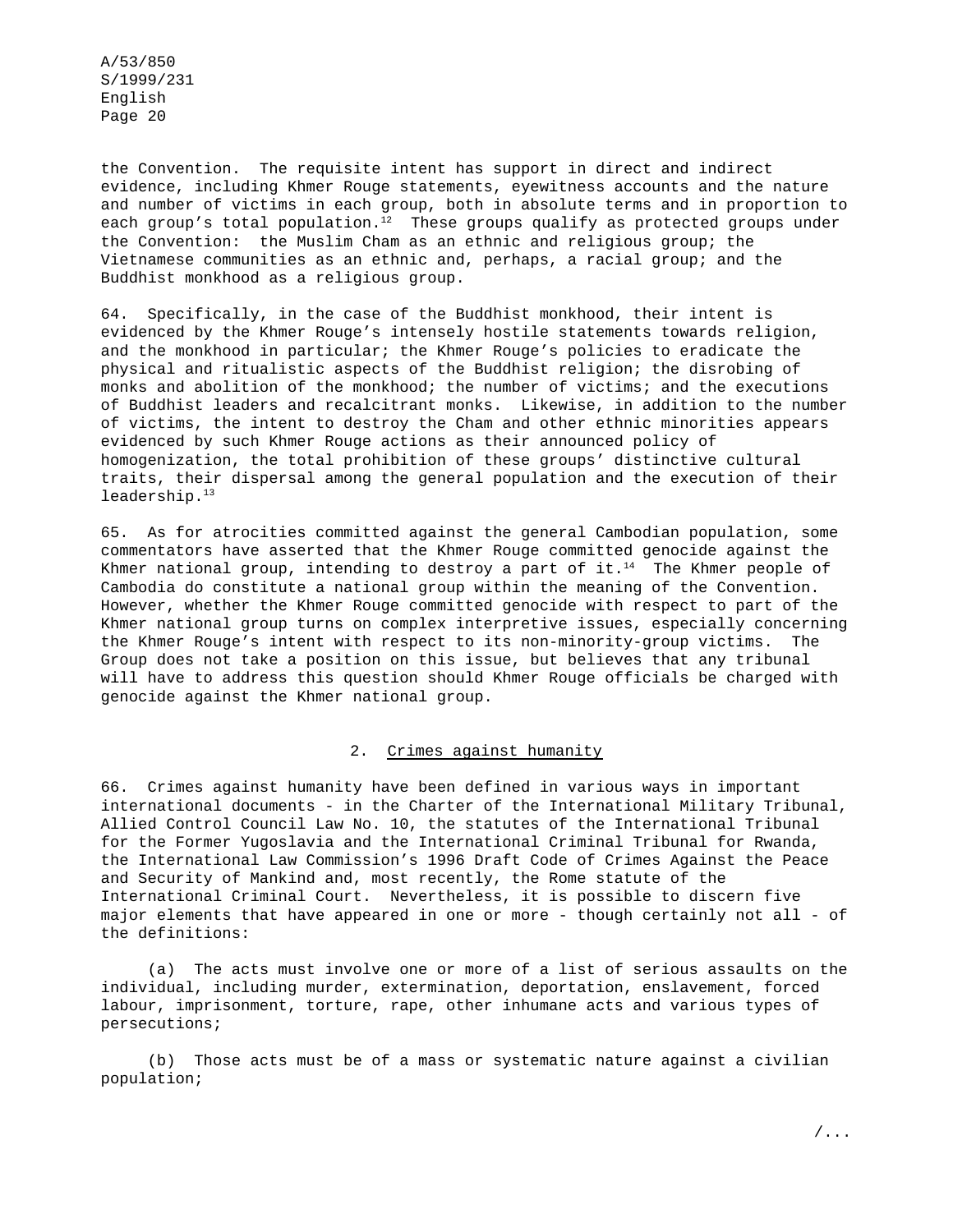the Convention. The requisite intent has support in direct and indirect evidence, including Khmer Rouge statements, eyewitness accounts and the nature and number of victims in each group, both in absolute terms and in proportion to each group's total population.[12] These groups qualify as protected groups under the Convention: the Muslim Cham as an ethnic and religious group; the Vietnamese communities as an ethnic and, perhaps, a racial group; and the Buddhist monkhood as a religious group.

64. Specifically, in the case of the Buddhist monkhood, their intent is evidenced by the Khmer Rouge's intensely hostile statements towards religion, and the monkhood in particular; the Khmer Rouge's policies to eradicate the physical and ritualistic aspects of the Buddhist religion; the disrobing of monks and abolition of the monkhood; the number of victims; and the executions of Buddhist leaders and recalcitrant monks. Likewise, in addition to the number of victims, the intent to destroy the Cham and other ethnic minorities appears evidenced by such Khmer Rouge actions as their announced policy of homogenization, the total prohibition of these groups' distinctive cultural traits, their dispersal among the general population and the execution of their leadership.[13]

65. As for atrocities committed against the general Cambodian population, some commentators have asserted that the Khmer Rouge committed genocide against the Khmer national group, intending to destroy a part of it.[14] The Khmer people of Cambodia do constitute a national group within the meaning of the Convention. However, whether the Khmer Rouge committed genocide with respect to part of the Khmer national group turns on complex interpretive issues, especially concerning the Khmer Rouge's intent with respect to its non-minority-group victims. The Group does not take a position on this issue, but believes that any tribunal will have to address this question should Khmer Rouge officials be charged with genocide against the Khmer national group.

## 2. Crimes against humanity

66. Crimes against humanity have been defined in various ways in important international documents - in the Charter of the International Military Tribunal, Allied Control Council Law No. 10, the statutes of the International Tribunal for the Former Yugoslavia and the International Criminal Tribunal for Rwanda, the International Law Commission's 1996 Draft Code of Crimes Against the Peace and Security of Mankind and, most recently, the Rome statute of the International Criminal Court. Nevertheless, it is possible to discern five major elements that have appeared in one or more - though certainly not all - of the definitions:

(a) The acts must involve one or more of a list of serious assaults on the individual, including murder, extermination, deportation, enslavement, forced labour, imprisonment, torture, rape, other inhumane acts and various types of persecutions;

(b) Those acts must be of a mass or systematic nature against a civilian population;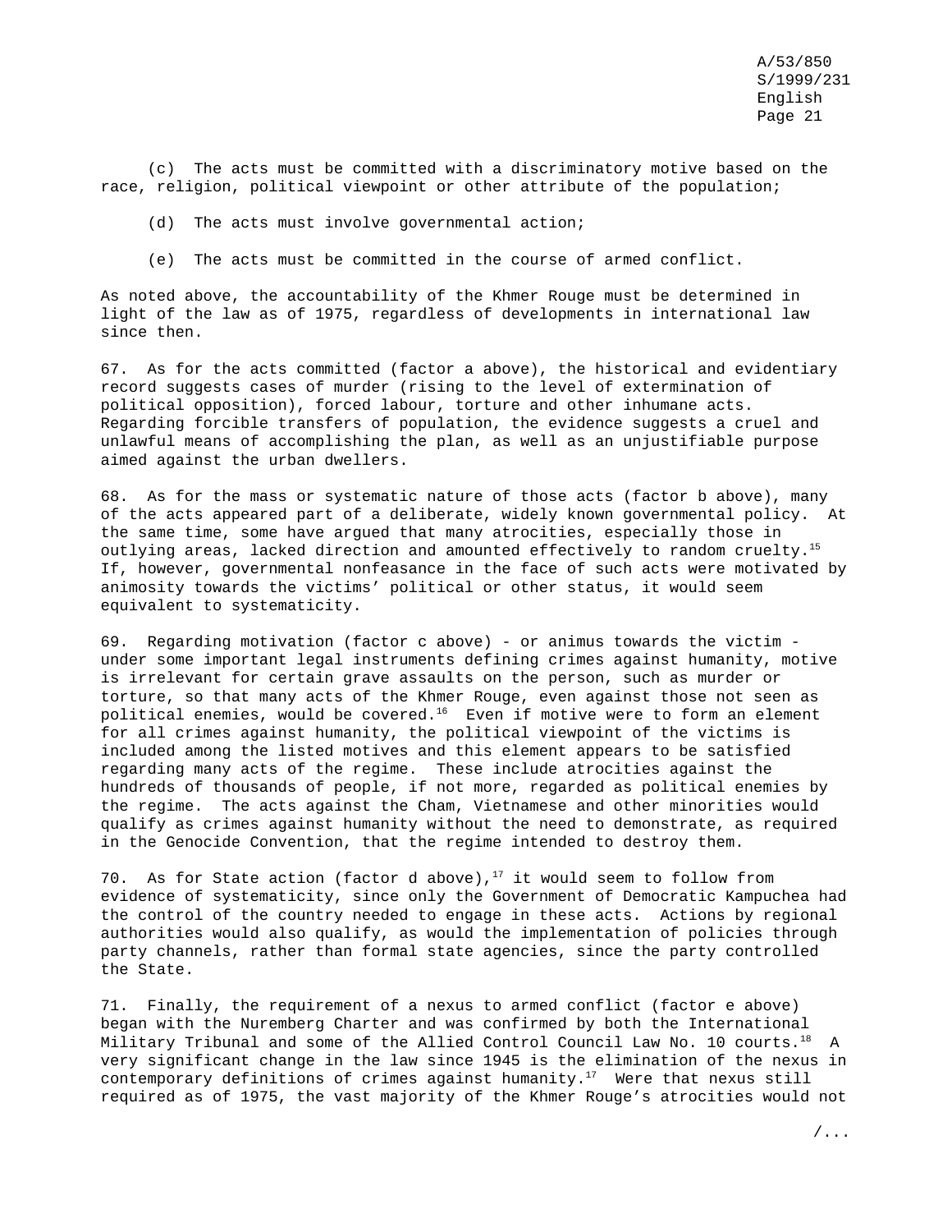(c) The acts must be committed with a discriminatory motive based on the race, religion, political viewpoint or other attribute of the population;

(d) The acts must involve governmental action;

(e) The acts must be committed in the course of armed conflict.

As noted above, the accountability of the Khmer Rouge must be determined in light of the law as of 1975, regardless of developments in international law since then.

67. As for the acts committed (factor a above), the historical and evidentiary record suggests cases of murder (rising to the level of extermination of political opposition), forced labour, torture and other inhumane acts. Regarding forcible transfers of population, the evidence suggests a cruel and unlawful means of accomplishing the plan, as well as an unjustifiable purpose aimed against the urban dwellers.

68. As for the mass or systematic nature of those acts (factor b above), many of the acts appeared part of a deliberate, widely known governmental policy. At the same time, some have argued that many atrocities, especially those in outlying areas, lacked direction and amounted effectively to random cruelty.[15] If, however, governmental nonfeasance in the face of such acts were motivated by animosity towards the victims' political or other status, it would seem equivalent to systematicity.

69. Regarding motivation (factor c above) - or animus towards the victim - under some important legal instruments defining crimes against humanity, motive is irrelevant for certain grave assaults on the person, such as murder or torture, so that many acts of the Khmer Rouge, even against those not seen as political enemies, would be covered.[16] Even if motive were to form an element for all crimes against humanity, the political viewpoint of the victims is included among the listed motives and this element appears to be satisfied regarding many acts of the regime. These include atrocities against the hundreds of thousands of people, if not more, regarded as political enemies by the regime. The acts against the Cham, Vietnamese and other minorities would qualify as crimes against humanity without the need to demonstrate, as required in the Genocide Convention, that the regime intended to destroy them.

70. As for State action (factor d above),[17] it would seem to follow from evidence of systematicity, since only the Government of Democratic Kampuchea had the control of the country needed to engage in these acts. Actions by regional authorities would also qualify, as would the implementation of policies through party channels, rather than formal state agencies, since the party controlled the State.

71. Finally, the requirement of a nexus to armed conflict (factor e above) began with the Nuremberg Charter and was confirmed by both the International Military Tribunal and some of the Allied Control Council Law No. 10 courts.[18] A very significant change in the law since 1945 is the elimination of the nexus in contemporary definitions of crimes against humanity.[17] Were that nexus still required as of 1975, the vast majority of the Khmer Rouge's atrocities would not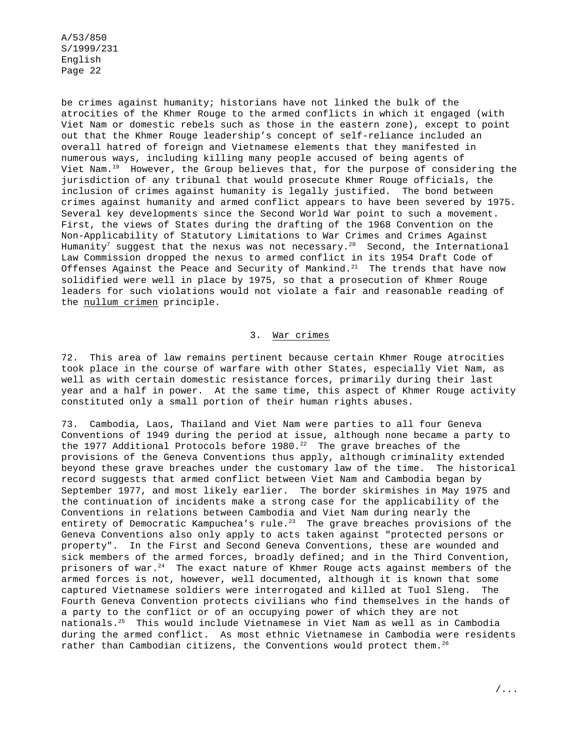be crimes against humanity; historians have not linked the bulk of the atrocities of the Khmer Rouge to the armed conflicts in which it engaged (with Viet Nam or domestic rebels such as those in the eastern zone), except to point out that the Khmer Rouge leadership's concept of self-reliance included an overall hatred of foreign and Vietnamese elements that they manifested in numerous ways, including killing many people accused of being agents of Viet Nam.[19] However, the Group believes that, for the purpose of considering the jurisdiction of any tribunal that would prosecute Khmer Rouge officials, the inclusion of crimes against humanity is legally justified. The bond between crimes against humanity and armed conflict appears to have been severed by 1975. Several key developments since the Second World War point to such a movement. First, the views of States during the drafting of the 1968 Convention on the Non-Applicability of Statutory Limitations to War Crimes and Crimes Against Humanity[7] suggest that the nexus was not necessary.[20] Second, the International Law Commission dropped the nexus to armed conflict in its 1954 Draft Code of Offenses Against the Peace and Security of Mankind.[21] The trends that have now solidified were well in place by 1975, so that a prosecution of Khmer Rouge leaders for such violations would not violate a fair and reasonable reading of the _nullum crimen_ principle.

### 3. War crimes

72. This area of law remains pertinent because certain Khmer Rouge atrocities took place in the course of warfare with other States, especially Viet Nam, as well as with certain domestic resistance forces, primarily during their last year and a half in power. At the same time, this aspect of Khmer Rouge activity constituted only a small portion of their human rights abuses.

73. Cambodia, Laos, Thailand and Viet Nam were parties to all four Geneva Conventions of 1949 during the period at issue, although none became a party to the 1977 Additional Protocols before 1980.[22] The grave breaches of the provisions of the Geneva Conventions thus apply, although criminality extended beyond these grave breaches under the customary law of the time. The historical record suggests that armed conflict between Viet Nam and Cambodia began by September 1977, and most likely earlier. The border skirmishes in May 1975 and the continuation of incidents make a strong case for the applicability of the Conventions in relations between Cambodia and Viet Nam during nearly the entirety of Democratic Kampuchea's rule.[23] The grave breaches provisions of the Geneva Conventions also only apply to acts taken against "protected persons or property". In the First and Second Geneva Conventions, these are wounded and sick members of the armed forces, broadly defined; and in the Third Convention, prisoners of war.[24] The exact nature of Khmer Rouge acts against members of the armed forces is not, however, well documented, although it is known that some captured Vietnamese soldiers were interrogated and killed at Tuol Sleng. The Fourth Geneva Convention protects civilians who find themselves in the hands of a party to the conflict or of an occupying power of which they are not nationals.[25] This would include Vietnamese in Viet Nam as well as in Cambodia during the armed conflict. As most ethnic Vietnamese in Cambodia were residents rather than Cambodian citizens, the Conventions would protect them.[26]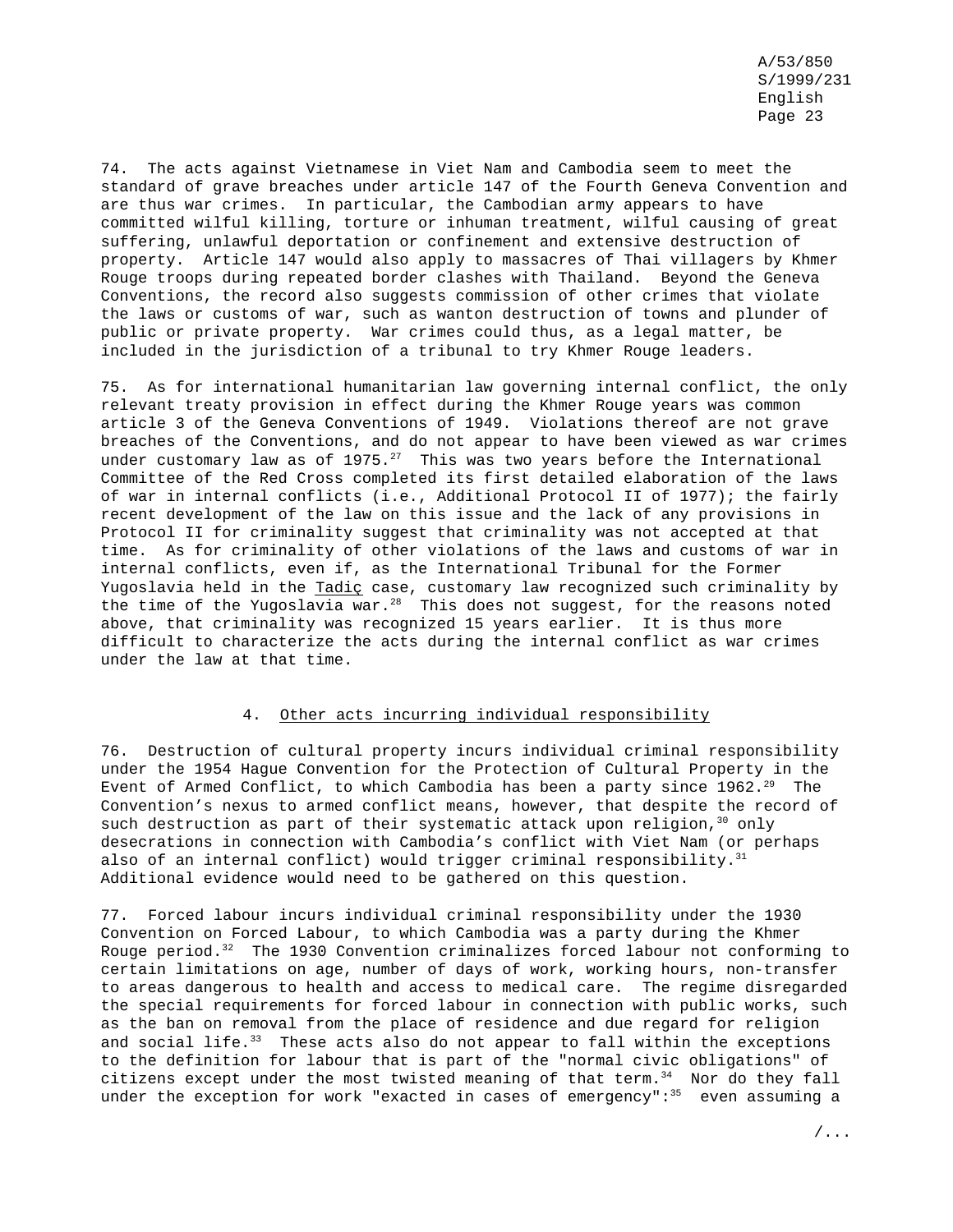74. The acts against Vietnamese in Viet Nam and Cambodia seem to meet the standard of grave breaches under article 147 of the Fourth Geneva Convention and are thus war crimes. In particular, the Cambodian army appears to have committed wilful killing, torture or inhuman treatment, wilful causing of great suffering, unlawful deportation or confinement and extensive destruction of property. Article 147 would also apply to massacres of Thai villagers by Khmer Rouge troops during repeated border clashes with Thailand. Beyond the Geneva Conventions, the record also suggests commission of other crimes that violate the laws or customs of war, such as wanton destruction of towns and plunder of public or private property. War crimes could thus, as a legal matter, be included in the jurisdiction of a tribunal to try Khmer Rouge leaders.

75. As for international humanitarian law governing internal conflict, the only relevant treaty provision in effect during the Khmer Rouge years was common article 3 of the Geneva Conventions of 1949. Violations thereof are not grave breaches of the Conventions, and do not appear to have been viewed as war crimes under customary law as of 1975.[27] This was two years before the International Committee of the Red Cross completed its first detailed elaboration of the laws of war in internal conflicts (i.e., Additional Protocol II of 1977); the fairly recent development of the law on this issue and the lack of any provisions in Protocol II for criminality suggest that criminality was not accepted at that time. As for criminality of other violations of the laws and customs of war in internal conflicts, even if, as the International Tribunal for the Former Yugoslavia held in the Tadiç case, customary law recognized such criminality by the time of the Yugoslavia war.[28] This does not suggest, for the reasons noted above, that criminality was recognized 15 years earlier. It is thus more difficult to characterize the acts during the internal conflict as war crimes under the law at that time.

### 4. Other acts incurring individual responsibility

76. Destruction of cultural property incurs individual criminal responsibility under the 1954 Hague Convention for the Protection of Cultural Property in the Event of Armed Conflict, to which Cambodia has been a party since 1962.[29] The Convention's nexus to armed conflict means, however, that despite the record of such destruction as part of their systematic attack upon religion,[30] only desecrations in connection with Cambodia's conflict with Viet Nam (or perhaps also of an internal conflict) would trigger criminal responsibility.[31] Additional evidence would need to be gathered on this question.

77. Forced labour incurs individual criminal responsibility under the 1930 Convention on Forced Labour, to which Cambodia was a party during the Khmer Rouge period.[32] The 1930 Convention criminalizes forced labour not conforming to certain limitations on age, number of days of work, working hours, non-transfer to areas dangerous to health and access to medical care. The regime disregarded the special requirements for forced labour in connection with public works, such as the ban on removal from the place of residence and due regard for religion and social life.[33] These acts also do not appear to fall within the exceptions to the definition for labour that is part of the "normal civic obligations" of citizens except under the most twisted meaning of that term.[34] Nor do they fall under the exception for work "exacted in cases of emergency":[35] even assuming a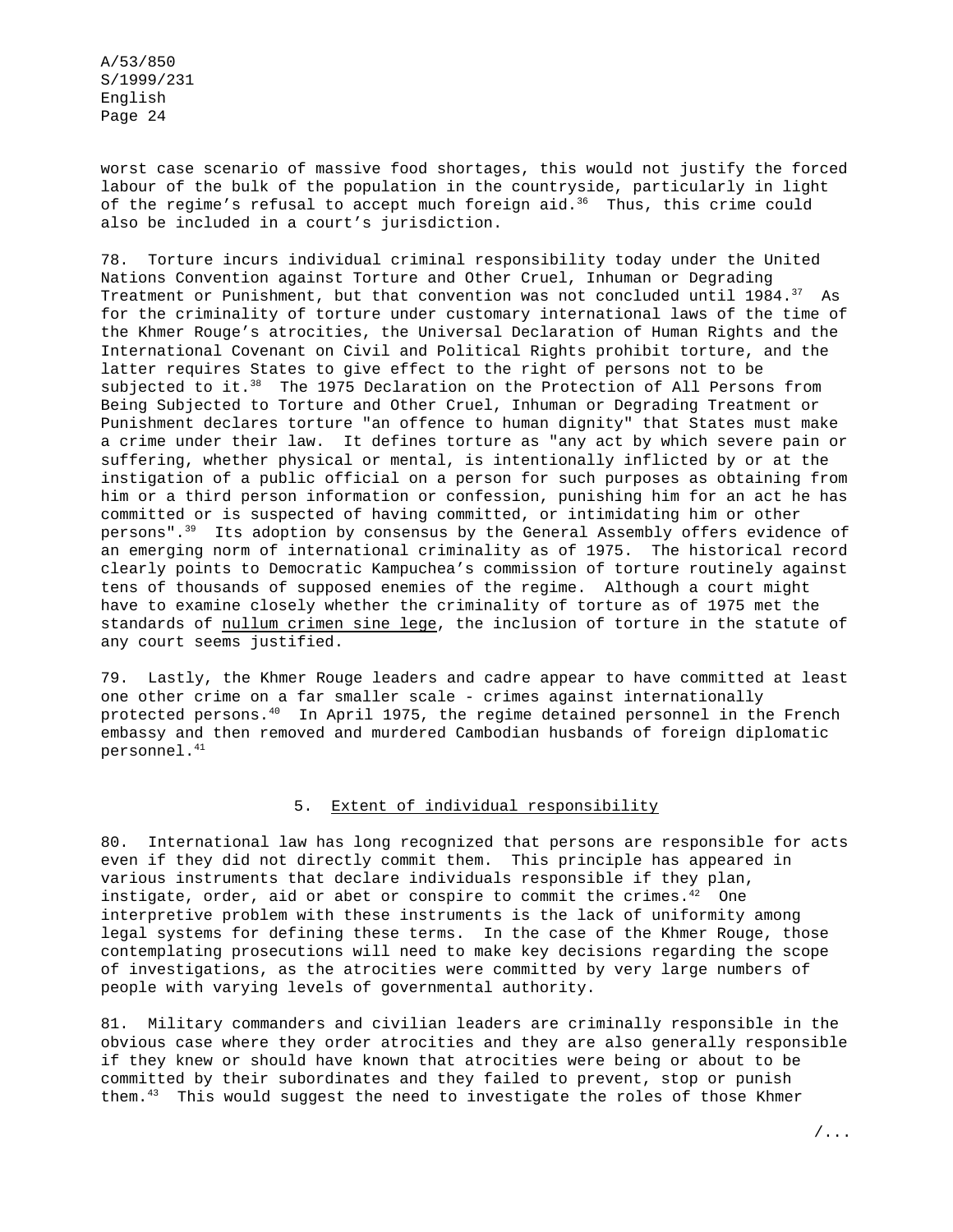worst case scenario of massive food shortages, this would not justify the forced labour of the bulk of the population in the countryside, particularly in light of the regime's refusal to accept much foreign aid.[36] Thus, this crime could also be included in a court's jurisdiction.

78. Torture incurs individual criminal responsibility today under the United Nations Convention against Torture and Other Cruel, Inhuman or Degrading Treatment or Punishment, but that convention was not concluded until 1984.[37] As for the criminality of torture under customary international laws of the time of the Khmer Rouge's atrocities, the Universal Declaration of Human Rights and the International Covenant on Civil and Political Rights prohibit torture, and the latter requires States to give effect to the right of persons not to be subjected to it.[38] The 1975 Declaration on the Protection of All Persons from Being Subjected to Torture and Other Cruel, Inhuman or Degrading Treatment or Punishment declares torture "an offence to human dignity" that States must make a crime under their law. It defines torture as "any act by which severe pain or suffering, whether physical or mental, is intentionally inflicted by or at the instigation of a public official on a person for such purposes as obtaining from him or a third person information or confession, punishing him for an act he has committed or is suspected of having committed, or intimidating him or other persons".[39] Its adoption by consensus by the General Assembly offers evidence of an emerging norm of international criminality as of 1975. The historical record clearly points to Democratic Kampuchea's commission of torture routinely against tens of thousands of supposed enemies of the regime. Although a court might have to examine closely whether the criminality of torture as of 1975 met the standards of _nullum crimen sine lege_, the inclusion of torture in the statute of any court seems justified.

79. Lastly, the Khmer Rouge leaders and cadre appear to have committed at least one other crime on a far smaller scale - crimes against internationally protected persons.[40] In April 1975, the regime detained personnel in the French embassy and then removed and murdered Cambodian husbands of foreign diplomatic personnel.[41]

### 5. Extent of individual responsibility

80. International law has long recognized that persons are responsible for acts even if they did not directly commit them. This principle has appeared in various instruments that declare individuals responsible if they plan, instigate, order, aid or abet or conspire to commit the crimes.[42] One interpretive problem with these instruments is the lack of uniformity among legal systems for defining these terms. In the case of the Khmer Rouge, those contemplating prosecutions will need to make key decisions regarding the scope of investigations, as the atrocities were committed by very large numbers of people with varying levels of governmental authority.

81. Military commanders and civilian leaders are criminally responsible in the obvious case where they order atrocities and they are also generally responsible if they knew or should have known that atrocities were being or about to be committed by their subordinates and they failed to prevent, stop or punish them.[43] This would suggest the need to investigate the roles of those Khmer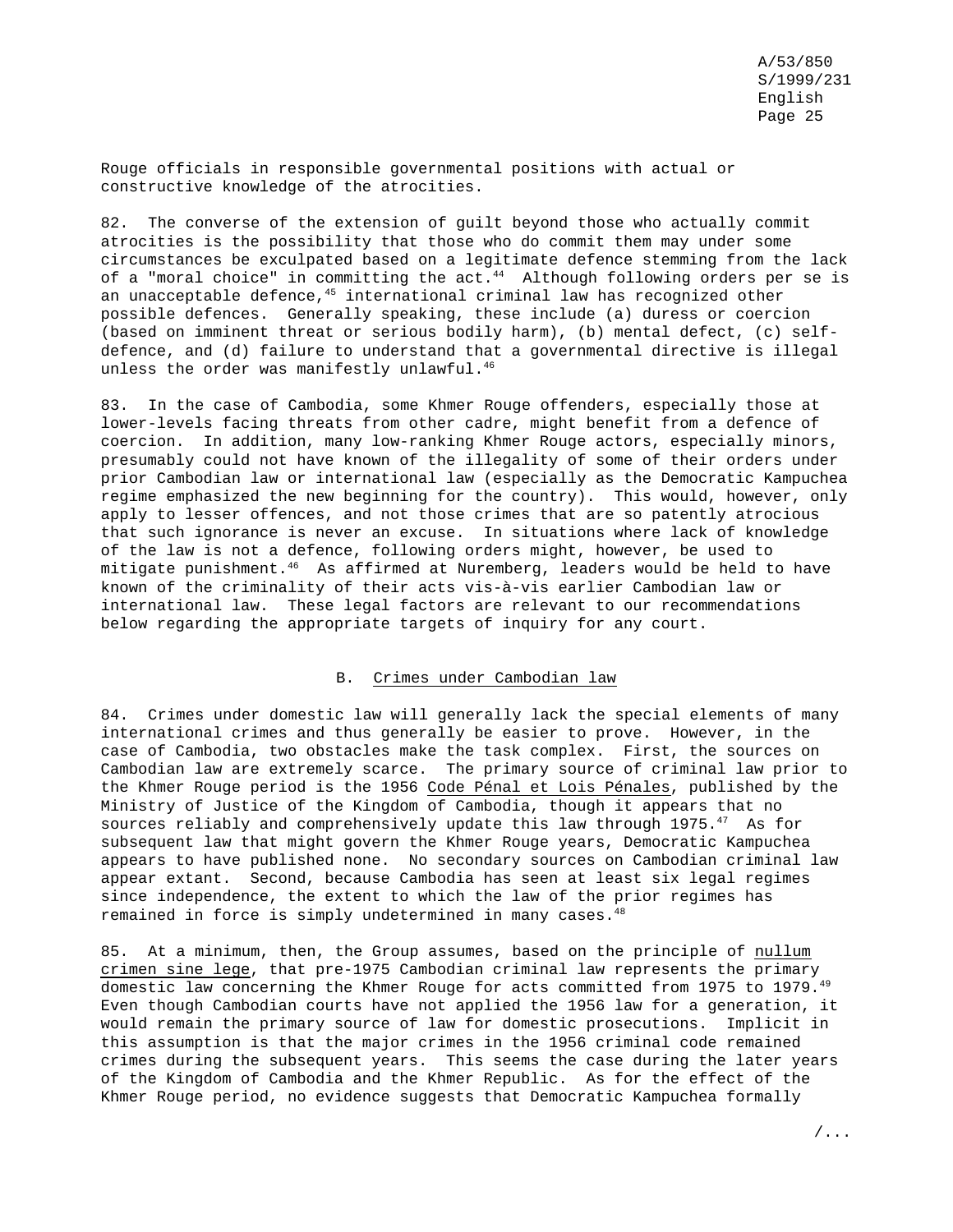Rouge officials in responsible governmental positions with actual or constructive knowledge of the atrocities.

82. The converse of the extension of guilt beyond those who actually commit atrocities is the possibility that those who do commit them may under some circumstances be exculpated based on a legitimate defence stemming from the lack of a "moral choice" in committing the act.[44] Although following orders per se is an unacceptable defence,[45] international criminal law has recognized other possible defences. Generally speaking, these include (a) duress or coercion (based on imminent threat or serious bodily harm), (b) mental defect, (c) self-defence, and (d) failure to understand that a governmental directive is illegal unless the order was manifestly unlawful.[46]

83. In the case of Cambodia, some Khmer Rouge offenders, especially those at lower-levels facing threats from other cadre, might benefit from a defence of coercion. In addition, many low-ranking Khmer Rouge actors, especially minors, presumably could not have known of the illegality of some of their orders under prior Cambodian law or international law (especially as the Democratic Kampuchea regime emphasized the new beginning for the country). This would, however, only apply to lesser offences, and not those crimes that are so patently atrocious that such ignorance is never an excuse. In situations where lack of knowledge of the law is not a defence, following orders might, however, be used to mitigate punishment.[46] As affirmed at Nuremberg, leaders would be held to have known of the criminality of their acts vis-à-vis earlier Cambodian law or international law. These legal factors are relevant to our recommendations below regarding the appropriate targets of inquiry for any court.

## B. Crimes under Cambodian law

84. Crimes under domestic law will generally lack the special elements of many international crimes and thus generally be easier to prove. However, in the case of Cambodia, two obstacles make the task complex. First, the sources on Cambodian law are extremely scarce. The primary source of criminal law prior to the Khmer Rouge period is the 1956 Code Pénal et Lois Pénales, published by the Ministry of Justice of the Kingdom of Cambodia, though it appears that no sources reliably and comprehensively update this law through 1975.[47] As for subsequent law that might govern the Khmer Rouge years, Democratic Kampuchea appears to have published none. No secondary sources on Cambodian criminal law appear extant. Second, because Cambodia has seen at least six legal regimes since independence, the extent to which the law of the prior regimes has remained in force is simply undetermined in many cases.[48]

85. At a minimum, then, the Group assumes, based on the principle of nullum crimen sine lege, that pre-1975 Cambodian criminal law represents the primary domestic law concerning the Khmer Rouge for acts committed from 1975 to 1979.[49] Even though Cambodian courts have not applied the 1956 law for a generation, it would remain the primary source of law for domestic prosecutions. Implicit in this assumption is that the major crimes in the 1956 criminal code remained crimes during the subsequent years. This seems the case during the later years of the Kingdom of Cambodia and the Khmer Republic. As for the effect of the Khmer Rouge period, no evidence suggests that Democratic Kampuchea formally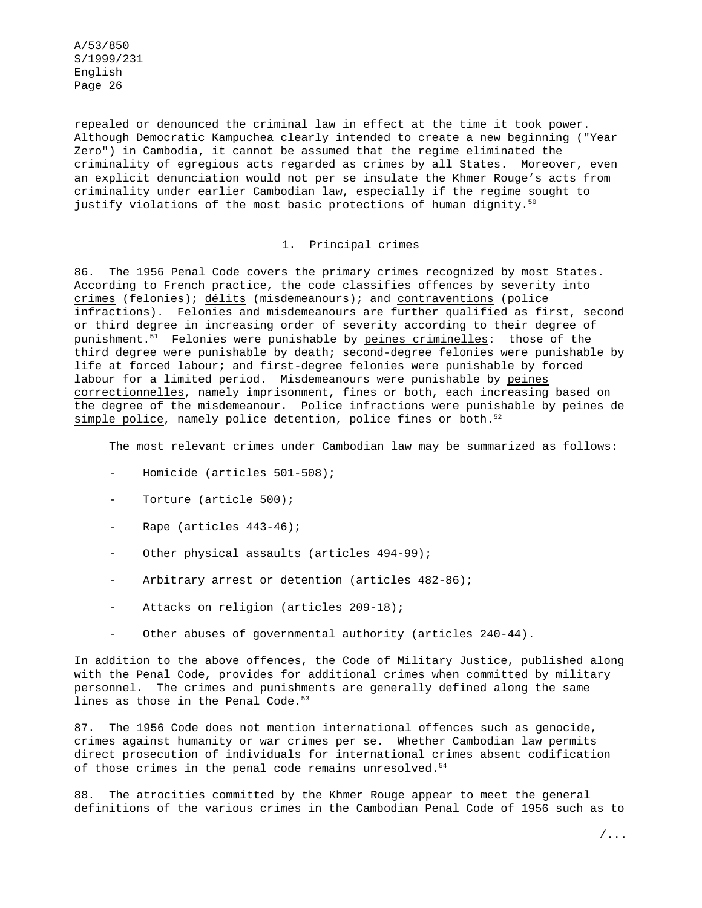repealed or denounced the criminal law in effect at the time it took power. Although Democratic Kampuchea clearly intended to create a new beginning ("Year Zero") in Cambodia, it cannot be assumed that the regime eliminated the criminality of egregious acts regarded as crimes by all States. Moreover, even an explicit denunciation would not per se insulate the Khmer Rouge's acts from criminality under earlier Cambodian law, especially if the regime sought to justify violations of the most basic protections of human dignity.[50]

### 1. Principal crimes

86. The 1956 Penal Code covers the primary crimes recognized by most States. According to French practice, the code classifies offences by severity into crimes (felonies); délits (misdemeanours); and contraventions (police infractions). Felonies and misdemeanours are further qualified as first, second or third degree in increasing order of severity according to their degree of punishment.[51] Felonies were punishable by peines criminelles: those of the third degree were punishable by death; second-degree felonies were punishable by life at forced labour; and first-degree felonies were punishable by forced labour for a limited period. Misdemeanours were punishable by peines correctionnelles, namely imprisonment, fines or both, each increasing based on the degree of the misdemeanour. Police infractions were punishable by peines de simple police, namely police detention, police fines or both.[52]

The most relevant crimes under Cambodian law may be summarized as follows:

- Homicide (articles 501-508);
- Torture (article 500);
- Rape (articles 443-46);
- Other physical assaults (articles 494-99);
- Arbitrary arrest or detention (articles 482-86);
- Attacks on religion (articles 209-18);
- Other abuses of governmental authority (articles 240-44).

In addition to the above offences, the Code of Military Justice, published along with the Penal Code, provides for additional crimes when committed by military personnel. The crimes and punishments are generally defined along the same lines as those in the Penal Code.[53]

87. The 1956 Code does not mention international offences such as genocide, crimes against humanity or war crimes per se. Whether Cambodian law permits direct prosecution of individuals for international crimes absent codification of those crimes in the penal code remains unresolved.[54]

88. The atrocities committed by the Khmer Rouge appear to meet the general definitions of the various crimes in the Cambodian Penal Code of 1956 such as to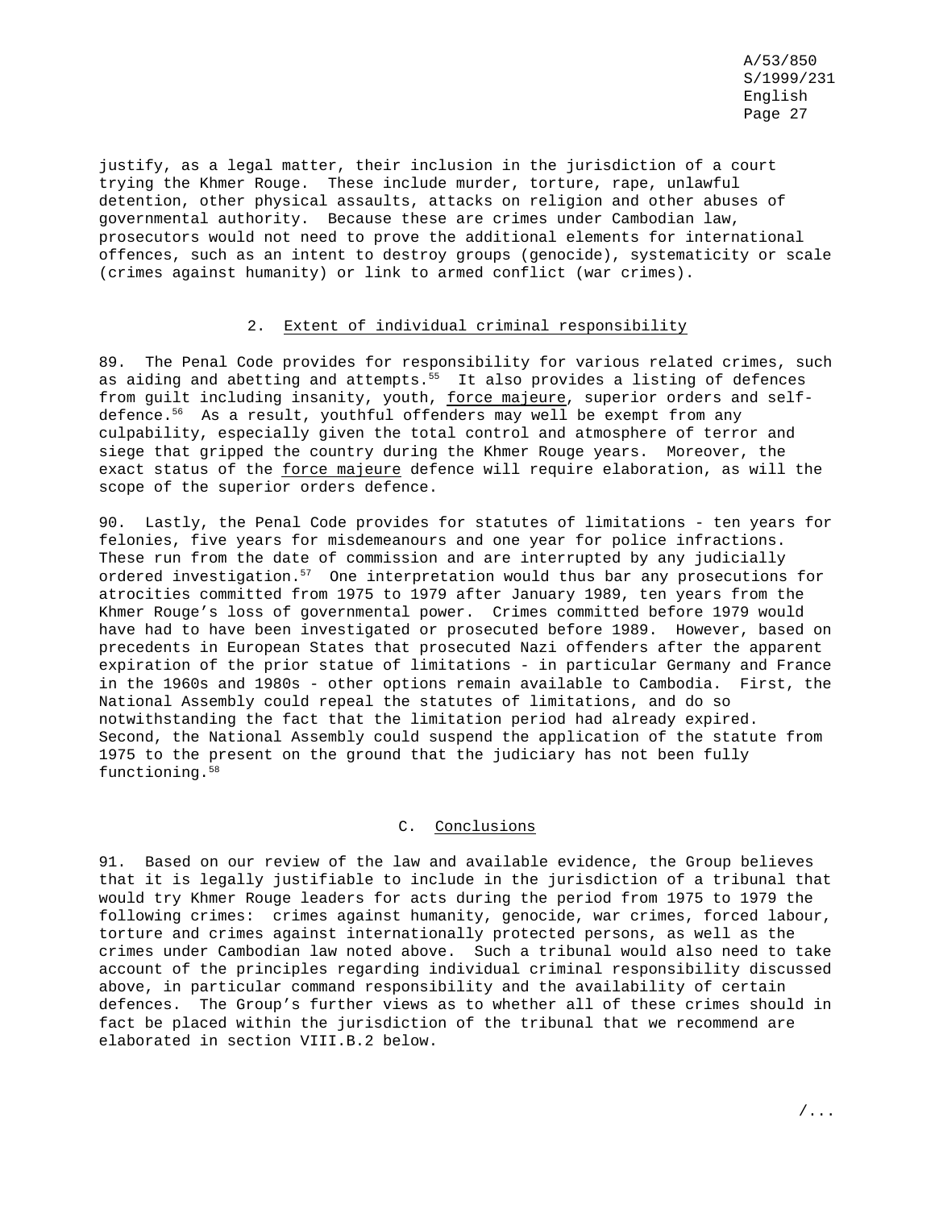justify, as a legal matter, their inclusion in the jurisdiction of a court trying the Khmer Rouge. These include murder, torture, rape, unlawful detention, other physical assaults, attacks on religion and other abuses of governmental authority. Because these are crimes under Cambodian law, prosecutors would not need to prove the additional elements for international offences, such as an intent to destroy groups (genocide), systematicity or scale (crimes against humanity) or link to armed conflict (war crimes).

### 2. Extent of individual criminal responsibility

89. The Penal Code provides for responsibility for various related crimes, such as aiding and abetting and attempts.[55] It also provides a listing of defences from guilt including insanity, youth, force majeure, superior orders and self-defence.[56] As a result, youthful offenders may well be exempt from any culpability, especially given the total control and atmosphere of terror and siege that gripped the country during the Khmer Rouge years. Moreover, the exact status of the force majeure defence will require elaboration, as will the scope of the superior orders defence.

90. Lastly, the Penal Code provides for statutes of limitations - ten years for felonies, five years for misdemeanours and one year for police infractions. These run from the date of commission and are interrupted by any judicially ordered investigation.[57] One interpretation would thus bar any prosecutions for atrocities committed from 1975 to 1979 after January 1989, ten years from the Khmer Rouge's loss of governmental power. Crimes committed before 1979 would have had to have been investigated or prosecuted before 1989. However, based on precedents in European States that prosecuted Nazi offenders after the apparent expiration of the prior statue of limitations - in particular Germany and France in the 1960s and 1980s - other options remain available to Cambodia. First, the National Assembly could repeal the statutes of limitations, and do so notwithstanding the fact that the limitation period had already expired. Second, the National Assembly could suspend the application of the statute from 1975 to the present on the ground that the judiciary has not been fully functioning.[58]

## C. Conclusions

91. Based on our review of the law and available evidence, the Group believes that it is legally justifiable to include in the jurisdiction of a tribunal that would try Khmer Rouge leaders for acts during the period from 1975 to 1979 the following crimes: crimes against humanity, genocide, war crimes, forced labour, torture and crimes against internationally protected persons, as well as the crimes under Cambodian law noted above. Such a tribunal would also need to take account of the principles regarding individual criminal responsibility discussed above, in particular command responsibility and the availability of certain defences. The Group's further views as to whether all of these crimes should in fact be placed within the jurisdiction of the tribunal that we recommend are elaborated in section VIII.B.2 below.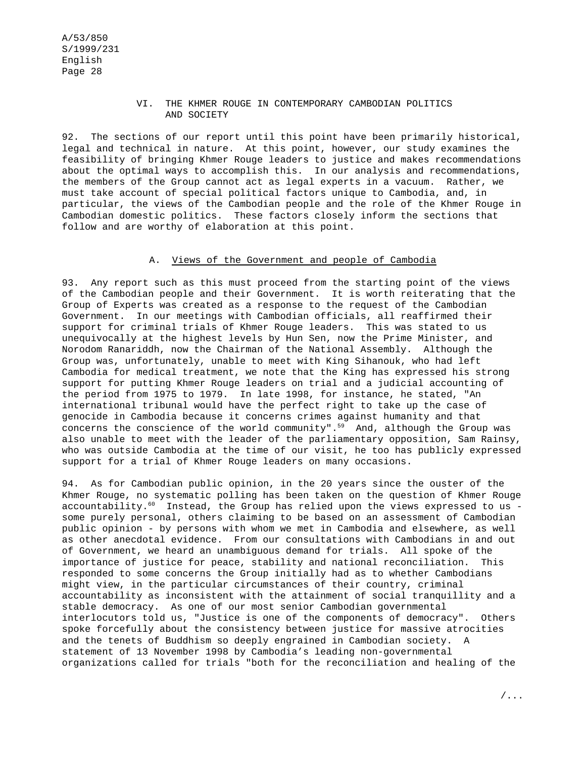## VI. THE KHMER ROUGE IN CONTEMPORARY CAMBODIAN POLITICS AND SOCIETY

92. The sections of our report until this point have been primarily historical, legal and technical in nature. At this point, however, our study examines the feasibility of bringing Khmer Rouge leaders to justice and makes recommendations about the optimal ways to accomplish this. In our analysis and recommendations, the members of the Group cannot act as legal experts in a vacuum. Rather, we must take account of special political factors unique to Cambodia, and, in particular, the views of the Cambodian people and the role of the Khmer Rouge in Cambodian domestic politics. These factors closely inform the sections that follow and are worthy of elaboration at this point.

### A. Views of the Government and people of Cambodia

93. Any report such as this must proceed from the starting point of the views of the Cambodian people and their Government. It is worth reiterating that the Group of Experts was created as a response to the request of the Cambodian Government. In our meetings with Cambodian officials, all reaffirmed their support for criminal trials of Khmer Rouge leaders. This was stated to us unequivocally at the highest levels by Hun Sen, now the Prime Minister, and Norodom Ranariddh, now the Chairman of the National Assembly. Although the Group was, unfortunately, unable to meet with King Sihanouk, who had left Cambodia for medical treatment, we note that the King has expressed his strong support for putting Khmer Rouge leaders on trial and a judicial accounting of the period from 1975 to 1979. In late 1998, for instance, he stated, "An international tribunal would have the perfect right to take up the case of genocide in Cambodia because it concerns crimes against humanity and that concerns the conscience of the world community".[59] And, although the Group was also unable to meet with the leader of the parliamentary opposition, Sam Rainsy, who was outside Cambodia at the time of our visit, he too has publicly expressed support for a trial of Khmer Rouge leaders on many occasions.

94. As for Cambodian public opinion, in the 20 years since the ouster of the Khmer Rouge, no systematic polling has been taken on the question of Khmer Rouge accountability.[60] Instead, the Group has relied upon the views expressed to us - some purely personal, others claiming to be based on an assessment of Cambodian public opinion - by persons with whom we met in Cambodia and elsewhere, as well as other anecdotal evidence. From our consultations with Cambodians in and out of Government, we heard an unambiguous demand for trials. All spoke of the importance of justice for peace, stability and national reconciliation. This responded to some concerns the Group initially had as to whether Cambodians might view, in the particular circumstances of their country, criminal accountability as inconsistent with the attainment of social tranquillity and a stable democracy. As one of our most senior Cambodian governmental interlocutors told us, "Justice is one of the components of democracy". Others spoke forcefully about the consistency between justice for massive atrocities and the tenets of Buddhism so deeply engrained in Cambodian society. A statement of 13 November 1998 by Cambodia's leading non-governmental organizations called for trials "both for the reconciliation and healing of the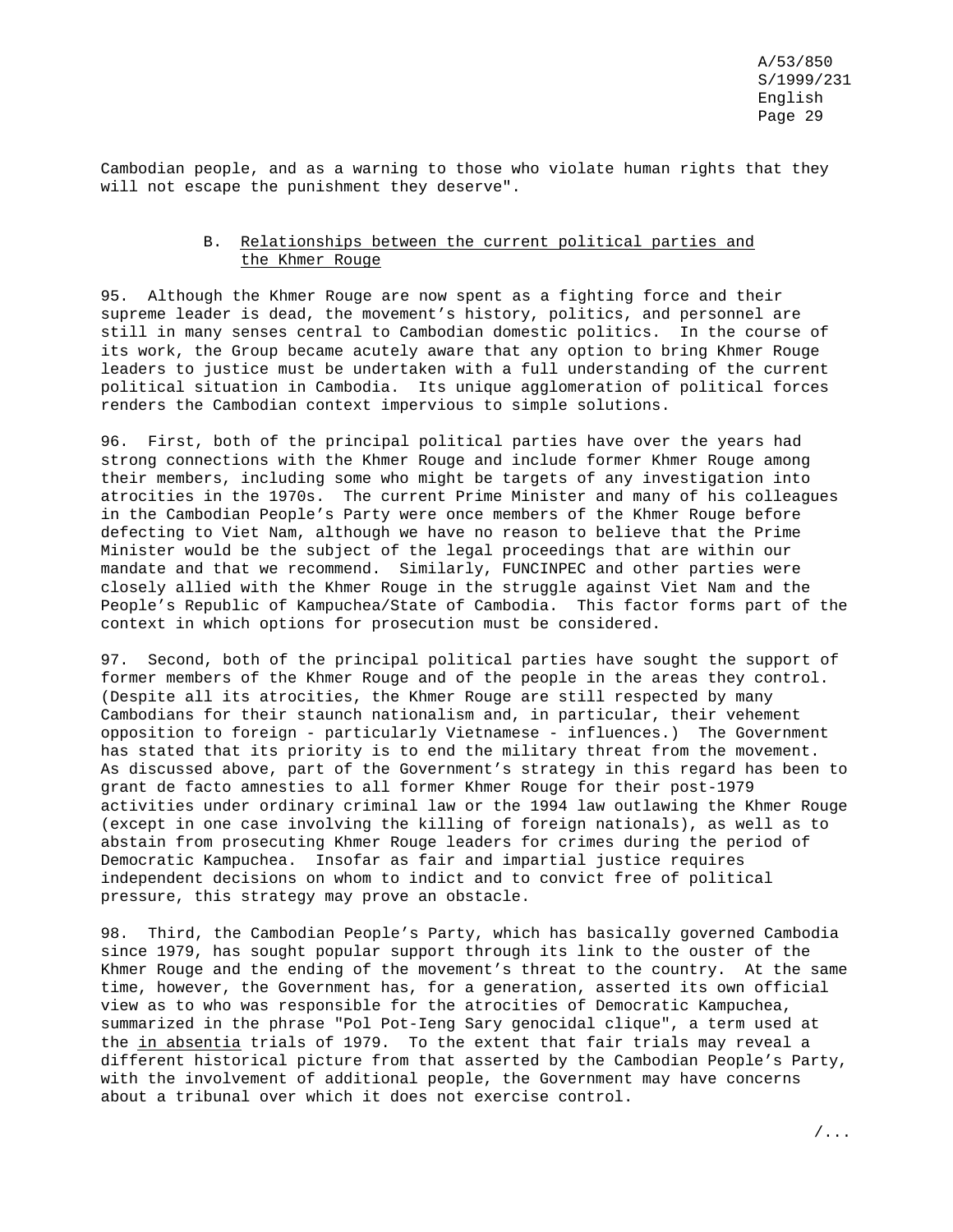Cambodian people, and as a warning to those who violate human rights that they will not escape the punishment they deserve".

### B. Relationships between the current political parties and the Khmer Rouge

95. Although the Khmer Rouge are now spent as a fighting force and their supreme leader is dead, the movement's history, politics, and personnel are still in many senses central to Cambodian domestic politics. In the course of its work, the Group became acutely aware that any option to bring Khmer Rouge leaders to justice must be undertaken with a full understanding of the current political situation in Cambodia. Its unique agglomeration of political forces renders the Cambodian context impervious to simple solutions.

96. First, both of the principal political parties have over the years had strong connections with the Khmer Rouge and include former Khmer Rouge among their members, including some who might be targets of any investigation into atrocities in the 1970s. The current Prime Minister and many of his colleagues in the Cambodian People's Party were once members of the Khmer Rouge before defecting to Viet Nam, although we have no reason to believe that the Prime Minister would be the subject of the legal proceedings that are within our mandate and that we recommend. Similarly, FUNCINPEC and other parties were closely allied with the Khmer Rouge in the struggle against Viet Nam and the People's Republic of Kampuchea/State of Cambodia. This factor forms part of the context in which options for prosecution must be considered.

97. Second, both of the principal political parties have sought the support of former members of the Khmer Rouge and of the people in the areas they control. (Despite all its atrocities, the Khmer Rouge are still respected by many Cambodians for their staunch nationalism and, in particular, their vehement opposition to foreign - particularly Vietnamese - influences.) The Government has stated that its priority is to end the military threat from the movement. As discussed above, part of the Government's strategy in this regard has been to grant de facto amnesties to all former Khmer Rouge for their post-1979 activities under ordinary criminal law or the 1994 law outlawing the Khmer Rouge (except in one case involving the killing of foreign nationals), as well as to abstain from prosecuting Khmer Rouge leaders for crimes during the period of Democratic Kampuchea. Insofar as fair and impartial justice requires independent decisions on whom to indict and to convict free of political pressure, this strategy may prove an obstacle.

98. Third, the Cambodian People's Party, which has basically governed Cambodia since 1979, has sought popular support through its link to the ouster of the Khmer Rouge and the ending of the movement's threat to the country. At the same time, however, the Government has, for a generation, asserted its own official view as to who was responsible for the atrocities of Democratic Kampuchea, summarized in the phrase "Pol Pot-Ieng Sary genocidal clique", a term used at the *in absentia* trials of 1979. To the extent that fair trials may reveal a different historical picture from that asserted by the Cambodian People's Party, with the involvement of additional people, the Government may have concerns about a tribunal over which it does not exercise control.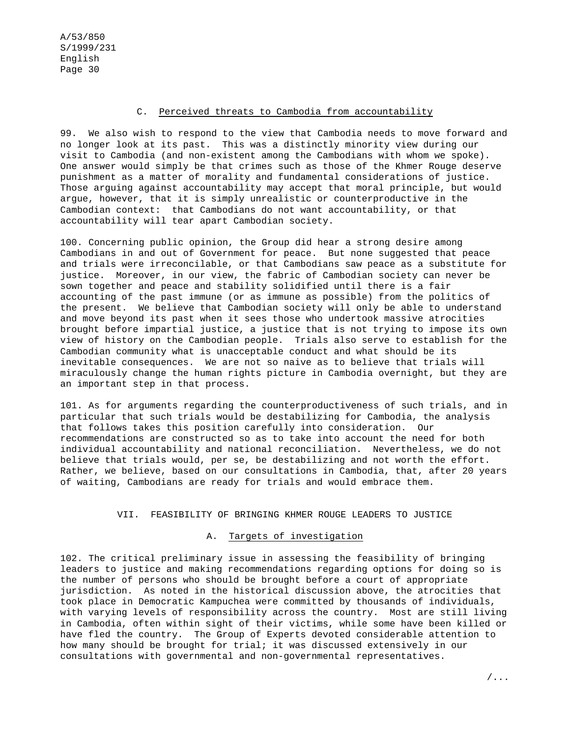### C. Perceived threats to Cambodia from accountability

99. We also wish to respond to the view that Cambodia needs to move forward and no longer look at its past. This was a distinctly minority view during our visit to Cambodia (and non-existent among the Cambodians with whom we spoke). One answer would simply be that crimes such as those of the Khmer Rouge deserve punishment as a matter of morality and fundamental considerations of justice. Those arguing against accountability may accept that moral principle, but would argue, however, that it is simply unrealistic or counterproductive in the Cambodian context: that Cambodians do not want accountability, or that accountability will tear apart Cambodian society.

100. Concerning public opinion, the Group did hear a strong desire among Cambodians in and out of Government for peace. But none suggested that peace and trials were irreconcilable, or that Cambodians saw peace as a substitute for justice. Moreover, in our view, the fabric of Cambodian society can never be sown together and peace and stability solidified until there is a fair accounting of the past immune (or as immune as possible) from the politics of the present. We believe that Cambodian society will only be able to understand and move beyond its past when it sees those who undertook massive atrocities brought before impartial justice, a justice that is not trying to impose its own view of history on the Cambodian people. Trials also serve to establish for the Cambodian community what is unacceptable conduct and what should be its inevitable consequences. We are not so naive as to believe that trials will miraculously change the human rights picture in Cambodia overnight, but they are an important step in that process.

101. As for arguments regarding the counterproductiveness of such trials, and in particular that such trials would be destabilizing for Cambodia, the analysis that follows takes this position carefully into consideration. Our recommendations are constructed so as to take into account the need for both individual accountability and national reconciliation. Nevertheless, we do not believe that trials would, per se, be destabilizing and not worth the effort. Rather, we believe, based on our consultations in Cambodia, that, after 20 years of waiting, Cambodians are ready for trials and would embrace them.

## VII. FEASIBILITY OF BRINGING KHMER ROUGE LEADERS TO JUSTICE

### A. Targets of investigation

102. The critical preliminary issue in assessing the feasibility of bringing leaders to justice and making recommendations regarding options for doing so is the number of persons who should be brought before a court of appropriate jurisdiction. As noted in the historical discussion above, the atrocities that took place in Democratic Kampuchea were committed by thousands of individuals, with varying levels of responsibility across the country. Most are still living in Cambodia, often within sight of their victims, while some have been killed or have fled the country. The Group of Experts devoted considerable attention to how many should be brought for trial; it was discussed extensively in our consultations with governmental and non-governmental representatives.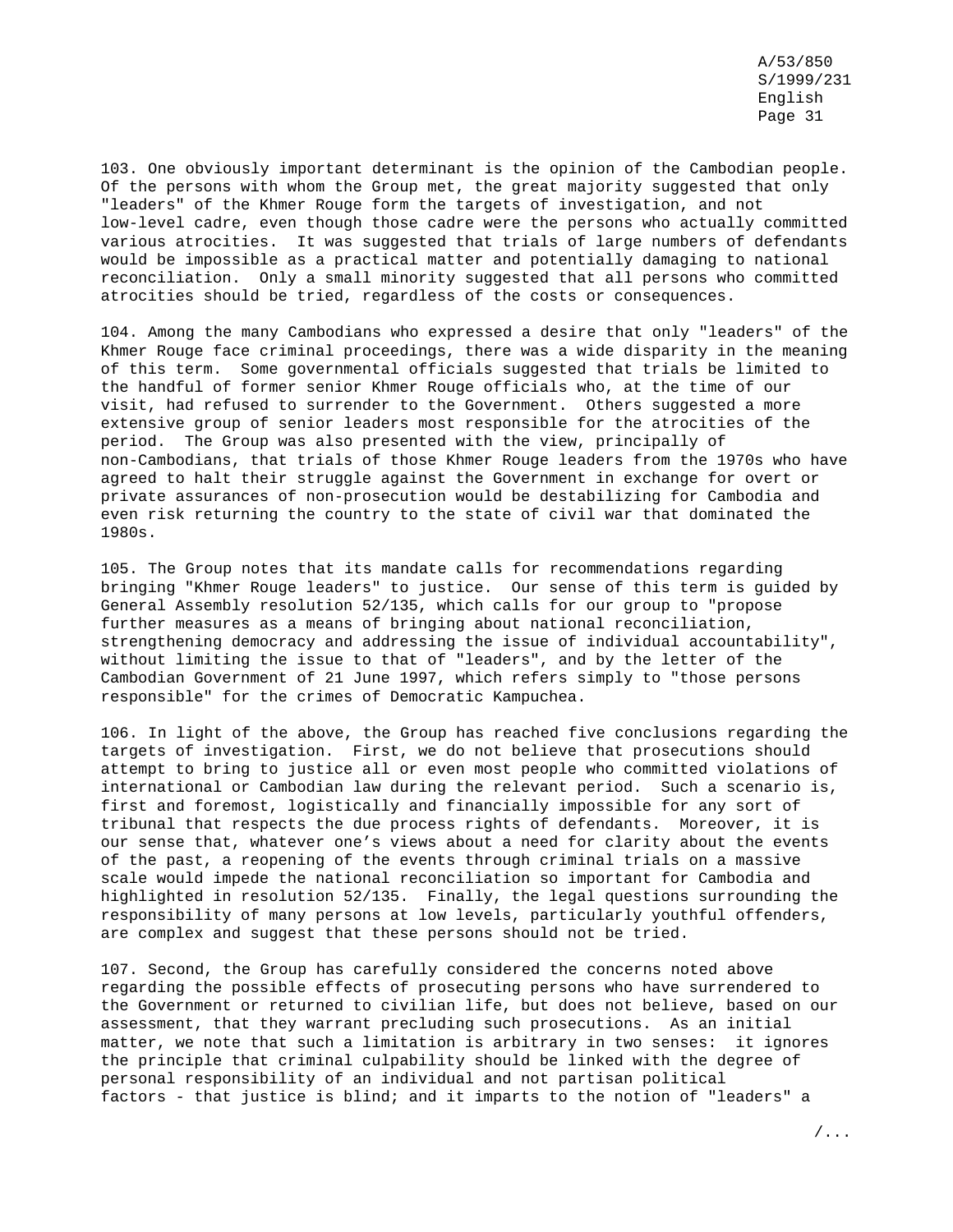103. One obviously important determinant is the opinion of the Cambodian people. Of the persons with whom the Group met, the great majority suggested that only "leaders" of the Khmer Rouge form the targets of investigation, and not low-level cadre, even though those cadre were the persons who actually committed various atrocities. It was suggested that trials of large numbers of defendants would be impossible as a practical matter and potentially damaging to national reconciliation. Only a small minority suggested that all persons who committed atrocities should be tried, regardless of the costs or consequences.

104. Among the many Cambodians who expressed a desire that only "leaders" of the Khmer Rouge face criminal proceedings, there was a wide disparity in the meaning of this term. Some governmental officials suggested that trials be limited to the handful of former senior Khmer Rouge officials who, at the time of our visit, had refused to surrender to the Government. Others suggested a more extensive group of senior leaders most responsible for the atrocities of the period. The Group was also presented with the view, principally of non-Cambodians, that trials of those Khmer Rouge leaders from the 1970s who have agreed to halt their struggle against the Government in exchange for overt or private assurances of non-prosecution would be destabilizing for Cambodia and even risk returning the country to the state of civil war that dominated the 1980s.

105. The Group notes that its mandate calls for recommendations regarding bringing "Khmer Rouge leaders" to justice. Our sense of this term is guided by General Assembly resolution 52/135, which calls for our group to "propose further measures as a means of bringing about national reconciliation, strengthening democracy and addressing the issue of individual accountability", without limiting the issue to that of "leaders", and by the letter of the Cambodian Government of 21 June 1997, which refers simply to "those persons responsible" for the crimes of Democratic Kampuchea.

106. In light of the above, the Group has reached five conclusions regarding the targets of investigation. First, we do not believe that prosecutions should attempt to bring to justice all or even most people who committed violations of international or Cambodian law during the relevant period. Such a scenario is, first and foremost, logistically and financially impossible for any sort of tribunal that respects the due process rights of defendants. Moreover, it is our sense that, whatever one's views about a need for clarity about the events of the past, a reopening of the events through criminal trials on a massive scale would impede the national reconciliation so important for Cambodia and highlighted in resolution 52/135. Finally, the legal questions surrounding the responsibility of many persons at low levels, particularly youthful offenders, are complex and suggest that these persons should not be tried.

107. Second, the Group has carefully considered the concerns noted above regarding the possible effects of prosecuting persons who have surrendered to the Government or returned to civilian life, but does not believe, based on our assessment, that they warrant precluding such prosecutions. As an initial matter, we note that such a limitation is arbitrary in two senses: it ignores the principle that criminal culpability should be linked with the degree of personal responsibility of an individual and not partisan political factors - that justice is blind; and it imparts to the notion of "leaders" a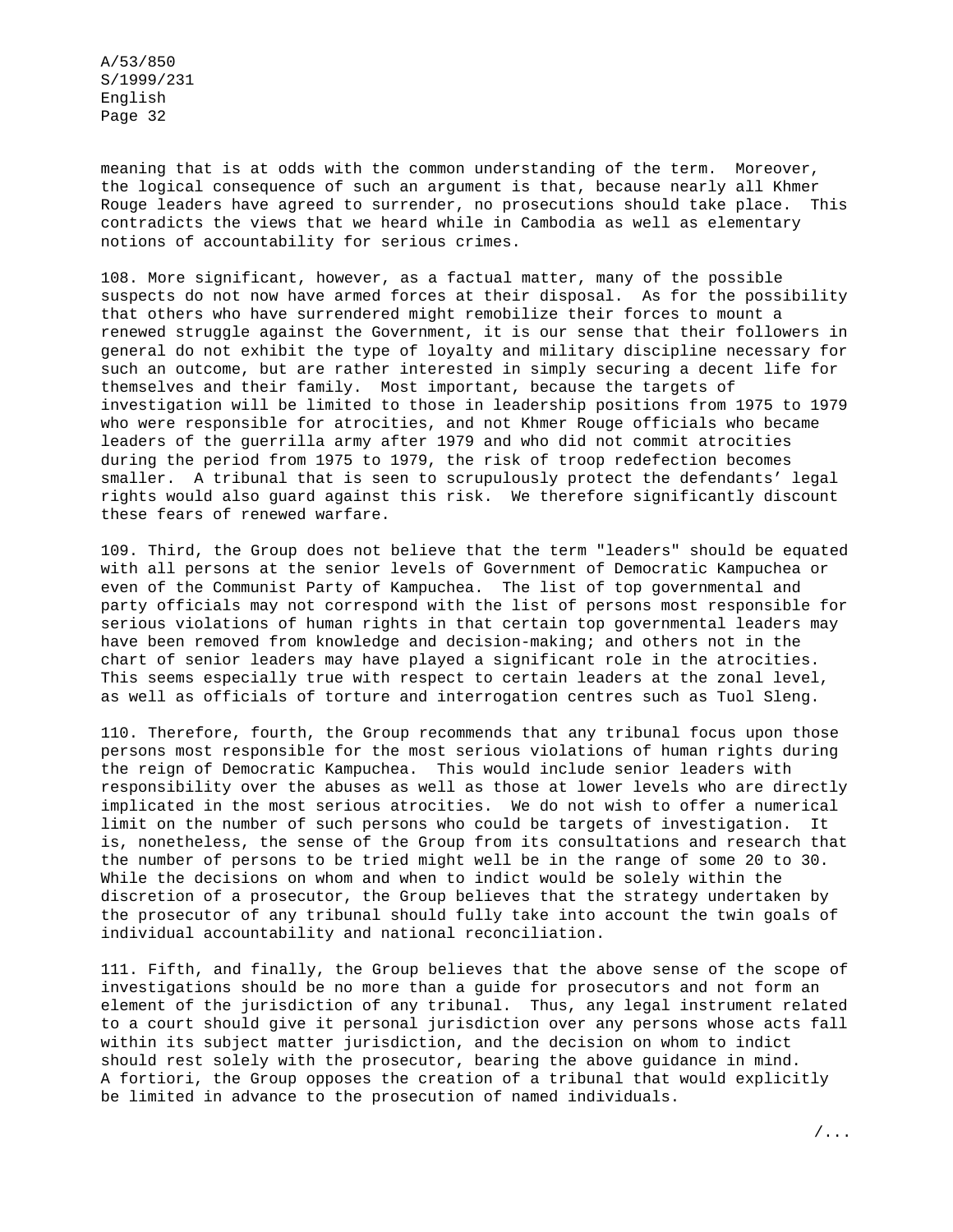meaning that is at odds with the common understanding of the term. Moreover, the logical consequence of such an argument is that, because nearly all Khmer Rouge leaders have agreed to surrender, no prosecutions should take place. This contradicts the views that we heard while in Cambodia as well as elementary notions of accountability for serious crimes.

108. More significant, however, as a factual matter, many of the possible suspects do not now have armed forces at their disposal. As for the possibility that others who have surrendered might remobilize their forces to mount a renewed struggle against the Government, it is our sense that their followers in general do not exhibit the type of loyalty and military discipline necessary for such an outcome, but are rather interested in simply securing a decent life for themselves and their family. Most important, because the targets of investigation will be limited to those in leadership positions from 1975 to 1979 who were responsible for atrocities, and not Khmer Rouge officials who became leaders of the guerrilla army after 1979 and who did not commit atrocities during the period from 1975 to 1979, the risk of troop redefection becomes smaller. A tribunal that is seen to scrupulously protect the defendants' legal rights would also guard against this risk. We therefore significantly discount these fears of renewed warfare.

109. Third, the Group does not believe that the term "leaders" should be equated with all persons at the senior levels of Government of Democratic Kampuchea or even of the Communist Party of Kampuchea. The list of top governmental and party officials may not correspond with the list of persons most responsible for serious violations of human rights in that certain top governmental leaders may have been removed from knowledge and decision-making; and others not in the chart of senior leaders may have played a significant role in the atrocities. This seems especially true with respect to certain leaders at the zonal level, as well as officials of torture and interrogation centres such as Tuol Sleng.

110. Therefore, fourth, the Group recommends that any tribunal focus upon those persons most responsible for the most serious violations of human rights during the reign of Democratic Kampuchea. This would include senior leaders with responsibility over the abuses as well as those at lower levels who are directly implicated in the most serious atrocities. We do not wish to offer a numerical limit on the number of such persons who could be targets of investigation. It is, nonetheless, the sense of the Group from its consultations and research that the number of persons to be tried might well be in the range of some 20 to 30. While the decisions on whom and when to indict would be solely within the discretion of a prosecutor, the Group believes that the strategy undertaken by the prosecutor of any tribunal should fully take into account the twin goals of individual accountability and national reconciliation.

111. Fifth, and finally, the Group believes that the above sense of the scope of investigations should be no more than a guide for prosecutors and not form an element of the jurisdiction of any tribunal. Thus, any legal instrument related to a court should give it personal jurisdiction over any persons whose acts fall within its subject matter jurisdiction, and the decision on whom to indict should rest solely with the prosecutor, bearing the above guidance in mind. A fortiori, the Group opposes the creation of a tribunal that would explicitly be limited in advance to the prosecution of named individuals.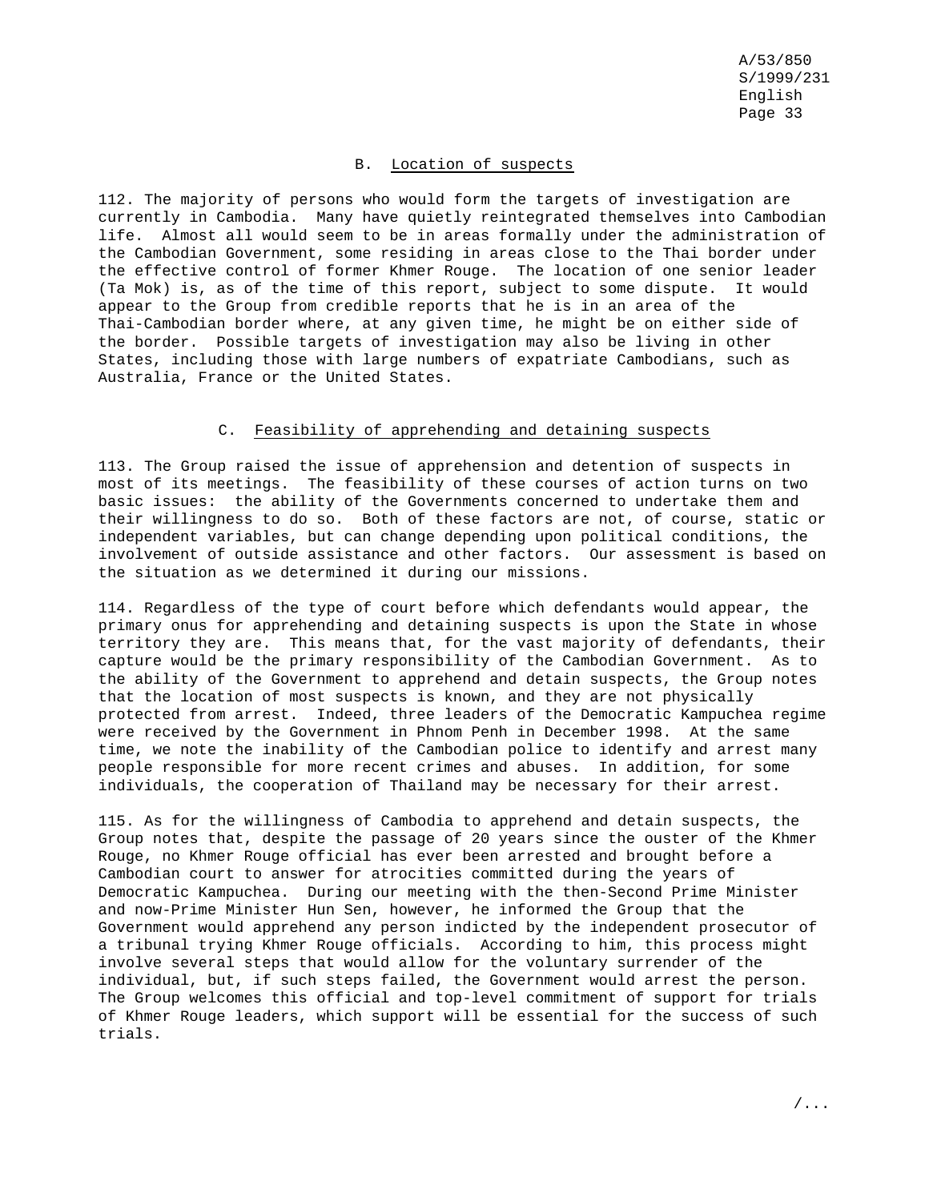### B. Location of suspects

112. The majority of persons who would form the targets of investigation are currently in Cambodia. Many have quietly reintegrated themselves into Cambodian life. Almost all would seem to be in areas formally under the administration of the Cambodian Government, some residing in areas close to the Thai border under the effective control of former Khmer Rouge. The location of one senior leader (Ta Mok) is, as of the time of this report, subject to some dispute. It would appear to the Group from credible reports that he is in an area of the Thai-Cambodian border where, at any given time, he might be on either side of the border. Possible targets of investigation may also be living in other States, including those with large numbers of expatriate Cambodians, such as Australia, France or the United States.

### C. Feasibility of apprehending and detaining suspects

113. The Group raised the issue of apprehension and detention of suspects in most of its meetings. The feasibility of these courses of action turns on two basic issues: the ability of the Governments concerned to undertake them and their willingness to do so. Both of these factors are not, of course, static or independent variables, but can change depending upon political conditions, the involvement of outside assistance and other factors. Our assessment is based on the situation as we determined it during our missions.

114. Regardless of the type of court before which defendants would appear, the primary onus for apprehending and detaining suspects is upon the State in whose territory they are. This means that, for the vast majority of defendants, their capture would be the primary responsibility of the Cambodian Government. As to the ability of the Government to apprehend and detain suspects, the Group notes that the location of most suspects is known, and they are not physically protected from arrest. Indeed, three leaders of the Democratic Kampuchea regime were received by the Government in Phnom Penh in December 1998. At the same time, we note the inability of the Cambodian police to identify and arrest many people responsible for more recent crimes and abuses. In addition, for some individuals, the cooperation of Thailand may be necessary for their arrest.

115. As for the willingness of Cambodia to apprehend and detain suspects, the Group notes that, despite the passage of 20 years since the ouster of the Khmer Rouge, no Khmer Rouge official has ever been arrested and brought before a Cambodian court to answer for atrocities committed during the years of Democratic Kampuchea. During our meeting with the then-Second Prime Minister and now-Prime Minister Hun Sen, however, he informed the Group that the Government would apprehend any person indicted by the independent prosecutor of a tribunal trying Khmer Rouge officials. According to him, this process might involve several steps that would allow for the voluntary surrender of the individual, but, if such steps failed, the Government would arrest the person. The Group welcomes this official and top-level commitment of support for trials of Khmer Rouge leaders, which support will be essential for the success of such trials.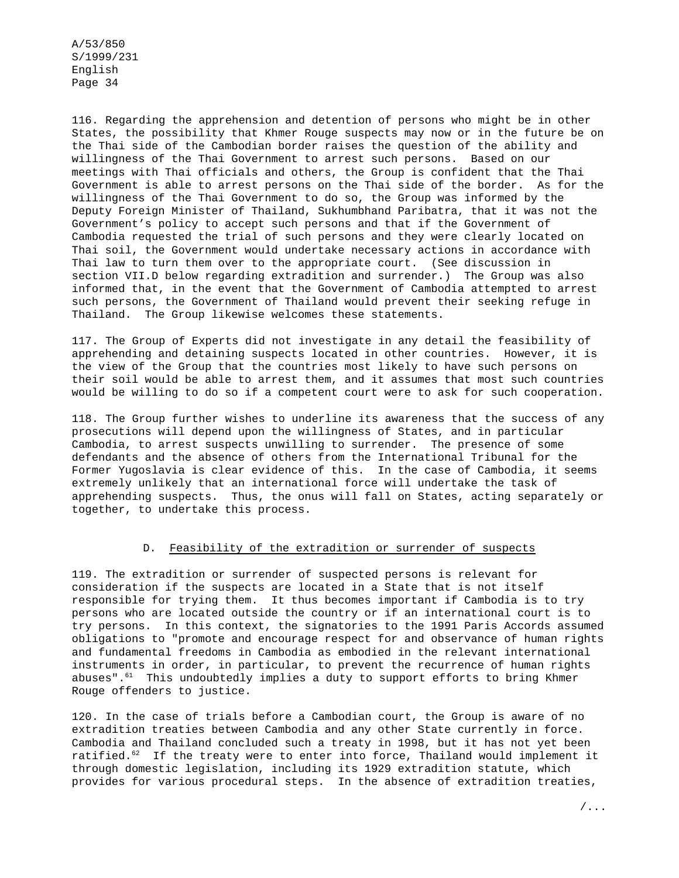116. Regarding the apprehension and detention of persons who might be in other States, the possibility that Khmer Rouge suspects may now or in the future be on the Thai side of the Cambodian border raises the question of the ability and willingness of the Thai Government to arrest such persons. Based on our meetings with Thai officials and others, the Group is confident that the Thai Government is able to arrest persons on the Thai side of the border. As for the willingness of the Thai Government to do so, the Group was informed by the Deputy Foreign Minister of Thailand, Sukhumbhand Paribatra, that it was not the Government's policy to accept such persons and that if the Government of Cambodia requested the trial of such persons and they were clearly located on Thai soil, the Government would undertake necessary actions in accordance with Thai law to turn them over to the appropriate court. (See discussion in section VII.D below regarding extradition and surrender.) The Group was also informed that, in the event that the Government of Cambodia attempted to arrest such persons, the Government of Thailand would prevent their seeking refuge in Thailand. The Group likewise welcomes these statements.

117. The Group of Experts did not investigate in any detail the feasibility of apprehending and detaining suspects located in other countries. However, it is the view of the Group that the countries most likely to have such persons on their soil would be able to arrest them, and it assumes that most such countries would be willing to do so if a competent court were to ask for such cooperation.

118. The Group further wishes to underline its awareness that the success of any prosecutions will depend upon the willingness of States, and in particular Cambodia, to arrest suspects unwilling to surrender. The presence of some defendants and the absence of others from the International Tribunal for the Former Yugoslavia is clear evidence of this. In the case of Cambodia, it seems extremely unlikely that an international force will undertake the task of apprehending suspects. Thus, the onus will fall on States, acting separately or together, to undertake this process.

### D. Feasibility of the extradition or surrender of suspects

119. The extradition or surrender of suspected persons is relevant for consideration if the suspects are located in a State that is not itself responsible for trying them. It thus becomes important if Cambodia is to try persons who are located outside the country or if an international court is to try persons. In this context, the signatories to the 1991 Paris Accords assumed obligations to "promote and encourage respect for and observance of human rights and fundamental freedoms in Cambodia as embodied in the relevant international instruments in order, in particular, to prevent the recurrence of human rights abuses".[61] This undoubtedly implies a duty to support efforts to bring Khmer Rouge offenders to justice.

120. In the case of trials before a Cambodian court, the Group is aware of no extradition treaties between Cambodia and any other State currently in force. Cambodia and Thailand concluded such a treaty in 1998, but it has not yet been ratified.[62] If the treaty were to enter into force, Thailand would implement it through domestic legislation, including its 1929 extradition statute, which provides for various procedural steps. In the absence of extradition treaties,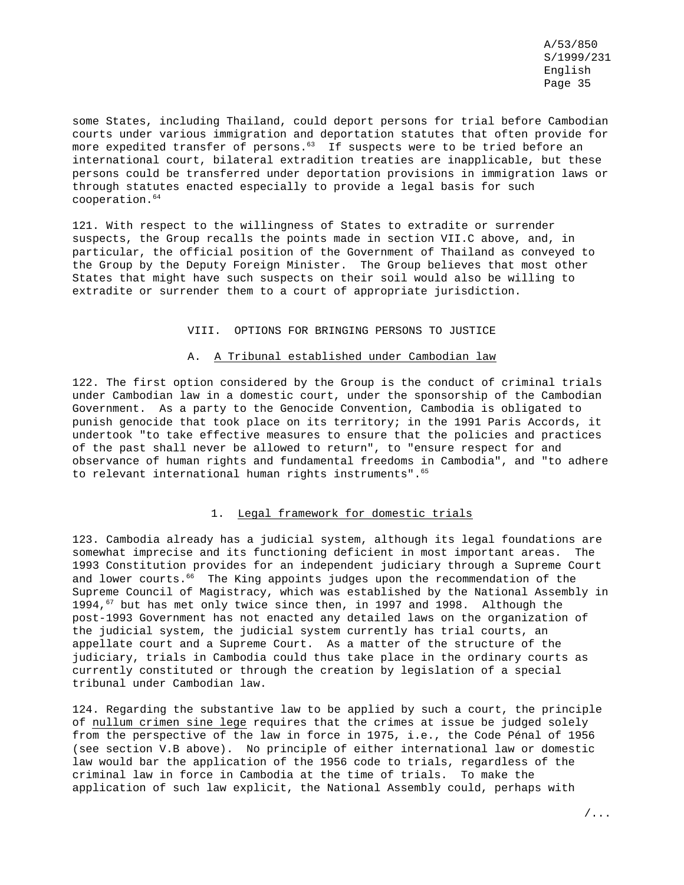some States, including Thailand, could deport persons for trial before Cambodian courts under various immigration and deportation statutes that often provide for more expedited transfer of persons.[63] If suspects were to be tried before an international court, bilateral extradition treaties are inapplicable, but these persons could be transferred under deportation provisions in immigration laws or through statutes enacted especially to provide a legal basis for such cooperation.[64]

121. With respect to the willingness of States to extradite or surrender suspects, the Group recalls the points made in section VII.C above, and, in particular, the official position of the Government of Thailand as conveyed to the Group by the Deputy Foreign Minister. The Group believes that most other States that might have such suspects on their soil would also be willing to extradite or surrender them to a court of appropriate jurisdiction.

## VIII. OPTIONS FOR BRINGING PERSONS TO JUSTICE

### A. A Tribunal established under Cambodian law

122. The first option considered by the Group is the conduct of criminal trials under Cambodian law in a domestic court, under the sponsorship of the Cambodian Government. As a party to the Genocide Convention, Cambodia is obligated to punish genocide that took place on its territory; in the 1991 Paris Accords, it undertook "to take effective measures to ensure that the policies and practices of the past shall never be allowed to return", to "ensure respect for and observance of human rights and fundamental freedoms in Cambodia", and "to adhere to relevant international human rights instruments".[65]

#### 1. Legal framework for domestic trials

123. Cambodia already has a judicial system, although its legal foundations are somewhat imprecise and its functioning deficient in most important areas. The 1993 Constitution provides for an independent judiciary through a Supreme Court and lower courts.[66] The King appoints judges upon the recommendation of the Supreme Council of Magistracy, which was established by the National Assembly in 1994,[67] but has met only twice since then, in 1997 and 1998. Although the post-1993 Government has not enacted any detailed laws on the organization of the judicial system, the judicial system currently has trial courts, an appellate court and a Supreme Court. As a matter of the structure of the judiciary, trials in Cambodia could thus take place in the ordinary courts as currently constituted or through the creation by legislation of a special tribunal under Cambodian law.

124. Regarding the substantive law to be applied by such a court, the principle of *nullum crimen sine lege* requires that the crimes at issue be judged solely from the perspective of the law in force in 1975, i.e., the Code Pénal of 1956 (see section V.B above). No principle of either international law or domestic law would bar the application of the 1956 code to trials, regardless of the criminal law in force in Cambodia at the time of trials. To make the application of such law explicit, the National Assembly could, perhaps with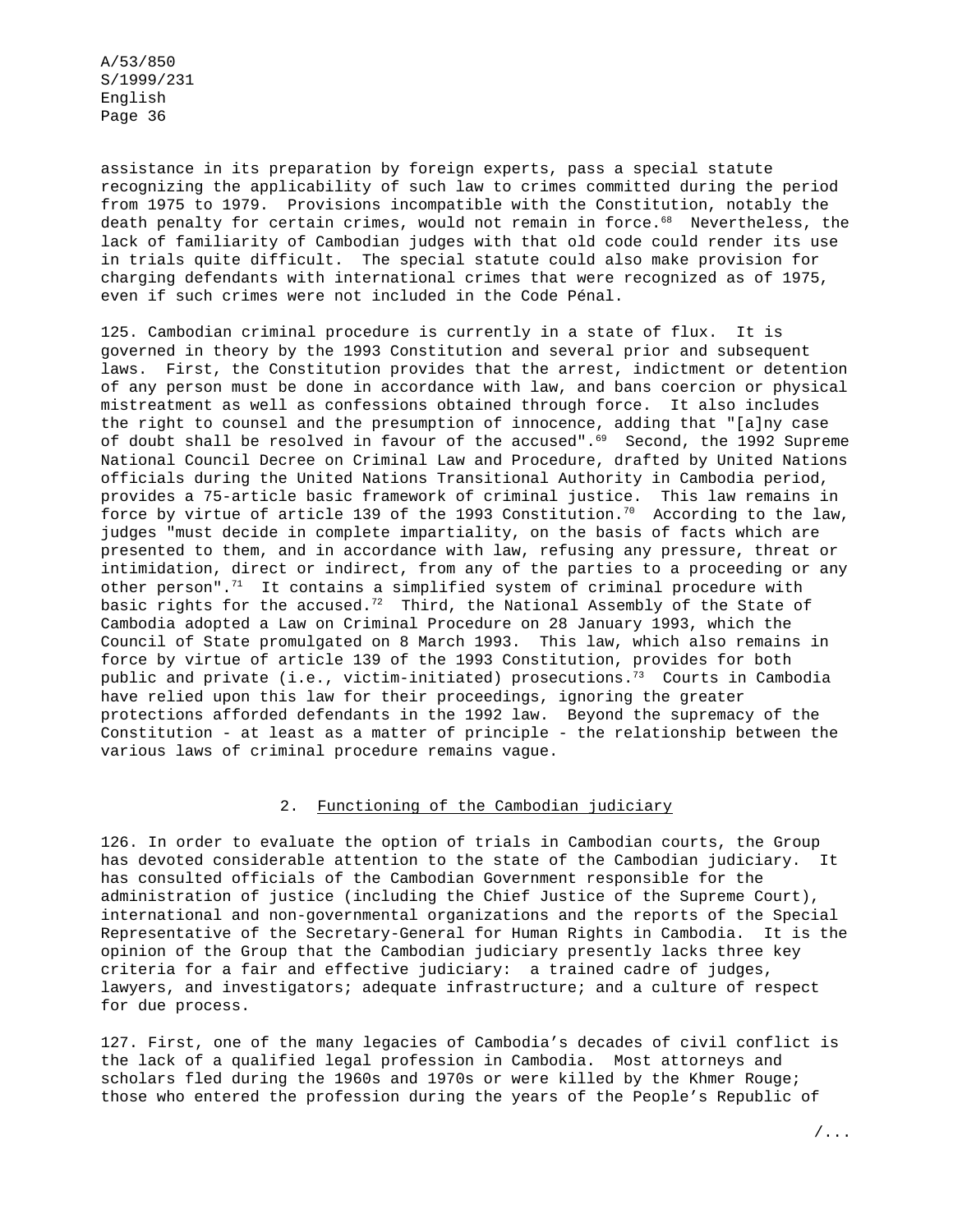assistance in its preparation by foreign experts, pass a special statute recognizing the applicability of such law to crimes committed during the period from 1975 to 1979. Provisions incompatible with the Constitution, notably the death penalty for certain crimes, would not remain in force.[68] Nevertheless, the lack of familiarity of Cambodian judges with that old code could render its use in trials quite difficult. The special statute could also make provision for charging defendants with international crimes that were recognized as of 1975, even if such crimes were not included in the Code Pénal.

125. Cambodian criminal procedure is currently in a state of flux. It is governed in theory by the 1993 Constitution and several prior and subsequent laws. First, the Constitution provides that the arrest, indictment or detention of any person must be done in accordance with law, and bans coercion or physical mistreatment as well as confessions obtained through force. It also includes the right to counsel and the presumption of innocence, adding that "[a]ny case of doubt shall be resolved in favour of the accused".[69] Second, the 1992 Supreme National Council Decree on Criminal Law and Procedure, drafted by United Nations officials during the United Nations Transitional Authority in Cambodia period, provides a 75-article basic framework of criminal justice. This law remains in force by virtue of article 139 of the 1993 Constitution.[70] According to the law, judges "must decide in complete impartiality, on the basis of facts which are presented to them, and in accordance with law, refusing any pressure, threat or intimidation, direct or indirect, from any of the parties to a proceeding or any other person".[71] It contains a simplified system of criminal procedure with basic rights for the accused.[72] Third, the National Assembly of the State of Cambodia adopted a Law on Criminal Procedure on 28 January 1993, which the Council of State promulgated on 8 March 1993. This law, which also remains in force by virtue of article 139 of the 1993 Constitution, provides for both public and private (i.e., victim-initiated) prosecutions.[73] Courts in Cambodia have relied upon this law for their proceedings, ignoring the greater protections afforded defendants in the 1992 law. Beyond the supremacy of the Constitution - at least as a matter of principle - the relationship between the various laws of criminal procedure remains vague.

### 2. Functioning of the Cambodian judiciary

126. In order to evaluate the option of trials in Cambodian courts, the Group has devoted considerable attention to the state of the Cambodian judiciary. It has consulted officials of the Cambodian Government responsible for the administration of justice (including the Chief Justice of the Supreme Court), international and non-governmental organizations and the reports of the Special Representative of the Secretary-General for Human Rights in Cambodia. It is the opinion of the Group that the Cambodian judiciary presently lacks three key criteria for a fair and effective judiciary: a trained cadre of judges, lawyers, and investigators; adequate infrastructure; and a culture of respect for due process.

127. First, one of the many legacies of Cambodia's decades of civil conflict is the lack of a qualified legal profession in Cambodia. Most attorneys and scholars fled during the 1960s and 1970s or were killed by the Khmer Rouge; those who entered the profession during the years of the People's Republic of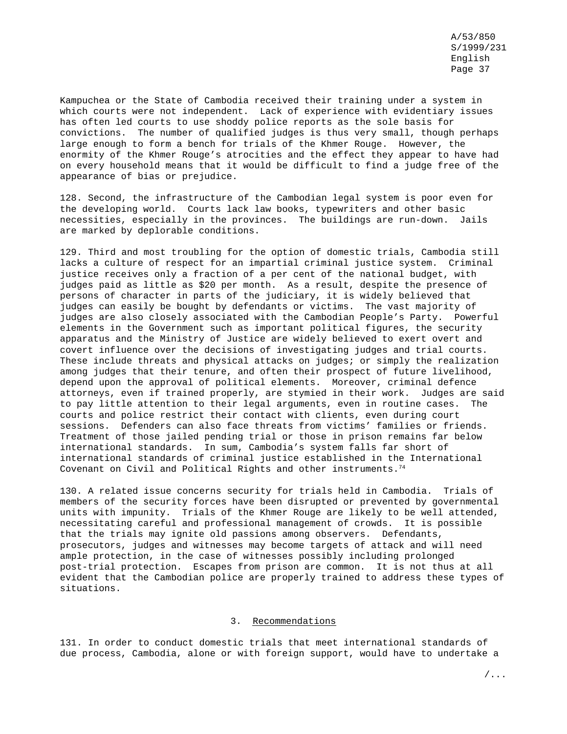Kampuchea or the State of Cambodia received their training under a system in which courts were not independent. Lack of experience with evidentiary issues has often led courts to use shoddy police reports as the sole basis for convictions. The number of qualified judges is thus very small, though perhaps large enough to form a bench for trials of the Khmer Rouge. However, the enormity of the Khmer Rouge's atrocities and the effect they appear to have had on every household means that it would be difficult to find a judge free of the appearance of bias or prejudice.

128. Second, the infrastructure of the Cambodian legal system is poor even for the developing world. Courts lack law books, typewriters and other basic necessities, especially in the provinces. The buildings are run-down. Jails are marked by deplorable conditions.

129. Third and most troubling for the option of domestic trials, Cambodia still lacks a culture of respect for an impartial criminal justice system. Criminal justice receives only a fraction of a per cent of the national budget, with judges paid as little as $20 per month. As a result, despite the presence of persons of character in parts of the judiciary, it is widely believed that judges can easily be bought by defendants or victims. The vast majority of judges are also closely associated with the Cambodian People's Party. Powerful elements in the Government such as important political figures, the security apparatus and the Ministry of Justice are widely believed to exert overt and covert influence over the decisions of investigating judges and trial courts. These include threats and physical attacks on judges; or simply the realization among judges that their tenure, and often their prospect of future livelihood, depend upon the approval of political elements. Moreover, criminal defence attorneys, even if trained properly, are stymied in their work. Judges are said to pay little attention to their legal arguments, even in routine cases. The courts and police restrict their contact with clients, even during court sessions. Defenders can also face threats from victims' families or friends. Treatment of those jailed pending trial or those in prison remains far below international standards. In sum, Cambodia's system falls far short of international standards of criminal justice established in the International Covenant on Civil and Political Rights and other instruments.[74]

130. A related issue concerns security for trials held in Cambodia. Trials of members of the security forces have been disrupted or prevented by governmental units with impunity. Trials of the Khmer Rouge are likely to be well attended, necessitating careful and professional management of crowds. It is possible that the trials may ignite old passions among observers. Defendants, prosecutors, judges and witnesses may become targets of attack and will need ample protection, in the case of witnesses possibly including prolonged post-trial protection. Escapes from prison are common. It is not thus at all evident that the Cambodian police are properly trained to address these types of situations.

### 3. Recommendations

131. In order to conduct domestic trials that meet international standards of due process, Cambodia, alone or with foreign support, would have to undertake a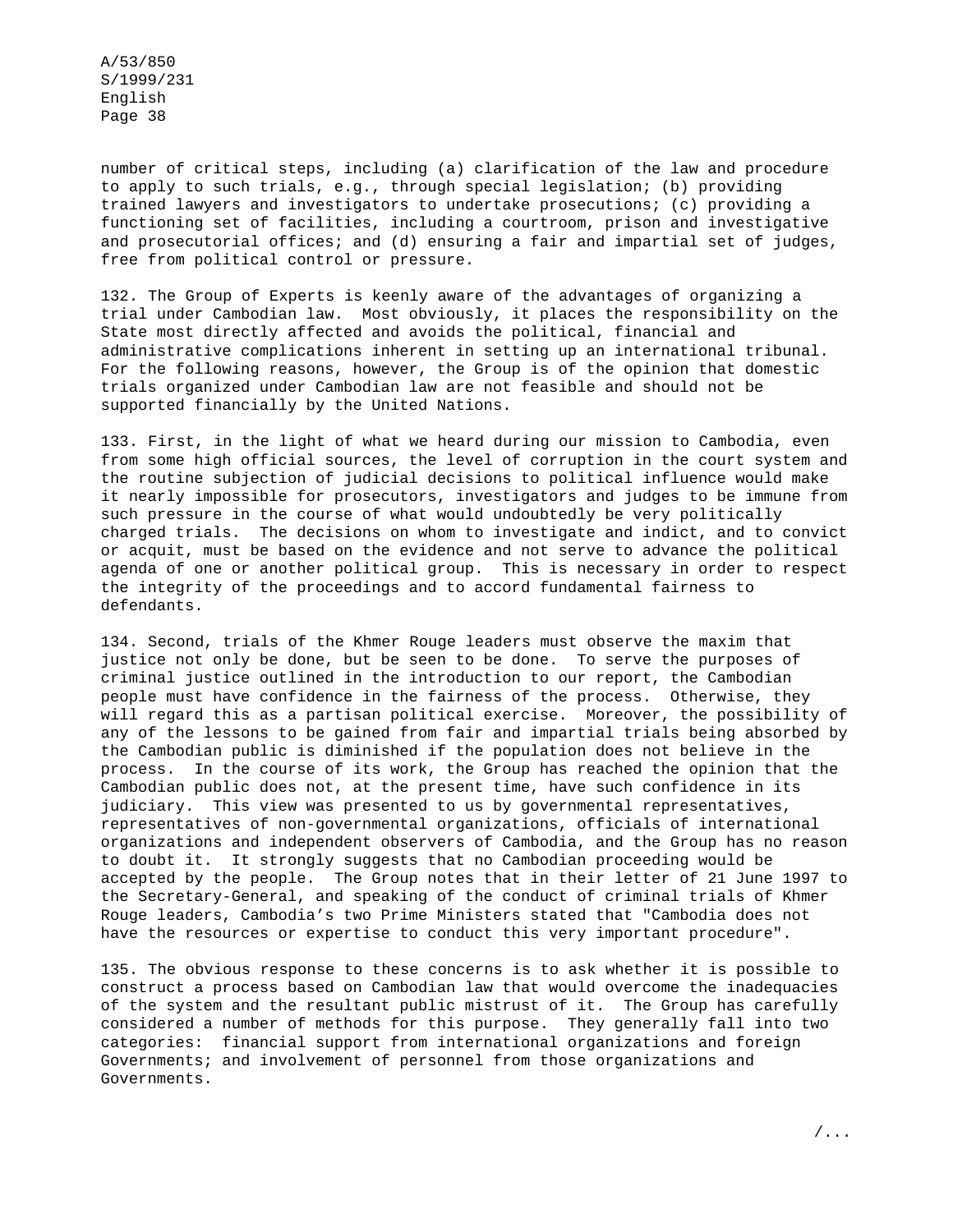number of critical steps, including (a) clarification of the law and procedure to apply to such trials, e.g., through special legislation; (b) providing trained lawyers and investigators to undertake prosecutions; (c) providing a functioning set of facilities, including a courtroom, prison and investigative and prosecutorial offices; and (d) ensuring a fair and impartial set of judges, free from political control or pressure.

132. The Group of Experts is keenly aware of the advantages of organizing a trial under Cambodian law. Most obviously, it places the responsibility on the State most directly affected and avoids the political, financial and administrative complications inherent in setting up an international tribunal. For the following reasons, however, the Group is of the opinion that domestic trials organized under Cambodian law are not feasible and should not be supported financially by the United Nations.

133. First, in the light of what we heard during our mission to Cambodia, even from some high official sources, the level of corruption in the court system and the routine subjection of judicial decisions to political influence would make it nearly impossible for prosecutors, investigators and judges to be immune from such pressure in the course of what would undoubtedly be very politically charged trials. The decisions on whom to investigate and indict, and to convict or acquit, must be based on the evidence and not serve to advance the political agenda of one or another political group. This is necessary in order to respect the integrity of the proceedings and to accord fundamental fairness to defendants.

134. Second, trials of the Khmer Rouge leaders must observe the maxim that justice not only be done, but be seen to be done. To serve the purposes of criminal justice outlined in the introduction to our report, the Cambodian people must have confidence in the fairness of the process. Otherwise, they will regard this as a partisan political exercise. Moreover, the possibility of any of the lessons to be gained from fair and impartial trials being absorbed by the Cambodian public is diminished if the population does not believe in the process. In the course of its work, the Group has reached the opinion that the Cambodian public does not, at the present time, have such confidence in its judiciary. This view was presented to us by governmental representatives, representatives of non-governmental organizations, officials of international organizations and independent observers of Cambodia, and the Group has no reason to doubt it. It strongly suggests that no Cambodian proceeding would be accepted by the people. The Group notes that in their letter of 21 June 1997 to the Secretary-General, and speaking of the conduct of criminal trials of Khmer Rouge leaders, Cambodia's two Prime Ministers stated that "Cambodia does not have the resources or expertise to conduct this very important procedure".

135. The obvious response to these concerns is to ask whether it is possible to construct a process based on Cambodian law that would overcome the inadequacies of the system and the resultant public mistrust of it. The Group has carefully considered a number of methods for this purpose. They generally fall into two categories: financial support from international organizations and foreign Governments; and involvement of personnel from those organizations and Governments.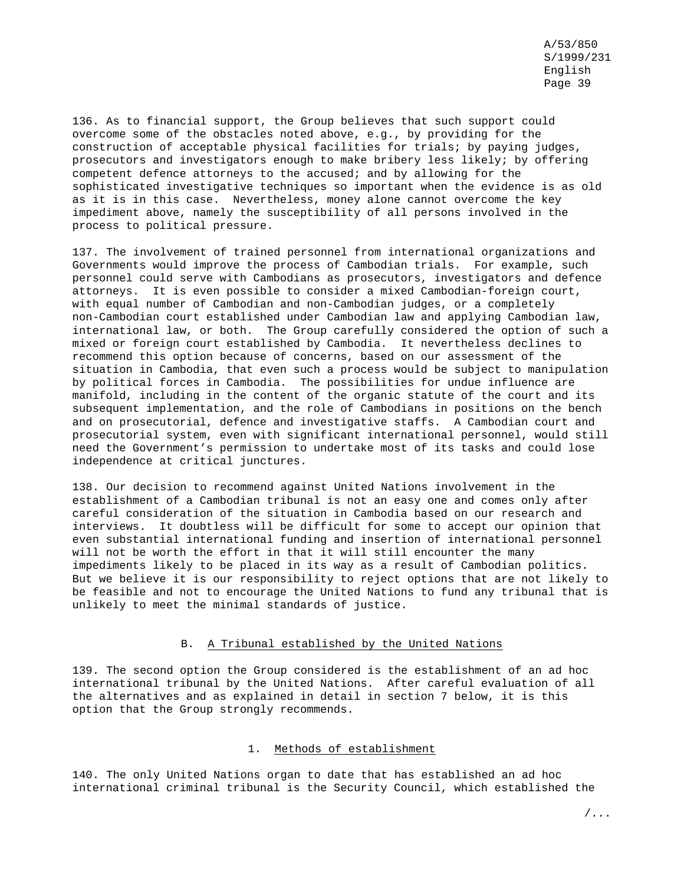136. As to financial support, the Group believes that such support could overcome some of the obstacles noted above, e.g., by providing for the construction of acceptable physical facilities for trials; by paying judges, prosecutors and investigators enough to make bribery less likely; by offering competent defence attorneys to the accused; and by allowing for the sophisticated investigative techniques so important when the evidence is as old as it is in this case. Nevertheless, money alone cannot overcome the key impediment above, namely the susceptibility of all persons involved in the process to political pressure.

137. The involvement of trained personnel from international organizations and Governments would improve the process of Cambodian trials. For example, such personnel could serve with Cambodians as prosecutors, investigators and defence attorneys. It is even possible to consider a mixed Cambodian-foreign court, with equal number of Cambodian and non-Cambodian judges, or a completely non-Cambodian court established under Cambodian law and applying Cambodian law, international law, or both. The Group carefully considered the option of such a mixed or foreign court established by Cambodia. It nevertheless declines to recommend this option because of concerns, based on our assessment of the situation in Cambodia, that even such a process would be subject to manipulation by political forces in Cambodia. The possibilities for undue influence are manifold, including in the content of the organic statute of the court and its subsequent implementation, and the role of Cambodians in positions on the bench and on prosecutorial, defence and investigative staffs. A Cambodian court and prosecutorial system, even with significant international personnel, would still need the Government's permission to undertake most of its tasks and could lose independence at critical junctures.

138. Our decision to recommend against United Nations involvement in the establishment of a Cambodian tribunal is not an easy one and comes only after careful consideration of the situation in Cambodia based on our research and interviews. It doubtless will be difficult for some to accept our opinion that even substantial international funding and insertion of international personnel will not be worth the effort in that it will still encounter the many impediments likely to be placed in its way as a result of Cambodian politics. But we believe it is our responsibility to reject options that are not likely to be feasible and not to encourage the United Nations to fund any tribunal that is unlikely to meet the minimal standards of justice.

## B. A Tribunal established by the United Nations

139. The second option the Group considered is the establishment of an ad hoc international tribunal by the United Nations. After careful evaluation of all the alternatives and as explained in detail in section 7 below, it is this option that the Group strongly recommends.

### 1. Methods of establishment

140. The only United Nations organ to date that has established an ad hoc international criminal tribunal is the Security Council, which established the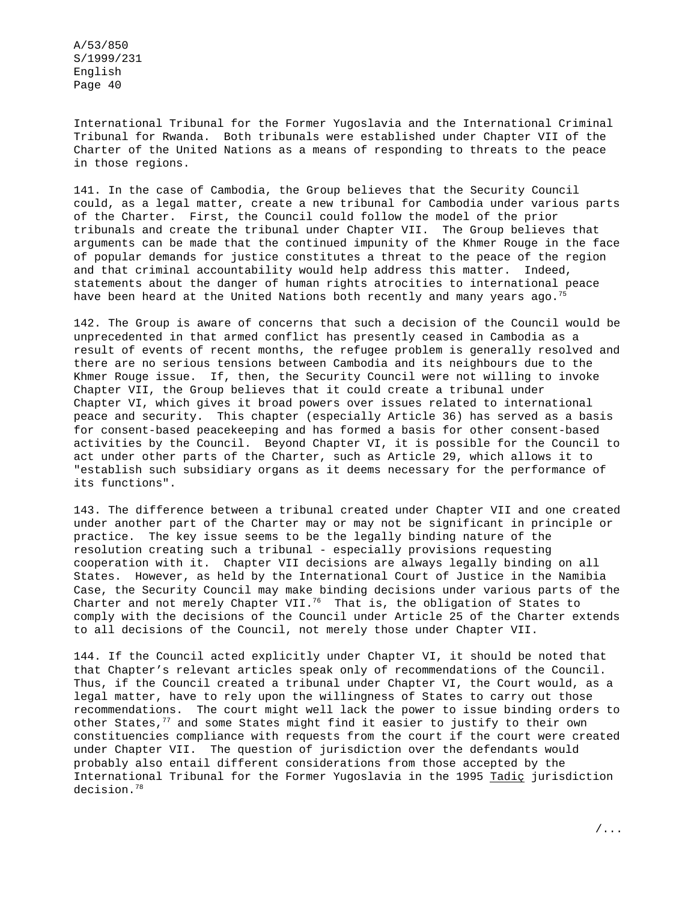International Tribunal for the Former Yugoslavia and the International Criminal Tribunal for Rwanda. Both tribunals were established under Chapter VII of the Charter of the United Nations as a means of responding to threats to the peace in those regions.

141. In the case of Cambodia, the Group believes that the Security Council could, as a legal matter, create a new tribunal for Cambodia under various parts of the Charter. First, the Council could follow the model of the prior tribunals and create the tribunal under Chapter VII. The Group believes that arguments can be made that the continued impunity of the Khmer Rouge in the face of popular demands for justice constitutes a threat to the peace of the region and that criminal accountability would help address this matter. Indeed, statements about the danger of human rights atrocities to international peace have been heard at the United Nations both recently and many years ago.[75]

142. The Group is aware of concerns that such a decision of the Council would be unprecedented in that armed conflict has presently ceased in Cambodia as a result of events of recent months, the refugee problem is generally resolved and there are no serious tensions between Cambodia and its neighbours due to the Khmer Rouge issue. If, then, the Security Council were not willing to invoke Chapter VII, the Group believes that it could create a tribunal under Chapter VI, which gives it broad powers over issues related to international peace and security. This chapter (especially Article 36) has served as a basis for consent-based peacekeeping and has formed a basis for other consent-based activities by the Council. Beyond Chapter VI, it is possible for the Council to act under other parts of the Charter, such as Article 29, which allows it to "establish such subsidiary organs as it deems necessary for the performance of its functions".

143. The difference between a tribunal created under Chapter VII and one created under another part of the Charter may or may not be significant in principle or practice. The key issue seems to be the legally binding nature of the resolution creating such a tribunal - especially provisions requesting cooperation with it. Chapter VII decisions are always legally binding on all States. However, as held by the International Court of Justice in the Namibia Case, the Security Council may make binding decisions under various parts of the Charter and not merely Chapter VII.[76] That is, the obligation of States to comply with the decisions of the Council under Article 25 of the Charter extends to all decisions of the Council, not merely those under Chapter VII.

144. If the Council acted explicitly under Chapter VI, it should be noted that that Chapter's relevant articles speak only of recommendations of the Council. Thus, if the Council created a tribunal under Chapter VI, the Court would, as a legal matter, have to rely upon the willingness of States to carry out those recommendations. The court might well lack the power to issue binding orders to other States,[77] and some States might find it easier to justify to their own constituencies compliance with requests from the court if the court were created under Chapter VII. The question of jurisdiction over the defendants would probably also entail different considerations from those accepted by the International Tribunal for the Former Yugoslavia in the 1995 Tadiç jurisdiction decision.[78]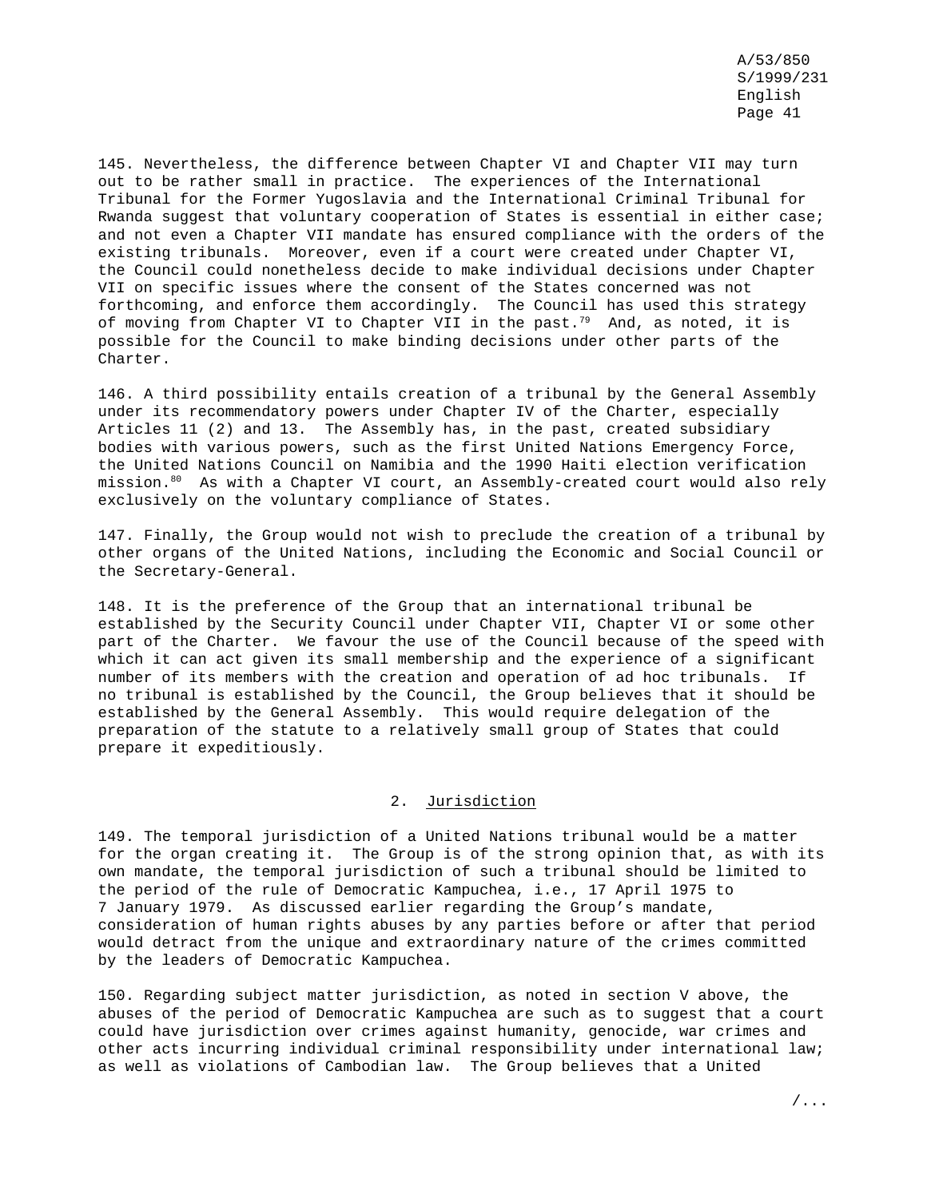145. Nevertheless, the difference between Chapter VI and Chapter VII may turn out to be rather small in practice. The experiences of the International Tribunal for the Former Yugoslavia and the International Criminal Tribunal for Rwanda suggest that voluntary cooperation of States is essential in either case; and not even a Chapter VII mandate has ensured compliance with the orders of the existing tribunals. Moreover, even if a court were created under Chapter VI, the Council could nonetheless decide to make individual decisions under Chapter VII on specific issues where the consent of the States concerned was not forthcoming, and enforce them accordingly. The Council has used this strategy of moving from Chapter VI to Chapter VII in the past.[79] And, as noted, it is possible for the Council to make binding decisions under other parts of the Charter.

146. A third possibility entails creation of a tribunal by the General Assembly under its recommendatory powers under Chapter IV of the Charter, especially Articles 11 (2) and 13. The Assembly has, in the past, created subsidiary bodies with various powers, such as the first United Nations Emergency Force, the United Nations Council on Namibia and the 1990 Haiti election verification mission.[80] As with a Chapter VI court, an Assembly-created court would also rely exclusively on the voluntary compliance of States.

147. Finally, the Group would not wish to preclude the creation of a tribunal by other organs of the United Nations, including the Economic and Social Council or the Secretary-General.

148. It is the preference of the Group that an international tribunal be established by the Security Council under Chapter VII, Chapter VI or some other part of the Charter. We favour the use of the Council because of the speed with which it can act given its small membership and the experience of a significant number of its members with the creation and operation of ad hoc tribunals. If no tribunal is established by the Council, the Group believes that it should be established by the General Assembly. This would require delegation of the preparation of the statute to a relatively small group of States that could prepare it expeditiously.

### 2. Jurisdiction

149. The temporal jurisdiction of a United Nations tribunal would be a matter for the organ creating it. The Group is of the strong opinion that, as with its own mandate, the temporal jurisdiction of such a tribunal should be limited to the period of the rule of Democratic Kampuchea, i.e., 17 April 1975 to 7 January 1979. As discussed earlier regarding the Group's mandate, consideration of human rights abuses by any parties before or after that period would detract from the unique and extraordinary nature of the crimes committed by the leaders of Democratic Kampuchea.

150. Regarding subject matter jurisdiction, as noted in section V above, the abuses of the period of Democratic Kampuchea are such as to suggest that a court could have jurisdiction over crimes against humanity, genocide, war crimes and other acts incurring individual criminal responsibility under international law; as well as violations of Cambodian law. The Group believes that a United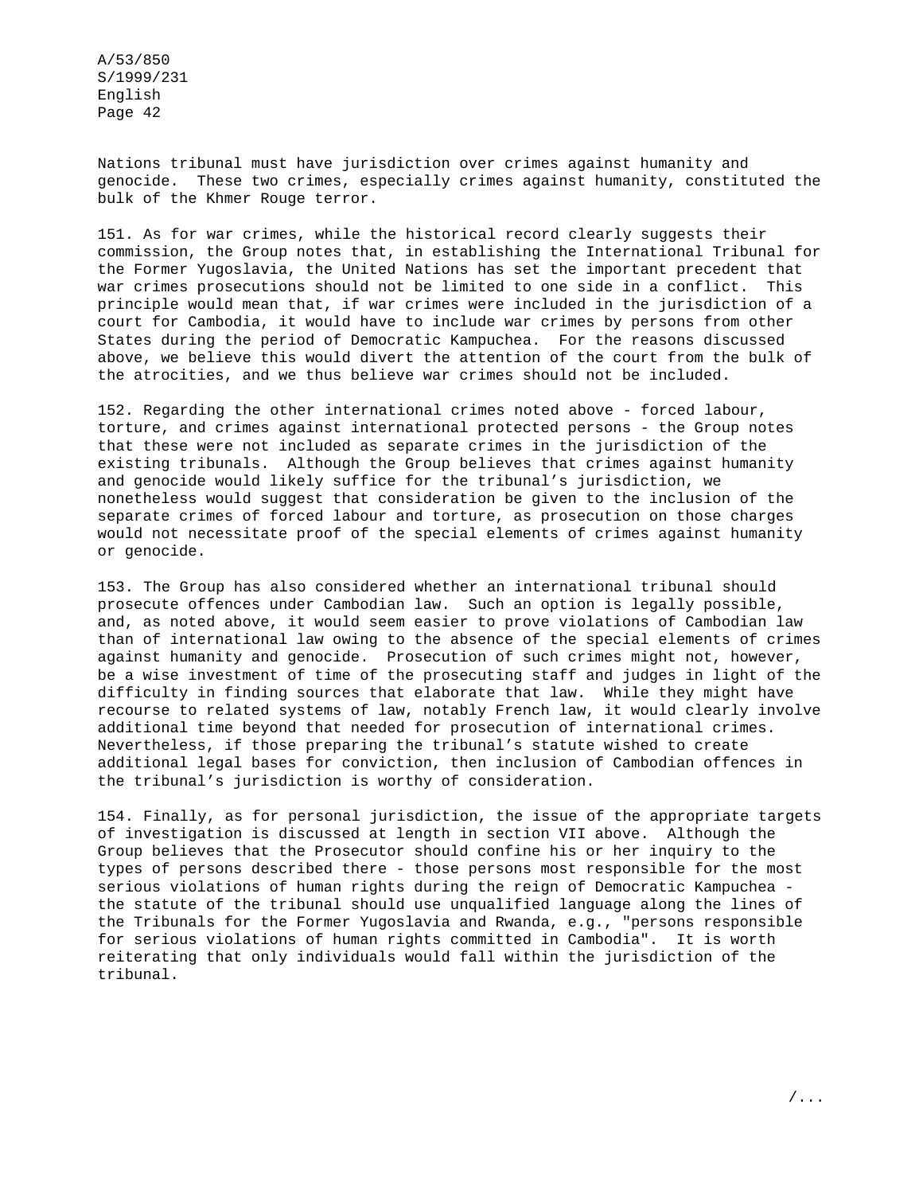Nations tribunal must have jurisdiction over crimes against humanity and genocide. These two crimes, especially crimes against humanity, constituted the bulk of the Khmer Rouge terror.

151. As for war crimes, while the historical record clearly suggests their commission, the Group notes that, in establishing the International Tribunal for the Former Yugoslavia, the United Nations has set the important precedent that war crimes prosecutions should not be limited to one side in a conflict. This principle would mean that, if war crimes were included in the jurisdiction of a court for Cambodia, it would have to include war crimes by persons from other States during the period of Democratic Kampuchea. For the reasons discussed above, we believe this would divert the attention of the court from the bulk of the atrocities, and we thus believe war crimes should not be included.

152. Regarding the other international crimes noted above - forced labour, torture, and crimes against international protected persons - the Group notes that these were not included as separate crimes in the jurisdiction of the existing tribunals. Although the Group believes that crimes against humanity and genocide would likely suffice for the tribunal's jurisdiction, we nonetheless would suggest that consideration be given to the inclusion of the separate crimes of forced labour and torture, as prosecution on those charges would not necessitate proof of the special elements of crimes against humanity or genocide.

153. The Group has also considered whether an international tribunal should prosecute offences under Cambodian law. Such an option is legally possible, and, as noted above, it would seem easier to prove violations of Cambodian law than of international law owing to the absence of the special elements of crimes against humanity and genocide. Prosecution of such crimes might not, however, be a wise investment of time of the prosecuting staff and judges in light of the difficulty in finding sources that elaborate that law. While they might have recourse to related systems of law, notably French law, it would clearly involve additional time beyond that needed for prosecution of international crimes. Nevertheless, if those preparing the tribunal's statute wished to create additional legal bases for conviction, then inclusion of Cambodian offences in the tribunal's jurisdiction is worthy of consideration.

154. Finally, as for personal jurisdiction, the issue of the appropriate targets of investigation is discussed at length in section VII above. Although the Group believes that the Prosecutor should confine his or her inquiry to the types of persons described there - those persons most responsible for the most serious violations of human rights during the reign of Democratic Kampuchea - the statute of the tribunal should use unqualified language along the lines of the Tribunals for the Former Yugoslavia and Rwanda, e.g., "persons responsible for serious violations of human rights committed in Cambodia". It is worth reiterating that only individuals would fall within the jurisdiction of the tribunal.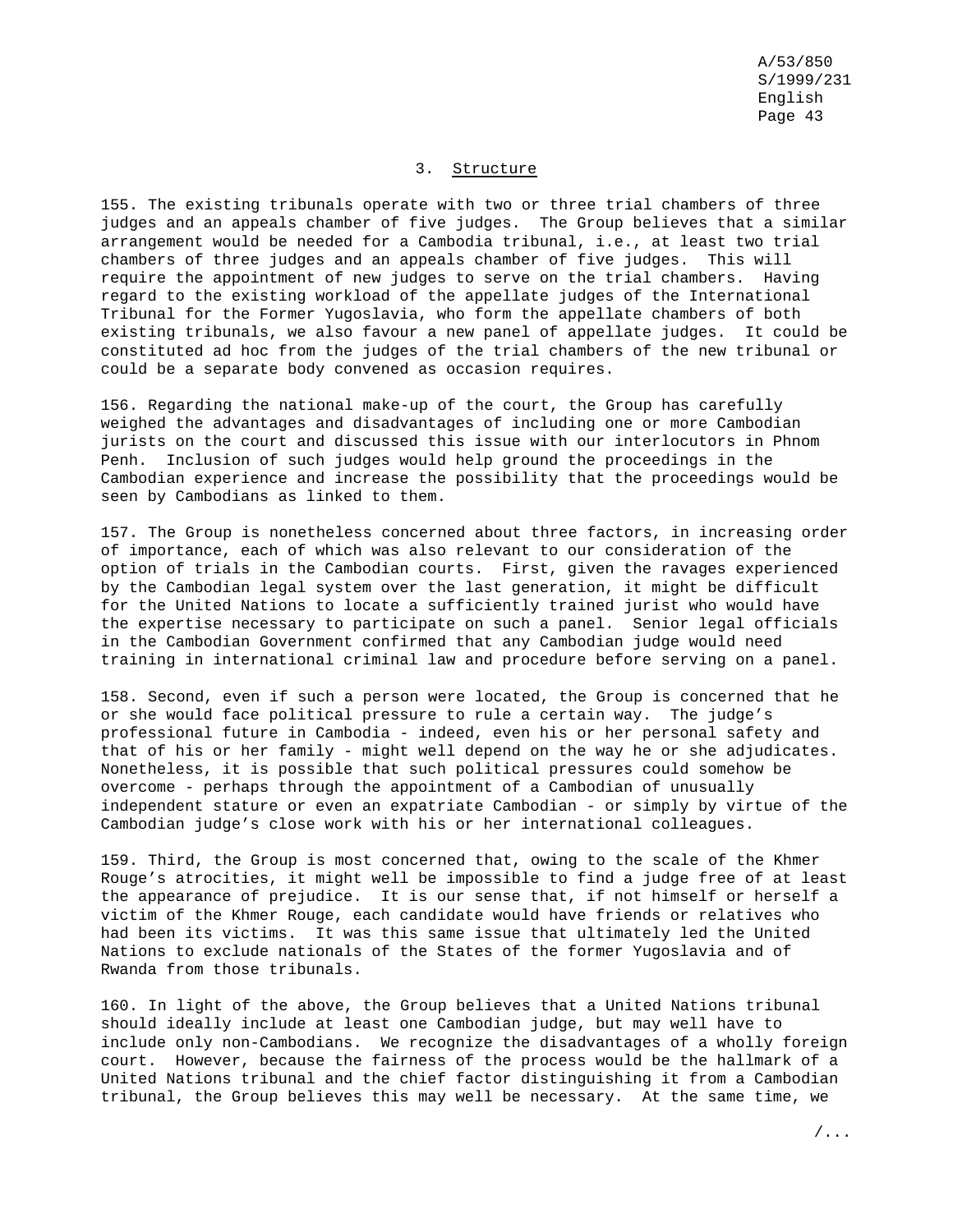### 3. Structure

155. The existing tribunals operate with two or three trial chambers of three judges and an appeals chamber of five judges. The Group believes that a similar arrangement would be needed for a Cambodia tribunal, i.e., at least two trial chambers of three judges and an appeals chamber of five judges. This will require the appointment of new judges to serve on the trial chambers. Having regard to the existing workload of the appellate judges of the International Tribunal for the Former Yugoslavia, who form the appellate chambers of both existing tribunals, we also favour a new panel of appellate judges. It could be constituted ad hoc from the judges of the trial chambers of the new tribunal or could be a separate body convened as occasion requires.

156. Regarding the national make-up of the court, the Group has carefully weighed the advantages and disadvantages of including one or more Cambodian jurists on the court and discussed this issue with our interlocutors in Phnom Penh. Inclusion of such judges would help ground the proceedings in the Cambodian experience and increase the possibility that the proceedings would be seen by Cambodians as linked to them.

157. The Group is nonetheless concerned about three factors, in increasing order of importance, each of which was also relevant to our consideration of the option of trials in the Cambodian courts. First, given the ravages experienced by the Cambodian legal system over the last generation, it might be difficult for the United Nations to locate a sufficiently trained jurist who would have the expertise necessary to participate on such a panel. Senior legal officials in the Cambodian Government confirmed that any Cambodian judge would need training in international criminal law and procedure before serving on a panel.

158. Second, even if such a person were located, the Group is concerned that he or she would face political pressure to rule a certain way. The judge's professional future in Cambodia - indeed, even his or her personal safety and that of his or her family - might well depend on the way he or she adjudicates. Nonetheless, it is possible that such political pressures could somehow be overcome - perhaps through the appointment of a Cambodian of unusually independent stature or even an expatriate Cambodian - or simply by virtue of the Cambodian judge's close work with his or her international colleagues.

159. Third, the Group is most concerned that, owing to the scale of the Khmer Rouge's atrocities, it might well be impossible to find a judge free of at least the appearance of prejudice. It is our sense that, if not himself or herself a victim of the Khmer Rouge, each candidate would have friends or relatives who had been its victims. It was this same issue that ultimately led the United Nations to exclude nationals of the States of the former Yugoslavia and of Rwanda from those tribunals.

160. In light of the above, the Group believes that a United Nations tribunal should ideally include at least one Cambodian judge, but may well have to include only non-Cambodians. We recognize the disadvantages of a wholly foreign court. However, because the fairness of the process would be the hallmark of a United Nations tribunal and the chief factor distinguishing it from a Cambodian tribunal, the Group believes this may well be necessary. At the same time, we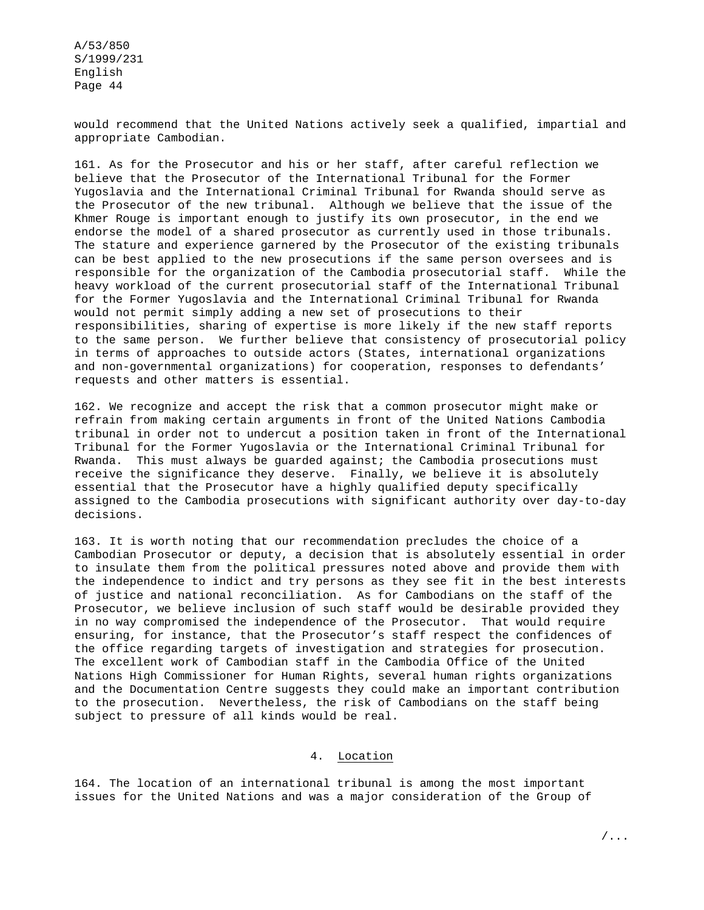would recommend that the United Nations actively seek a qualified, impartial and appropriate Cambodian.

161. As for the Prosecutor and his or her staff, after careful reflection we believe that the Prosecutor of the International Tribunal for the Former Yugoslavia and the International Criminal Tribunal for Rwanda should serve as the Prosecutor of the new tribunal. Although we believe that the issue of the Khmer Rouge is important enough to justify its own prosecutor, in the end we endorse the model of a shared prosecutor as currently used in those tribunals. The stature and experience garnered by the Prosecutor of the existing tribunals can be best applied to the new prosecutions if the same person oversees and is responsible for the organization of the Cambodia prosecutorial staff. While the heavy workload of the current prosecutorial staff of the International Tribunal for the Former Yugoslavia and the International Criminal Tribunal for Rwanda would not permit simply adding a new set of prosecutions to their responsibilities, sharing of expertise is more likely if the new staff reports to the same person. We further believe that consistency of prosecutorial policy in terms of approaches to outside actors (States, international organizations and non-governmental organizations) for cooperation, responses to defendants' requests and other matters is essential.

162. We recognize and accept the risk that a common prosecutor might make or refrain from making certain arguments in front of the United Nations Cambodia tribunal in order not to undercut a position taken in front of the International Tribunal for the Former Yugoslavia or the International Criminal Tribunal for Rwanda. This must always be guarded against; the Cambodia prosecutions must receive the significance they deserve. Finally, we believe it is absolutely essential that the Prosecutor have a highly qualified deputy specifically assigned to the Cambodia prosecutions with significant authority over day-to-day decisions.

163. It is worth noting that our recommendation precludes the choice of a Cambodian Prosecutor or deputy, a decision that is absolutely essential in order to insulate them from the political pressures noted above and provide them with the independence to indict and try persons as they see fit in the best interests of justice and national reconciliation. As for Cambodians on the staff of the Prosecutor, we believe inclusion of such staff would be desirable provided they in no way compromised the independence of the Prosecutor. That would require ensuring, for instance, that the Prosecutor's staff respect the confidences of the office regarding targets of investigation and strategies for prosecution. The excellent work of Cambodian staff in the Cambodia Office of the United Nations High Commissioner for Human Rights, several human rights organizations and the Documentation Centre suggests they could make an important contribution to the prosecution. Nevertheless, the risk of Cambodians on the staff being subject to pressure of all kinds would be real.

### 4. Location

164. The location of an international tribunal is among the most important issues for the United Nations and was a major consideration of the Group of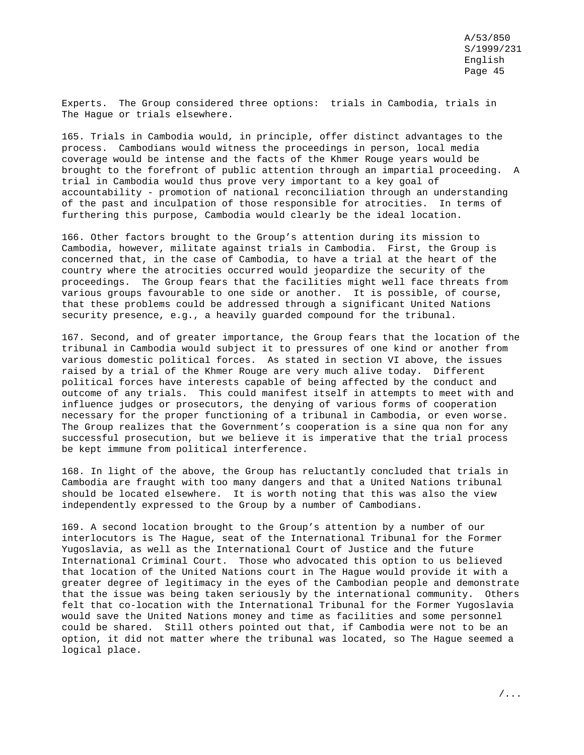Experts. The Group considered three options: trials in Cambodia, trials in The Hague or trials elsewhere.

165. Trials in Cambodia would, in principle, offer distinct advantages to the process. Cambodians would witness the proceedings in person, local media coverage would be intense and the facts of the Khmer Rouge years would be brought to the forefront of public attention through an impartial proceeding. A trial in Cambodia would thus prove very important to a key goal of accountability - promotion of national reconciliation through an understanding of the past and inculpation of those responsible for atrocities. In terms of furthering this purpose, Cambodia would clearly be the ideal location.

166. Other factors brought to the Group's attention during its mission to Cambodia, however, militate against trials in Cambodia. First, the Group is concerned that, in the case of Cambodia, to have a trial at the heart of the country where the atrocities occurred would jeopardize the security of the proceedings. The Group fears that the facilities might well face threats from various groups favourable to one side or another. It is possible, of course, that these problems could be addressed through a significant United Nations security presence, e.g., a heavily guarded compound for the tribunal.

167. Second, and of greater importance, the Group fears that the location of the tribunal in Cambodia would subject it to pressures of one kind or another from various domestic political forces. As stated in section VI above, the issues raised by a trial of the Khmer Rouge are very much alive today. Different political forces have interests capable of being affected by the conduct and outcome of any trials. This could manifest itself in attempts to meet with and influence judges or prosecutors, the denying of various forms of cooperation necessary for the proper functioning of a tribunal in Cambodia, or even worse. The Group realizes that the Government's cooperation is a sine qua non for any successful prosecution, but we believe it is imperative that the trial process be kept immune from political interference.

168. In light of the above, the Group has reluctantly concluded that trials in Cambodia are fraught with too many dangers and that a United Nations tribunal should be located elsewhere. It is worth noting that this was also the view independently expressed to the Group by a number of Cambodians.

169. A second location brought to the Group's attention by a number of our interlocutors is The Hague, seat of the International Tribunal for the Former Yugoslavia, as well as the International Court of Justice and the future International Criminal Court. Those who advocated this option to us believed that location of the United Nations court in The Hague would provide it with a greater degree of legitimacy in the eyes of the Cambodian people and demonstrate that the issue was being taken seriously by the international community. Others felt that co-location with the International Tribunal for the Former Yugoslavia would save the United Nations money and time as facilities and some personnel could be shared. Still others pointed out that, if Cambodia were not to be an option, it did not matter where the tribunal was located, so The Hague seemed a logical place.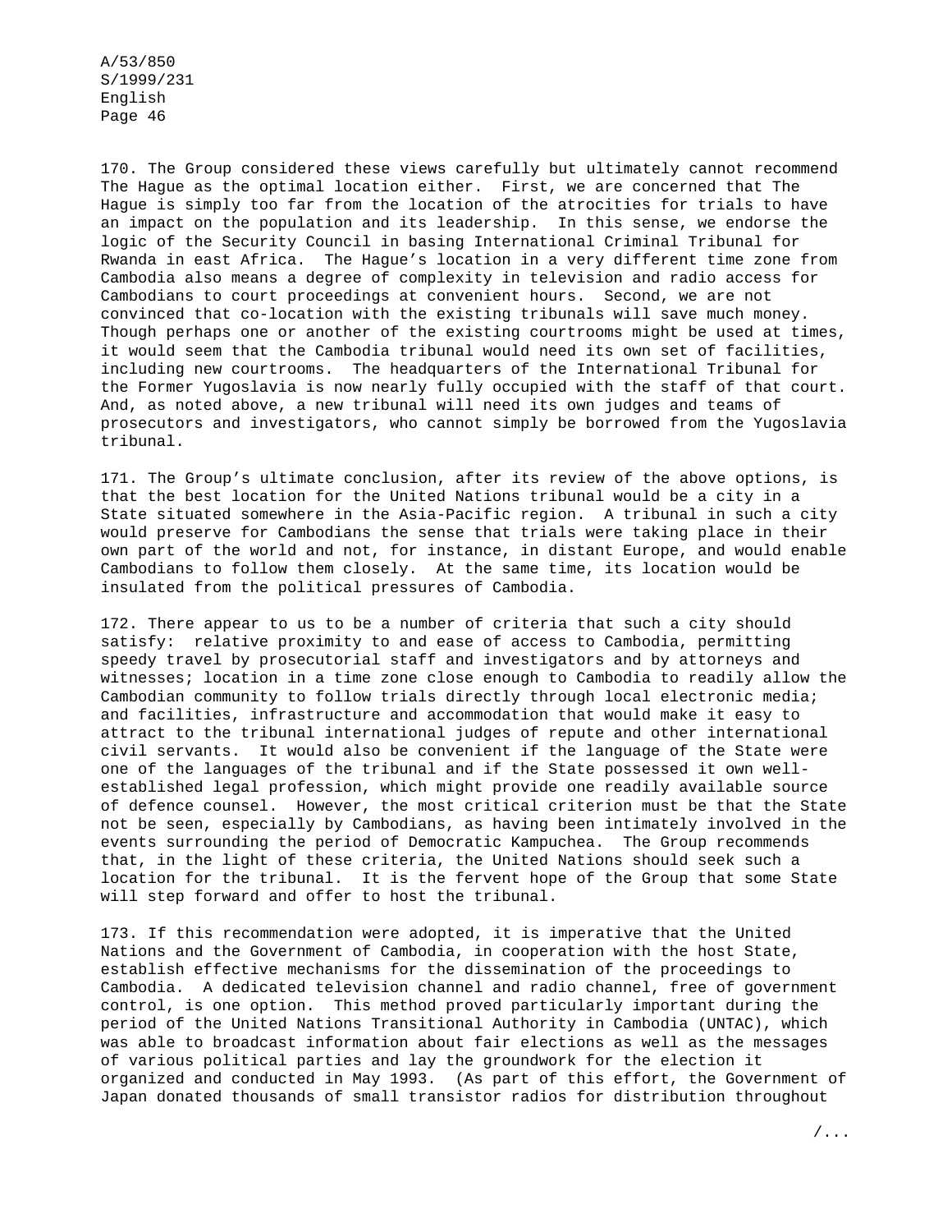170. The Group considered these views carefully but ultimately cannot recommend The Hague as the optimal location either. First, we are concerned that The Hague is simply too far from the location of the atrocities for trials to have an impact on the population and its leadership. In this sense, we endorse the logic of the Security Council in basing International Criminal Tribunal for Rwanda in east Africa. The Hague's location in a very different time zone from Cambodia also means a degree of complexity in television and radio access for Cambodians to court proceedings at convenient hours. Second, we are not convinced that co-location with the existing tribunals will save much money. Though perhaps one or another of the existing courtrooms might be used at times, it would seem that the Cambodia tribunal would need its own set of facilities, including new courtrooms. The headquarters of the International Tribunal for the Former Yugoslavia is now nearly fully occupied with the staff of that court. And, as noted above, a new tribunal will need its own judges and teams of prosecutors and investigators, who cannot simply be borrowed from the Yugoslavia tribunal.

171. The Group's ultimate conclusion, after its review of the above options, is that the best location for the United Nations tribunal would be a city in a State situated somewhere in the Asia-Pacific region. A tribunal in such a city would preserve for Cambodians the sense that trials were taking place in their own part of the world and not, for instance, in distant Europe, and would enable Cambodians to follow them closely. At the same time, its location would be insulated from the political pressures of Cambodia.

172. There appear to us to be a number of criteria that such a city should satisfy: relative proximity to and ease of access to Cambodia, permitting speedy travel by prosecutorial staff and investigators and by attorneys and witnesses; location in a time zone close enough to Cambodia to readily allow the Cambodian community to follow trials directly through local electronic media; and facilities, infrastructure and accommodation that would make it easy to attract to the tribunal international judges of repute and other international civil servants. It would also be convenient if the language of the State were one of the languages of the tribunal and if the State possessed it own well-established legal profession, which might provide one readily available source of defence counsel. However, the most critical criterion must be that the State not be seen, especially by Cambodians, as having been intimately involved in the events surrounding the period of Democratic Kampuchea. The Group recommends that, in the light of these criteria, the United Nations should seek such a location for the tribunal. It is the fervent hope of the Group that some State will step forward and offer to host the tribunal.

173. If this recommendation were adopted, it is imperative that the United Nations and the Government of Cambodia, in cooperation with the host State, establish effective mechanisms for the dissemination of the proceedings to Cambodia. A dedicated television channel and radio channel, free of government control, is one option. This method proved particularly important during the period of the United Nations Transitional Authority in Cambodia (UNTAC), which was able to broadcast information about fair elections as well as the messages of various political parties and lay the groundwork for the election it organized and conducted in May 1993. (As part of this effort, the Government of Japan donated thousands of small transistor radios for distribution throughout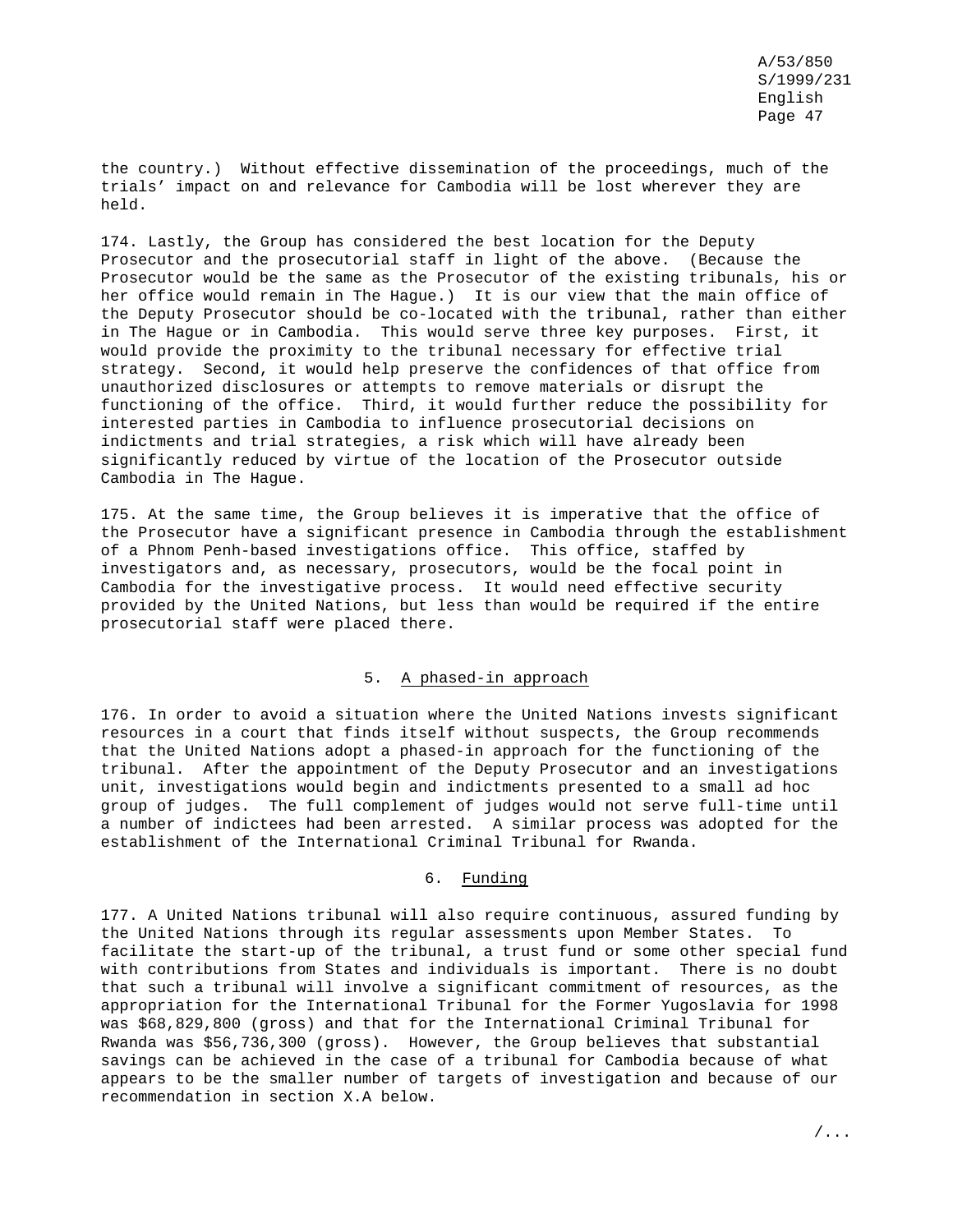the country.) Without effective dissemination of the proceedings, much of the trials' impact on and relevance for Cambodia will be lost wherever they are held.

174. Lastly, the Group has considered the best location for the Deputy Prosecutor and the prosecutorial staff in light of the above. (Because the Prosecutor would be the same as the Prosecutor of the existing tribunals, his or her office would remain in The Hague.) It is our view that the main office of the Deputy Prosecutor should be co-located with the tribunal, rather than either in The Hague or in Cambodia. This would serve three key purposes. First, it would provide the proximity to the tribunal necessary for effective trial strategy. Second, it would help preserve the confidences of that office from unauthorized disclosures or attempts to remove materials or disrupt the functioning of the office. Third, it would further reduce the possibility for interested parties in Cambodia to influence prosecutorial decisions on indictments and trial strategies, a risk which will have already been significantly reduced by virtue of the location of the Prosecutor outside Cambodia in The Hague.

175. At the same time, the Group believes it is imperative that the office of the Prosecutor have a significant presence in Cambodia through the establishment of a Phnom Penh-based investigations office. This office, staffed by investigators and, as necessary, prosecutors, would be the focal point in Cambodia for the investigative process. It would need effective security provided by the United Nations, but less than would be required if the entire prosecutorial staff were placed there.

### 5. A phased-in approach

176. In order to avoid a situation where the United Nations invests significant resources in a court that finds itself without suspects, the Group recommends that the United Nations adopt a phased-in approach for the functioning of the tribunal. After the appointment of the Deputy Prosecutor and an investigations unit, investigations would begin and indictments presented to a small ad hoc group of judges. The full complement of judges would not serve full-time until a number of indictees had been arrested. A similar process was adopted for the establishment of the International Criminal Tribunal for Rwanda.

### 6. Funding

177. A United Nations tribunal will also require continuous, assured funding by the United Nations through its regular assessments upon Member States. To facilitate the start-up of the tribunal, a trust fund or some other special fund with contributions from States and individuals is important. There is no doubt that such a tribunal will involve a significant commitment of resources, as the appropriation for the International Tribunal for the Former Yugoslavia for 1998 was $68,829,800 (gross) and that for the International Criminal Tribunal for Rwanda was $56,736,300 (gross). However, the Group believes that substantial savings can be achieved in the case of a tribunal for Cambodia because of what appears to be the smaller number of targets of investigation and because of our recommendation in section X.A below.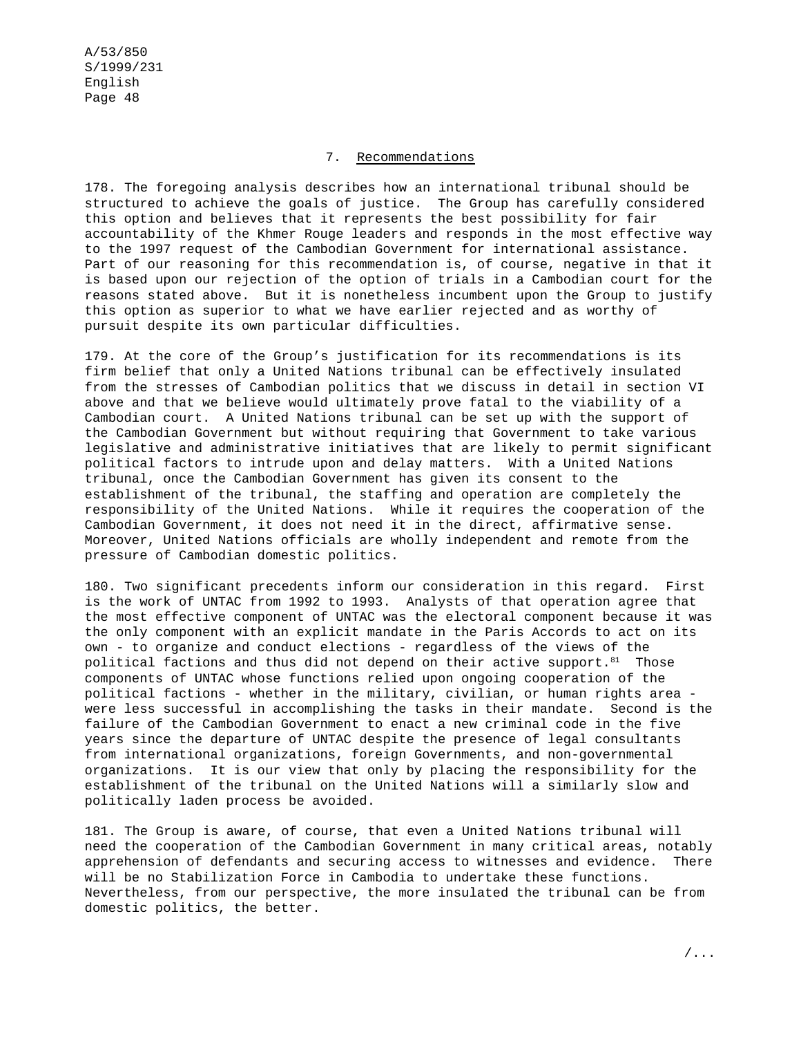### 7. Recommendations

178. The foregoing analysis describes how an international tribunal should be structured to achieve the goals of justice. The Group has carefully considered this option and believes that it represents the best possibility for fair accountability of the Khmer Rouge leaders and responds in the most effective way to the 1997 request of the Cambodian Government for international assistance. Part of our reasoning for this recommendation is, of course, negative in that it is based upon our rejection of the option of trials in a Cambodian court for the reasons stated above. But it is nonetheless incumbent upon the Group to justify this option as superior to what we have earlier rejected and as worthy of pursuit despite its own particular difficulties.

179. At the core of the Group's justification for its recommendations is its firm belief that only a United Nations tribunal can be effectively insulated from the stresses of Cambodian politics that we discuss in detail in section VI above and that we believe would ultimately prove fatal to the viability of a Cambodian court. A United Nations tribunal can be set up with the support of the Cambodian Government but without requiring that Government to take various legislative and administrative initiatives that are likely to permit significant political factors to intrude upon and delay matters. With a United Nations tribunal, once the Cambodian Government has given its consent to the establishment of the tribunal, the staffing and operation are completely the responsibility of the United Nations. While it requires the cooperation of the Cambodian Government, it does not need it in the direct, affirmative sense. Moreover, United Nations officials are wholly independent and remote from the pressure of Cambodian domestic politics.

180. Two significant precedents inform our consideration in this regard. First is the work of UNTAC from 1992 to 1993. Analysts of that operation agree that the most effective component of UNTAC was the electoral component because it was the only component with an explicit mandate in the Paris Accords to act on its own - to organize and conduct elections - regardless of the views of the political factions and thus did not depend on their active support.[81] Those components of UNTAC whose functions relied upon ongoing cooperation of the political factions - whether in the military, civilian, or human rights area - were less successful in accomplishing the tasks in their mandate. Second is the failure of the Cambodian Government to enact a new criminal code in the five years since the departure of UNTAC despite the presence of legal consultants from international organizations, foreign Governments, and non-governmental organizations. It is our view that only by placing the responsibility for the establishment of the tribunal on the United Nations will a similarly slow and politically laden process be avoided.

181. The Group is aware, of course, that even a United Nations tribunal will need the cooperation of the Cambodian Government in many critical areas, notably apprehension of defendants and securing access to witnesses and evidence. There will be no Stabilization Force in Cambodia to undertake these functions. Nevertheless, from our perspective, the more insulated the tribunal can be from domestic politics, the better.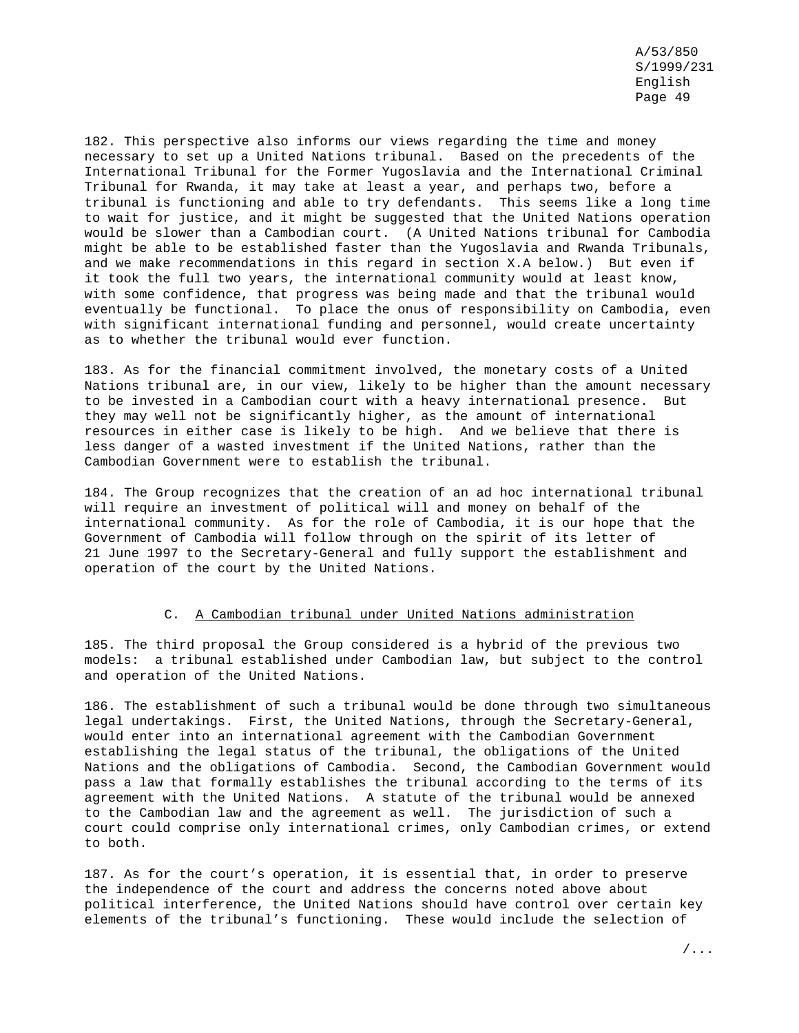182. This perspective also informs our views regarding the time and money necessary to set up a United Nations tribunal. Based on the precedents of the International Tribunal for the Former Yugoslavia and the International Criminal Tribunal for Rwanda, it may take at least a year, and perhaps two, before a tribunal is functioning and able to try defendants. This seems like a long time to wait for justice, and it might be suggested that the United Nations operation would be slower than a Cambodian court. (A United Nations tribunal for Cambodia might be able to be established faster than the Yugoslavia and Rwanda Tribunals, and we make recommendations in this regard in section X.A below.) But even if it took the full two years, the international community would at least know, with some confidence, that progress was being made and that the tribunal would eventually be functional. To place the onus of responsibility on Cambodia, even with significant international funding and personnel, would create uncertainty as to whether the tribunal would ever function.

183. As for the financial commitment involved, the monetary costs of a United Nations tribunal are, in our view, likely to be higher than the amount necessary to be invested in a Cambodian court with a heavy international presence. But they may well not be significantly higher, as the amount of international resources in either case is likely to be high. And we believe that there is less danger of a wasted investment if the United Nations, rather than the Cambodian Government were to establish the tribunal.

184. The Group recognizes that the creation of an ad hoc international tribunal will require an investment of political will and money on behalf of the international community. As for the role of Cambodia, it is our hope that the Government of Cambodia will follow through on the spirit of its letter of 21 June 1997 to the Secretary-General and fully support the establishment and operation of the court by the United Nations.

## C. A Cambodian tribunal under United Nations administration

185. The third proposal the Group considered is a hybrid of the previous two models: a tribunal established under Cambodian law, but subject to the control and operation of the United Nations.

186. The establishment of such a tribunal would be done through two simultaneous legal undertakings. First, the United Nations, through the Secretary-General, would enter into an international agreement with the Cambodian Government establishing the legal status of the tribunal, the obligations of the United Nations and the obligations of Cambodia. Second, the Cambodian Government would pass a law that formally establishes the tribunal according to the terms of its agreement with the United Nations. A statute of the tribunal would be annexed to the Cambodian law and the agreement as well. The jurisdiction of such a court could comprise only international crimes, only Cambodian crimes, or extend to both.

187. As for the court's operation, it is essential that, in order to preserve the independence of the court and address the concerns noted above about political interference, the United Nations should have control over certain key elements of the tribunal's functioning. These would include the selection of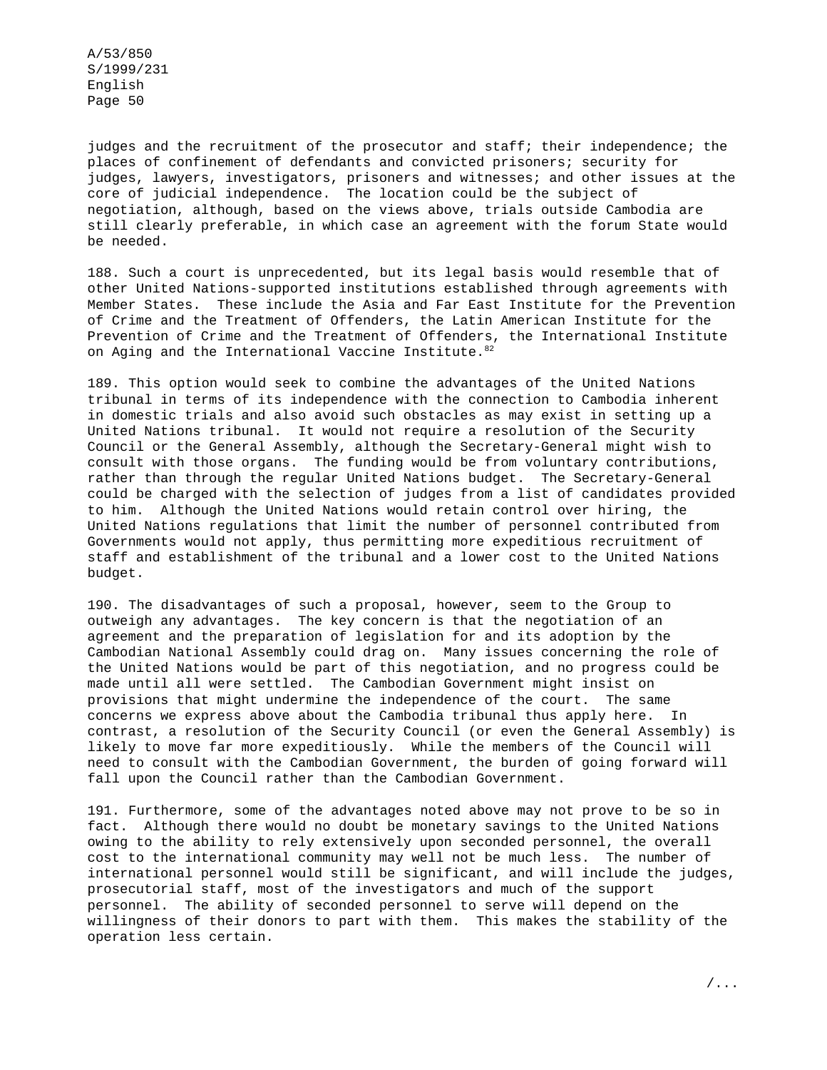judges and the recruitment of the prosecutor and staff; their independence; the places of confinement of defendants and convicted prisoners; security for judges, lawyers, investigators, prisoners and witnesses; and other issues at the core of judicial independence. The location could be the subject of negotiation, although, based on the views above, trials outside Cambodia are still clearly preferable, in which case an agreement with the forum State would be needed.

188. Such a court is unprecedented, but its legal basis would resemble that of other United Nations-supported institutions established through agreements with Member States. These include the Asia and Far East Institute for the Prevention of Crime and the Treatment of Offenders, the Latin American Institute for the Prevention of Crime and the Treatment of Offenders, the International Institute on Aging and the International Vaccine Institute.[82]

189. This option would seek to combine the advantages of the United Nations tribunal in terms of its independence with the connection to Cambodia inherent in domestic trials and also avoid such obstacles as may exist in setting up a United Nations tribunal. It would not require a resolution of the Security Council or the General Assembly, although the Secretary-General might wish to consult with those organs. The funding would be from voluntary contributions, rather than through the regular United Nations budget. The Secretary-General could be charged with the selection of judges from a list of candidates provided to him. Although the United Nations would retain control over hiring, the United Nations regulations that limit the number of personnel contributed from Governments would not apply, thus permitting more expeditious recruitment of staff and establishment of the tribunal and a lower cost to the United Nations budget.

190. The disadvantages of such a proposal, however, seem to the Group to outweigh any advantages. The key concern is that the negotiation of an agreement and the preparation of legislation for and its adoption by the Cambodian National Assembly could drag on. Many issues concerning the role of the United Nations would be part of this negotiation, and no progress could be made until all were settled. The Cambodian Government might insist on provisions that might undermine the independence of the court. The same concerns we express above about the Cambodia tribunal thus apply here. In contrast, a resolution of the Security Council (or even the General Assembly) is likely to move far more expeditiously. While the members of the Council will need to consult with the Cambodian Government, the burden of going forward will fall upon the Council rather than the Cambodian Government.

191. Furthermore, some of the advantages noted above may not prove to be so in fact. Although there would no doubt be monetary savings to the United Nations owing to the ability to rely extensively upon seconded personnel, the overall cost to the international community may well not be much less. The number of international personnel would still be significant, and will include the judges, prosecutorial staff, most of the investigators and much of the support personnel. The ability of seconded personnel to serve will depend on the willingness of their donors to part with them. This makes the stability of the operation less certain.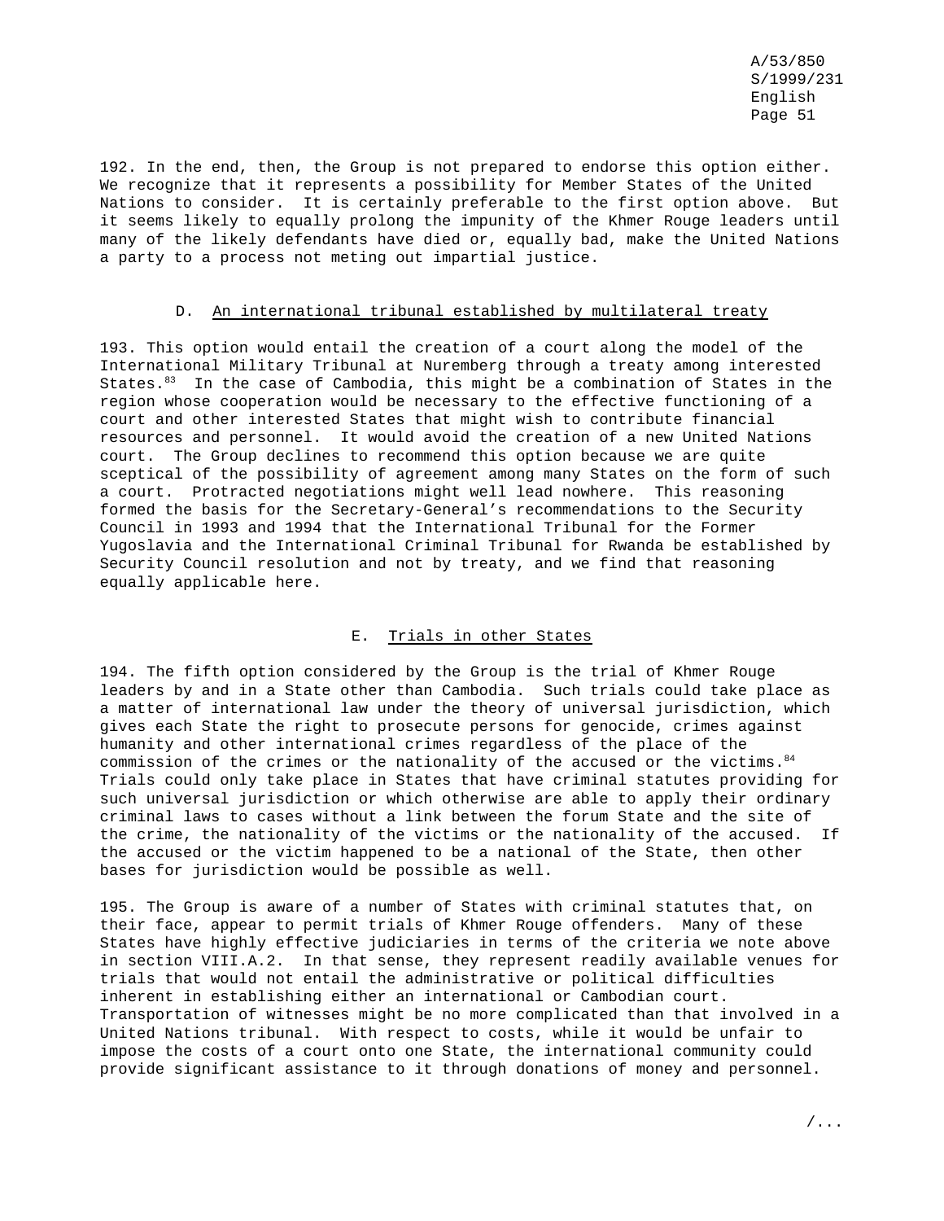192. In the end, then, the Group is not prepared to endorse this option either. We recognize that it represents a possibility for Member States of the United Nations to consider. It is certainly preferable to the first option above. But it seems likely to equally prolong the impunity of the Khmer Rouge leaders until many of the likely defendants have died or, equally bad, make the United Nations a party to a process not meting out impartial justice.

### D. An international tribunal established by multilateral treaty

193. This option would entail the creation of a court along the model of the International Military Tribunal at Nuremberg through a treaty among interested States.[83] In the case of Cambodia, this might be a combination of States in the region whose cooperation would be necessary to the effective functioning of a court and other interested States that might wish to contribute financial resources and personnel. It would avoid the creation of a new United Nations court. The Group declines to recommend this option because we are quite sceptical of the possibility of agreement among many States on the form of such a court. Protracted negotiations might well lead nowhere. This reasoning formed the basis for the Secretary-General's recommendations to the Security Council in 1993 and 1994 that the International Tribunal for the Former Yugoslavia and the International Criminal Tribunal for Rwanda be established by Security Council resolution and not by treaty, and we find that reasoning equally applicable here.

### E. Trials in other States

194. The fifth option considered by the Group is the trial of Khmer Rouge leaders by and in a State other than Cambodia. Such trials could take place as a matter of international law under the theory of universal jurisdiction, which gives each State the right to prosecute persons for genocide, crimes against humanity and other international crimes regardless of the place of the commission of the crimes or the nationality of the accused or the victims.[84] Trials could only take place in States that have criminal statutes providing for such universal jurisdiction or which otherwise are able to apply their ordinary criminal laws to cases without a link between the forum State and the site of the crime, the nationality of the victims or the nationality of the accused. If the accused or the victim happened to be a national of the State, then other bases for jurisdiction would be possible as well.

195. The Group is aware of a number of States with criminal statutes that, on their face, appear to permit trials of Khmer Rouge offenders. Many of these States have highly effective judiciaries in terms of the criteria we note above in section VIII.A.2. In that sense, they represent readily available venues for trials that would not entail the administrative or political difficulties inherent in establishing either an international or Cambodian court. Transportation of witnesses might be no more complicated than that involved in a United Nations tribunal. With respect to costs, while it would be unfair to impose the costs of a court onto one State, the international community could provide significant assistance to it through donations of money and personnel.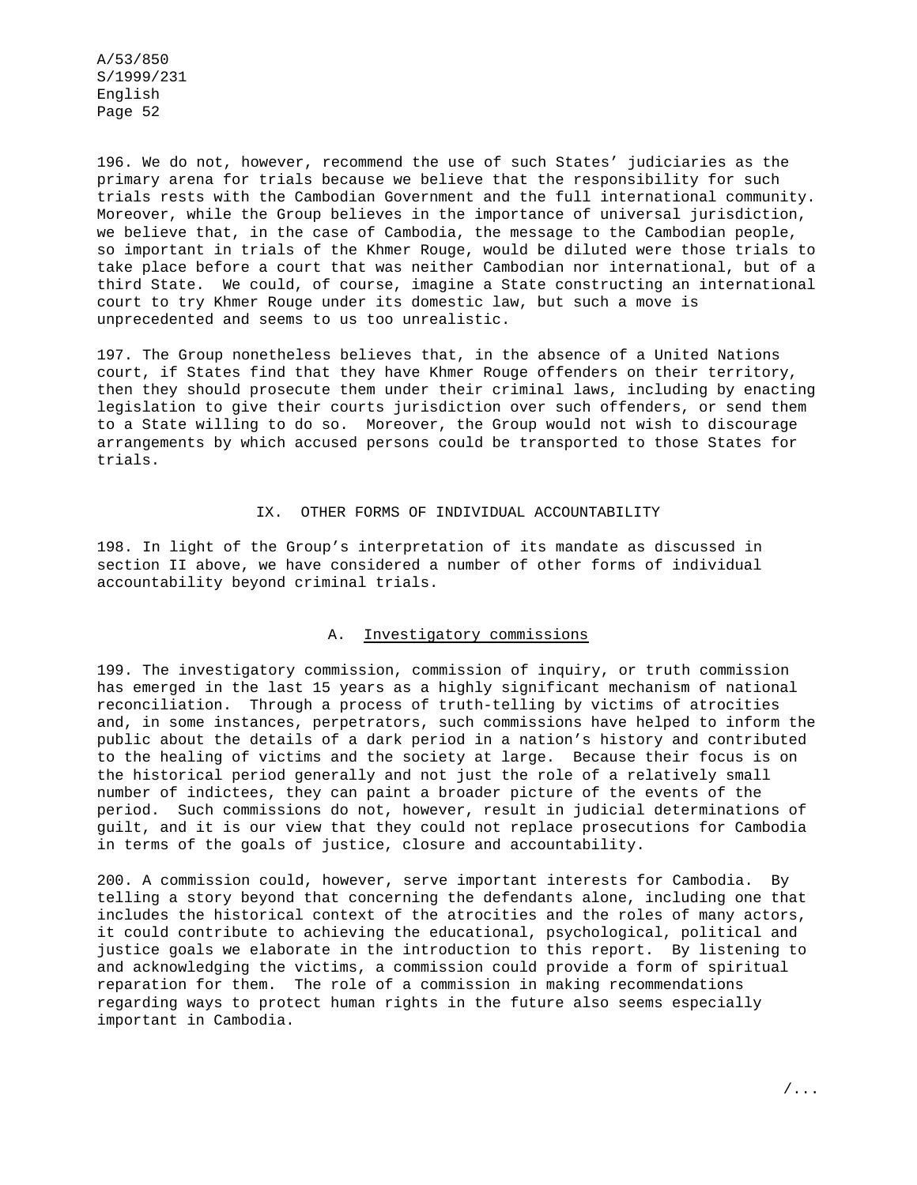196. We do not, however, recommend the use of such States' judiciaries as the primary arena for trials because we believe that the responsibility for such trials rests with the Cambodian Government and the full international community. Moreover, while the Group believes in the importance of universal jurisdiction, we believe that, in the case of Cambodia, the message to the Cambodian people, so important in trials of the Khmer Rouge, would be diluted were those trials to take place before a court that was neither Cambodian nor international, but of a third State. We could, of course, imagine a State constructing an international court to try Khmer Rouge under its domestic law, but such a move is unprecedented and seems to us too unrealistic.

197. The Group nonetheless believes that, in the absence of a United Nations court, if States find that they have Khmer Rouge offenders on their territory, then they should prosecute them under their criminal laws, including by enacting legislation to give their courts jurisdiction over such offenders, or send them to a State willing to do so. Moreover, the Group would not wish to discourage arrangements by which accused persons could be transported to those States for trials.

## IX. OTHER FORMS OF INDIVIDUAL ACCOUNTABILITY

198. In light of the Group's interpretation of its mandate as discussed in section II above, we have considered a number of other forms of individual accountability beyond criminal trials.

### A. Investigatory commissions

199. The investigatory commission, commission of inquiry, or truth commission has emerged in the last 15 years as a highly significant mechanism of national reconciliation. Through a process of truth-telling by victims of atrocities and, in some instances, perpetrators, such commissions have helped to inform the public about the details of a dark period in a nation's history and contributed to the healing of victims and the society at large. Because their focus is on the historical period generally and not just the role of a relatively small number of indictees, they can paint a broader picture of the events of the period. Such commissions do not, however, result in judicial determinations of guilt, and it is our view that they could not replace prosecutions for Cambodia in terms of the goals of justice, closure and accountability.

200. A commission could, however, serve important interests for Cambodia. By telling a story beyond that concerning the defendants alone, including one that includes the historical context of the atrocities and the roles of many actors, it could contribute to achieving the educational, psychological, political and justice goals we elaborate in the introduction to this report. By listening to and acknowledging the victims, a commission could provide a form of spiritual reparation for them. The role of a commission in making recommendations regarding ways to protect human rights in the future also seems especially important in Cambodia.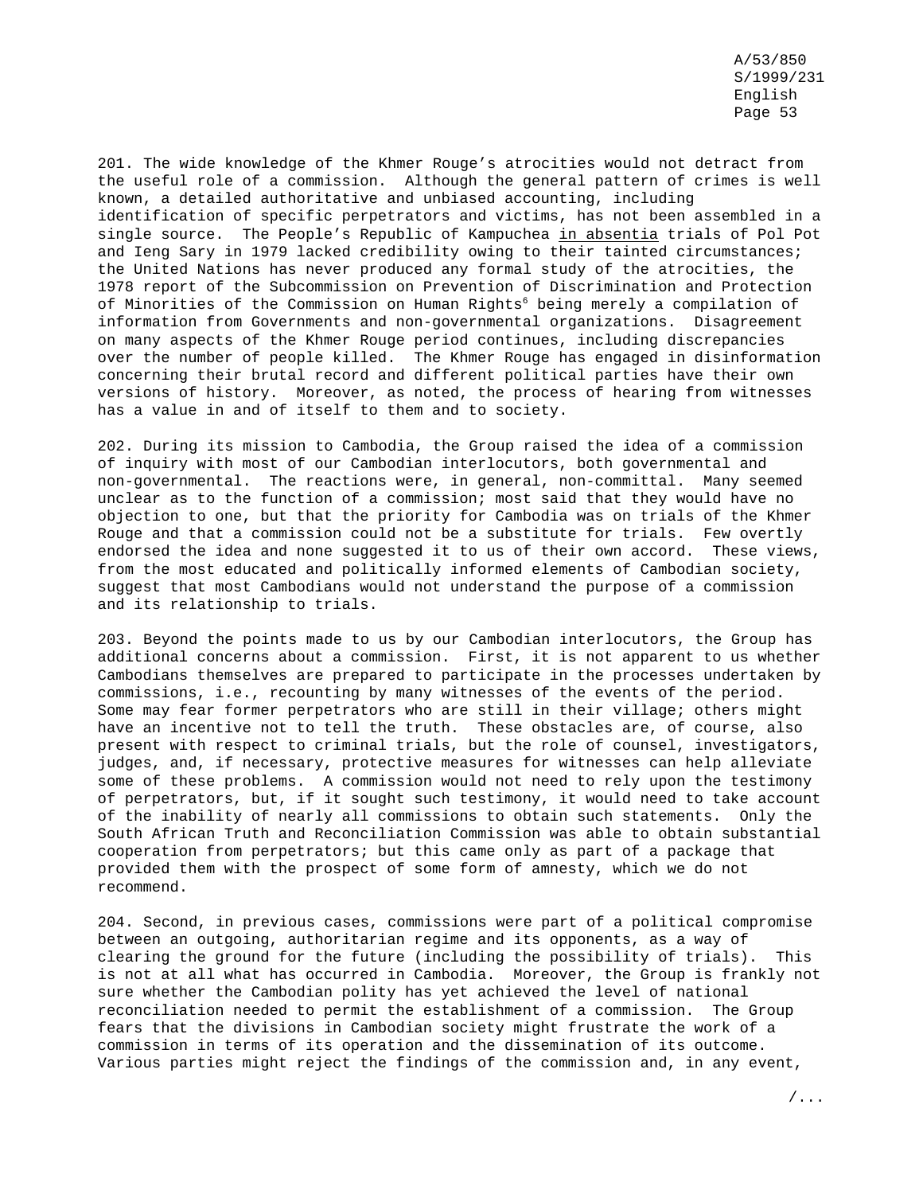201. The wide knowledge of the Khmer Rouge's atrocities would not detract from the useful role of a commission. Although the general pattern of crimes is well known, a detailed authoritative and unbiased accounting, including identification of specific perpetrators and victims, has not been assembled in a single source. The People's Republic of Kampuchea in absentia trials of Pol Pot and Ieng Sary in 1979 lacked credibility owing to their tainted circumstances; the United Nations has never produced any formal study of the atrocities, the 1978 report of the Subcommission on Prevention of Discrimination and Protection of Minorities of the Commission on Human Rights[6] being merely a compilation of information from Governments and non-governmental organizations. Disagreement on many aspects of the Khmer Rouge period continues, including discrepancies over the number of people killed. The Khmer Rouge has engaged in disinformation concerning their brutal record and different political parties have their own versions of history. Moreover, as noted, the process of hearing from witnesses has a value in and of itself to them and to society.

202. During its mission to Cambodia, the Group raised the idea of a commission of inquiry with most of our Cambodian interlocutors, both governmental and non-governmental. The reactions were, in general, non-committal. Many seemed unclear as to the function of a commission; most said that they would have no objection to one, but that the priority for Cambodia was on trials of the Khmer Rouge and that a commission could not be a substitute for trials. Few overtly endorsed the idea and none suggested it to us of their own accord. These views, from the most educated and politically informed elements of Cambodian society, suggest that most Cambodians would not understand the purpose of a commission and its relationship to trials.

203. Beyond the points made to us by our Cambodian interlocutors, the Group has additional concerns about a commission. First, it is not apparent to us whether Cambodians themselves are prepared to participate in the processes undertaken by commissions, i.e., recounting by many witnesses of the events of the period. Some may fear former perpetrators who are still in their village; others might have an incentive not to tell the truth. These obstacles are, of course, also present with respect to criminal trials, but the role of counsel, investigators, judges, and, if necessary, protective measures for witnesses can help alleviate some of these problems. A commission would not need to rely upon the testimony of perpetrators, but, if it sought such testimony, it would need to take account of the inability of nearly all commissions to obtain such statements. Only the South African Truth and Reconciliation Commission was able to obtain substantial cooperation from perpetrators; but this came only as part of a package that provided them with the prospect of some form of amnesty, which we do not recommend.

204. Second, in previous cases, commissions were part of a political compromise between an outgoing, authoritarian regime and its opponents, as a way of clearing the ground for the future (including the possibility of trials). This is not at all what has occurred in Cambodia. Moreover, the Group is frankly not sure whether the Cambodian polity has yet achieved the level of national reconciliation needed to permit the establishment of a commission. The Group fears that the divisions in Cambodian society might frustrate the work of a commission in terms of its operation and the dissemination of its outcome. Various parties might reject the findings of the commission and, in any event,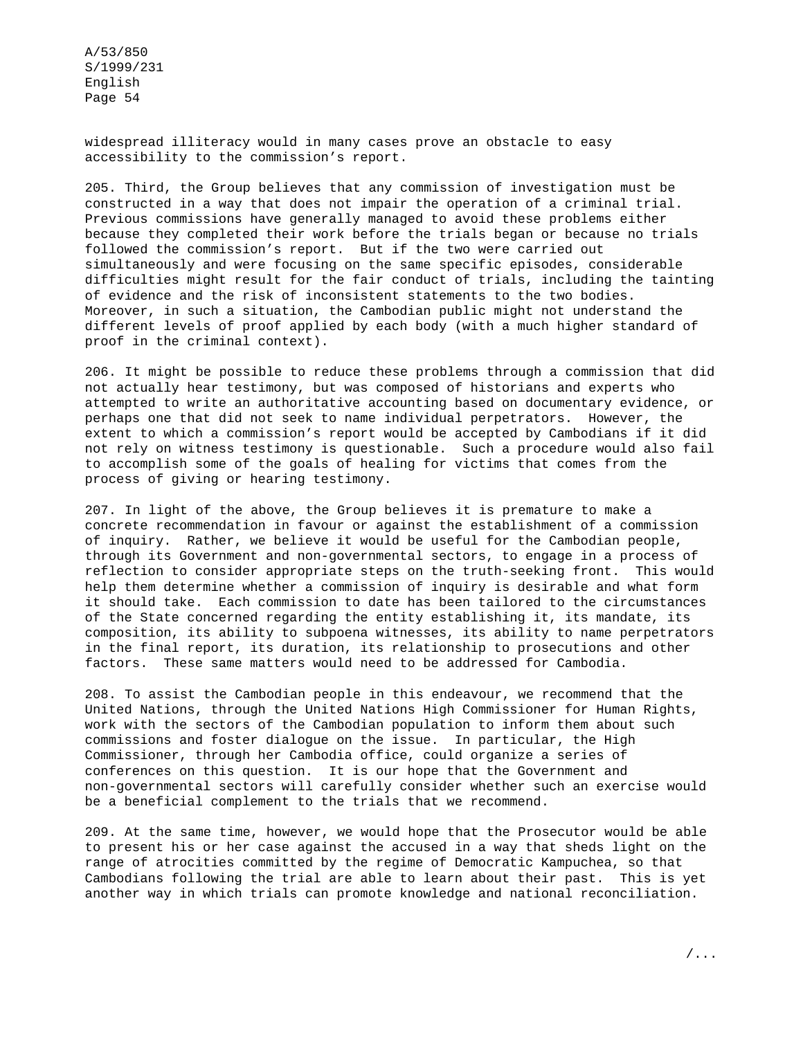widespread illiteracy would in many cases prove an obstacle to easy accessibility to the commission's report.

205. Third, the Group believes that any commission of investigation must be constructed in a way that does not impair the operation of a criminal trial. Previous commissions have generally managed to avoid these problems either because they completed their work before the trials began or because no trials followed the commission's report. But if the two were carried out simultaneously and were focusing on the same specific episodes, considerable difficulties might result for the fair conduct of trials, including the tainting of evidence and the risk of inconsistent statements to the two bodies. Moreover, in such a situation, the Cambodian public might not understand the different levels of proof applied by each body (with a much higher standard of proof in the criminal context).

206. It might be possible to reduce these problems through a commission that did not actually hear testimony, but was composed of historians and experts who attempted to write an authoritative accounting based on documentary evidence, or perhaps one that did not seek to name individual perpetrators. However, the extent to which a commission's report would be accepted by Cambodians if it did not rely on witness testimony is questionable. Such a procedure would also fail to accomplish some of the goals of healing for victims that comes from the process of giving or hearing testimony.

207. In light of the above, the Group believes it is premature to make a concrete recommendation in favour or against the establishment of a commission of inquiry. Rather, we believe it would be useful for the Cambodian people, through its Government and non-governmental sectors, to engage in a process of reflection to consider appropriate steps on the truth-seeking front. This would help them determine whether a commission of inquiry is desirable and what form it should take. Each commission to date has been tailored to the circumstances of the State concerned regarding the entity establishing it, its mandate, its composition, its ability to subpoena witnesses, its ability to name perpetrators in the final report, its duration, its relationship to prosecutions and other factors. These same matters would need to be addressed for Cambodia.

208. To assist the Cambodian people in this endeavour, we recommend that the United Nations, through the United Nations High Commissioner for Human Rights, work with the sectors of the Cambodian population to inform them about such commissions and foster dialogue on the issue. In particular, the High Commissioner, through her Cambodia office, could organize a series of conferences on this question. It is our hope that the Government and non-governmental sectors will carefully consider whether such an exercise would be a beneficial complement to the trials that we recommend.

209. At the same time, however, we would hope that the Prosecutor would be able to present his or her case against the accused in a way that sheds light on the range of atrocities committed by the regime of Democratic Kampuchea, so that Cambodians following the trial are able to learn about their past. This is yet another way in which trials can promote knowledge and national reconciliation.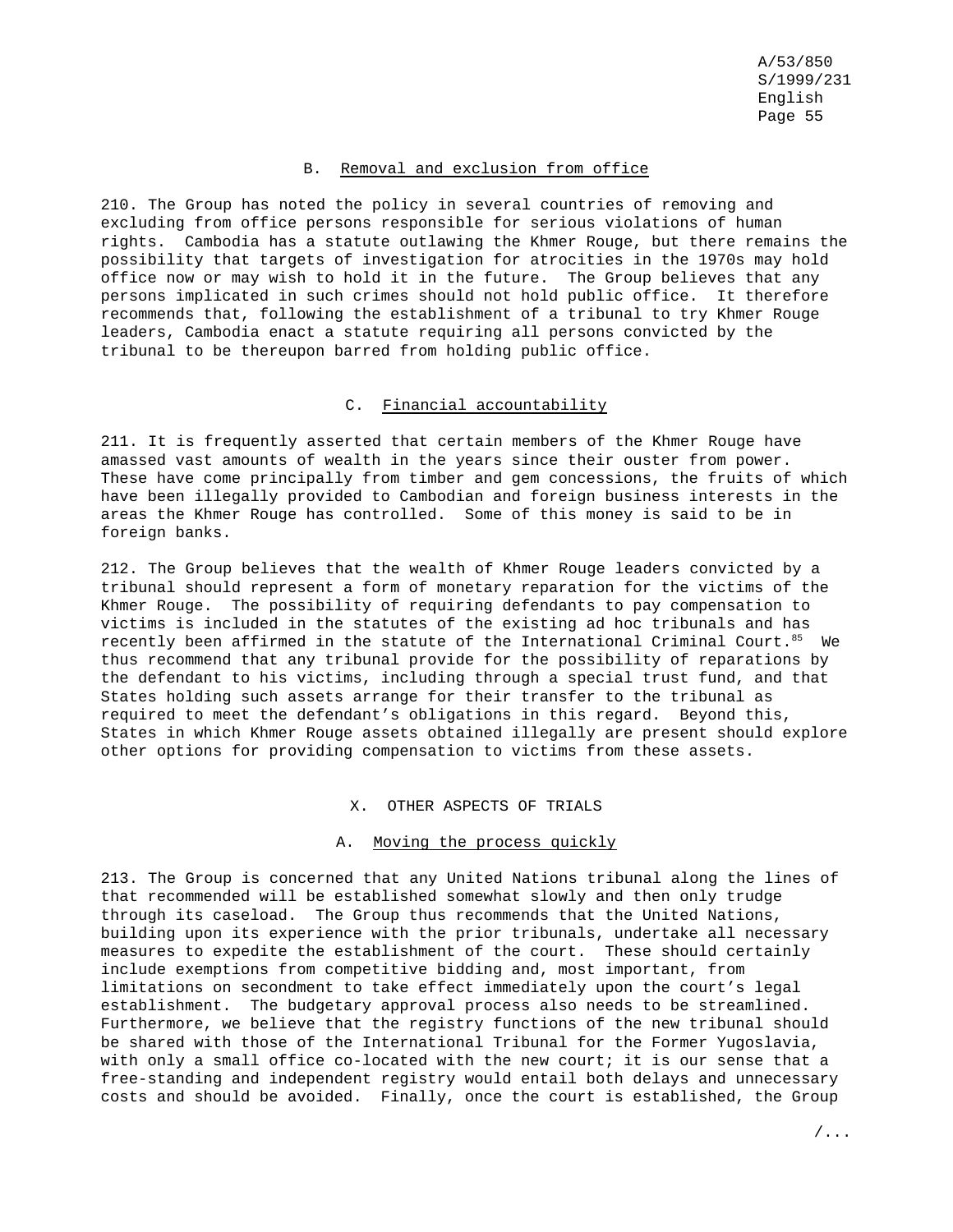### B. Removal and exclusion from office

210. The Group has noted the policy in several countries of removing and excluding from office persons responsible for serious violations of human rights. Cambodia has a statute outlawing the Khmer Rouge, but there remains the possibility that targets of investigation for atrocities in the 1970s may hold office now or may wish to hold it in the future. The Group believes that any persons implicated in such crimes should not hold public office. It therefore recommends that, following the establishment of a tribunal to try Khmer Rouge leaders, Cambodia enact a statute requiring all persons convicted by the tribunal to be thereupon barred from holding public office.

### C. Financial accountability

211. It is frequently asserted that certain members of the Khmer Rouge have amassed vast amounts of wealth in the years since their ouster from power. These have come principally from timber and gem concessions, the fruits of which have been illegally provided to Cambodian and foreign business interests in the areas the Khmer Rouge has controlled. Some of this money is said to be in foreign banks.

212. The Group believes that the wealth of Khmer Rouge leaders convicted by a tribunal should represent a form of monetary reparation for the victims of the Khmer Rouge. The possibility of requiring defendants to pay compensation to victims is included in the statutes of the existing ad hoc tribunals and has recently been affirmed in the statute of the International Criminal Court.[85] We thus recommend that any tribunal provide for the possibility of reparations by the defendant to his victims, including through a special trust fund, and that States holding such assets arrange for their transfer to the tribunal as required to meet the defendant's obligations in this regard. Beyond this, States in which Khmer Rouge assets obtained illegally are present should explore other options for providing compensation to victims from these assets.

## X. OTHER ASPECTS OF TRIALS

### A. Moving the process quickly

213. The Group is concerned that any United Nations tribunal along the lines of that recommended will be established somewhat slowly and then only trudge through its caseload. The Group thus recommends that the United Nations, building upon its experience with the prior tribunals, undertake all necessary measures to expedite the establishment of the court. These should certainly include exemptions from competitive bidding and, most important, from limitations on secondment to take effect immediately upon the court's legal establishment. The budgetary approval process also needs to be streamlined. Furthermore, we believe that the registry functions of the new tribunal should be shared with those of the International Tribunal for the Former Yugoslavia, with only a small office co-located with the new court; it is our sense that a free-standing and independent registry would entail both delays and unnecessary costs and should be avoided. Finally, once the court is established, the Group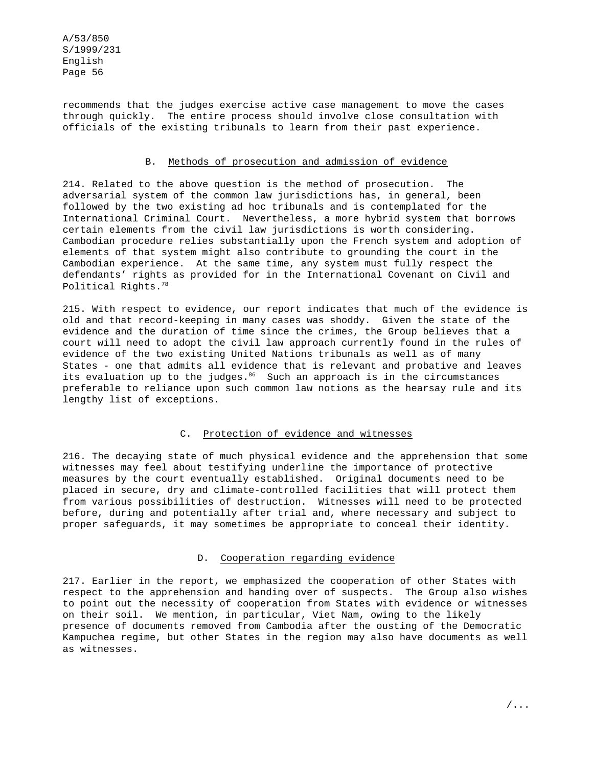recommends that the judges exercise active case management to move the cases through quickly. The entire process should involve close consultation with officials of the existing tribunals to learn from their past experience.

### B. Methods of prosecution and admission of evidence

214. Related to the above question is the method of prosecution. The adversarial system of the common law jurisdictions has, in general, been followed by the two existing ad hoc tribunals and is contemplated for the International Criminal Court. Nevertheless, a more hybrid system that borrows certain elements from the civil law jurisdictions is worth considering. Cambodian procedure relies substantially upon the French system and adoption of elements of that system might also contribute to grounding the court in the Cambodian experience. At the same time, any system must fully respect the defendants' rights as provided for in the International Covenant on Civil and Political Rights.[78]

215. With respect to evidence, our report indicates that much of the evidence is old and that record-keeping in many cases was shoddy. Given the state of the evidence and the duration of time since the crimes, the Group believes that a court will need to adopt the civil law approach currently found in the rules of evidence of the two existing United Nations tribunals as well as of many States - one that admits all evidence that is relevant and probative and leaves its evaluation up to the judges.[86] Such an approach is in the circumstances preferable to reliance upon such common law notions as the hearsay rule and its lengthy list of exceptions.

### C. Protection of evidence and witnesses

216. The decaying state of much physical evidence and the apprehension that some witnesses may feel about testifying underline the importance of protective measures by the court eventually established. Original documents need to be placed in secure, dry and climate-controlled facilities that will protect them from various possibilities of destruction. Witnesses will need to be protected before, during and potentially after trial and, where necessary and subject to proper safeguards, it may sometimes be appropriate to conceal their identity.

### D. Cooperation regarding evidence

217. Earlier in the report, we emphasized the cooperation of other States with respect to the apprehension and handing over of suspects. The Group also wishes to point out the necessity of cooperation from States with evidence or witnesses on their soil. We mention, in particular, Viet Nam, owing to the likely presence of documents removed from Cambodia after the ousting of the Democratic Kampuchea regime, but other States in the region may also have documents as well as witnesses.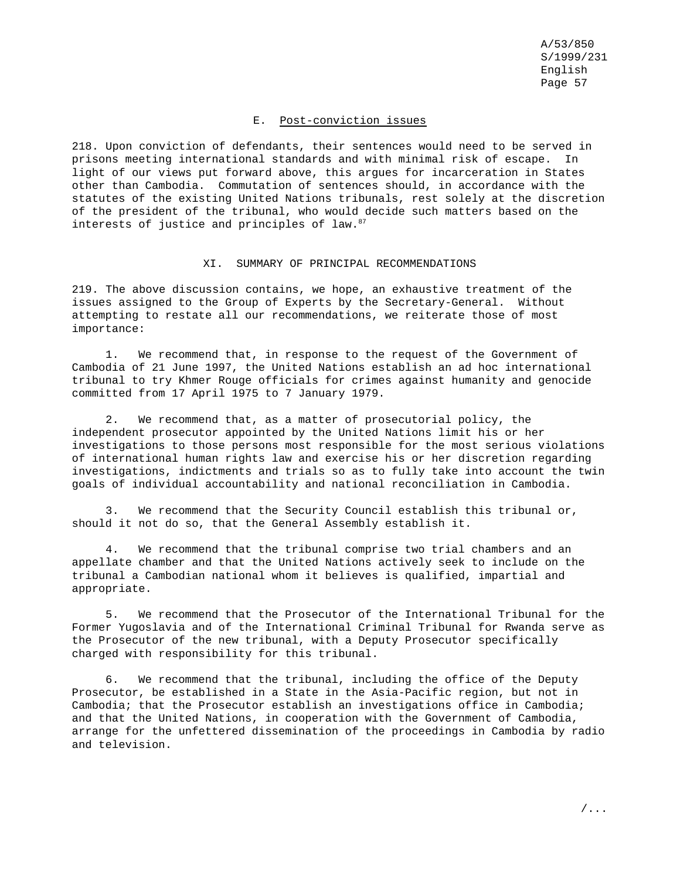### E. Post-conviction issues

218. Upon conviction of defendants, their sentences would need to be served in prisons meeting international standards and with minimal risk of escape. In light of our views put forward above, this argues for incarceration in States other than Cambodia. Commutation of sentences should, in accordance with the statutes of the existing United Nations tribunals, rest solely at the discretion of the president of the tribunal, who would decide such matters based on the interests of justice and principles of law.[87]

## XI. SUMMARY OF PRINCIPAL RECOMMENDATIONS

219. The above discussion contains, we hope, an exhaustive treatment of the issues assigned to the Group of Experts by the Secretary-General. Without attempting to restate all our recommendations, we reiterate those of most importance:

1. We recommend that, in response to the request of the Government of Cambodia of 21 June 1997, the United Nations establish an ad hoc international tribunal to try Khmer Rouge officials for crimes against humanity and genocide committed from 17 April 1975 to 7 January 1979.

2. We recommend that, as a matter of prosecutorial policy, the independent prosecutor appointed by the United Nations limit his or her investigations to those persons most responsible for the most serious violations of international human rights law and exercise his or her discretion regarding investigations, indictments and trials so as to fully take into account the twin goals of individual accountability and national reconciliation in Cambodia.

3. We recommend that the Security Council establish this tribunal or, should it not do so, that the General Assembly establish it.

4. We recommend that the tribunal comprise two trial chambers and an appellate chamber and that the United Nations actively seek to include on the tribunal a Cambodian national whom it believes is qualified, impartial and appropriate.

5. We recommend that the Prosecutor of the International Tribunal for the Former Yugoslavia and of the International Criminal Tribunal for Rwanda serve as the Prosecutor of the new tribunal, with a Deputy Prosecutor specifically charged with responsibility for this tribunal.

6. We recommend that the tribunal, including the office of the Deputy Prosecutor, be established in a State in the Asia-Pacific region, but not in Cambodia; that the Prosecutor establish an investigations office in Cambodia; and that the United Nations, in cooperation with the Government of Cambodia, arrange for the unfettered dissemination of the proceedings in Cambodia by radio and television.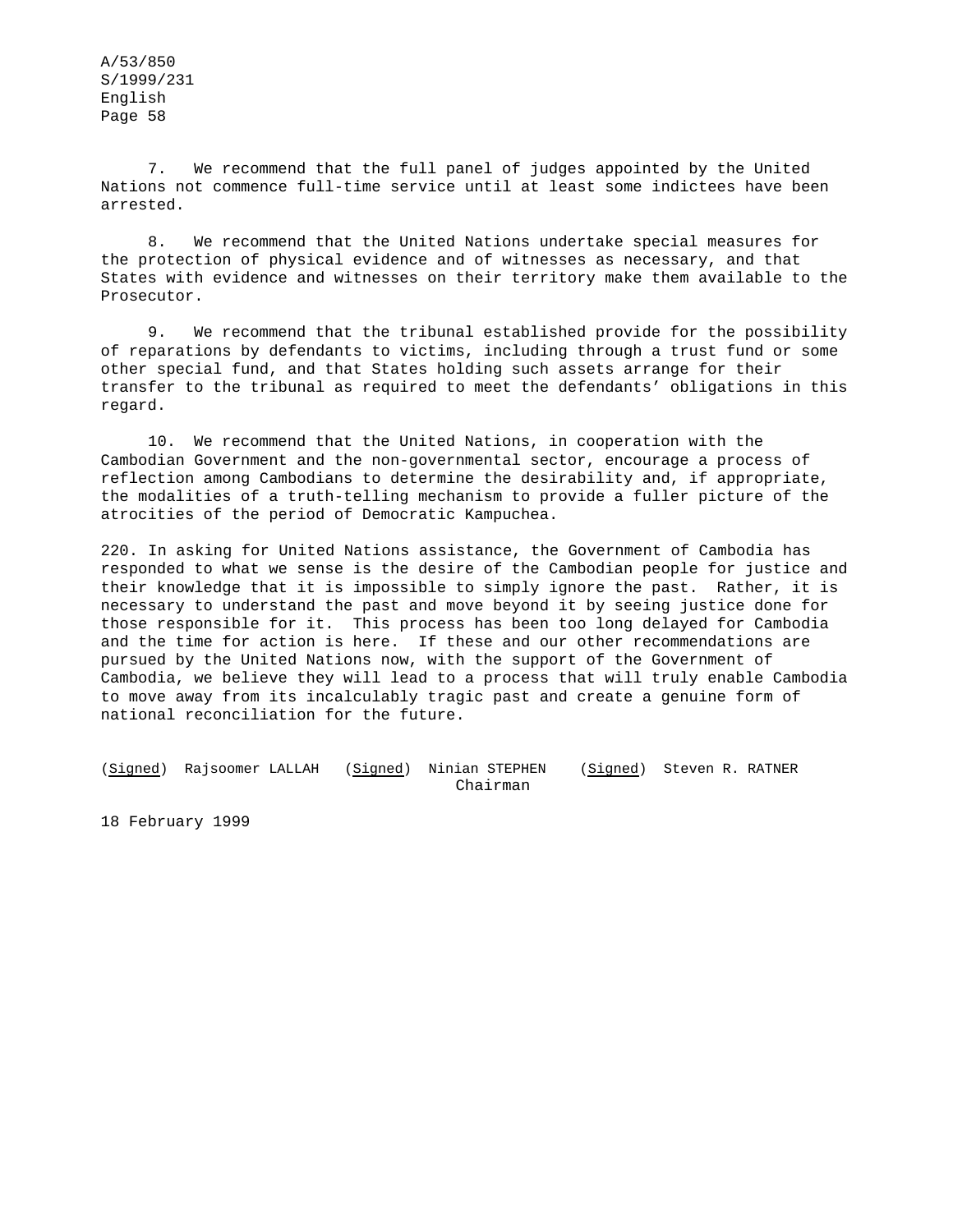7. We recommend that the full panel of judges appointed by the United Nations not commence full-time service until at least some indictees have been arrested.

8. We recommend that the United Nations undertake special measures for the protection of physical evidence and of witnesses as necessary, and that States with evidence and witnesses on their territory make them available to the Prosecutor.

9. We recommend that the tribunal established provide for the possibility of reparations by defendants to victims, including through a trust fund or some other special fund, and that States holding such assets arrange for their transfer to the tribunal as required to meet the defendants' obligations in this regard.

10. We recommend that the United Nations, in cooperation with the Cambodian Government and the non-governmental sector, encourage a process of reflection among Cambodians to determine the desirability and, if appropriate, the modalities of a truth-telling mechanism to provide a fuller picture of the atrocities of the period of Democratic Kampuchea.

220. In asking for United Nations assistance, the Government of Cambodia has responded to what we sense is the desire of the Cambodian people for justice and their knowledge that it is impossible to simply ignore the past. Rather, it is necessary to understand the past and move beyond it by seeing justice done for those responsible for it. This process has been too long delayed for Cambodia and the time for action is here. If these and our other recommendations are pursued by the United Nations now, with the support of the Government of Cambodia, we believe they will lead to a process that will truly enable Cambodia to move away from its incalculably tragic past and create a genuine form of national reconciliation for the future.

(Signed) Rajsoomer LALLAH (Signed) Ninian STEPHEN (Signed) Steven R. RATNER
Chairman

18 February 1999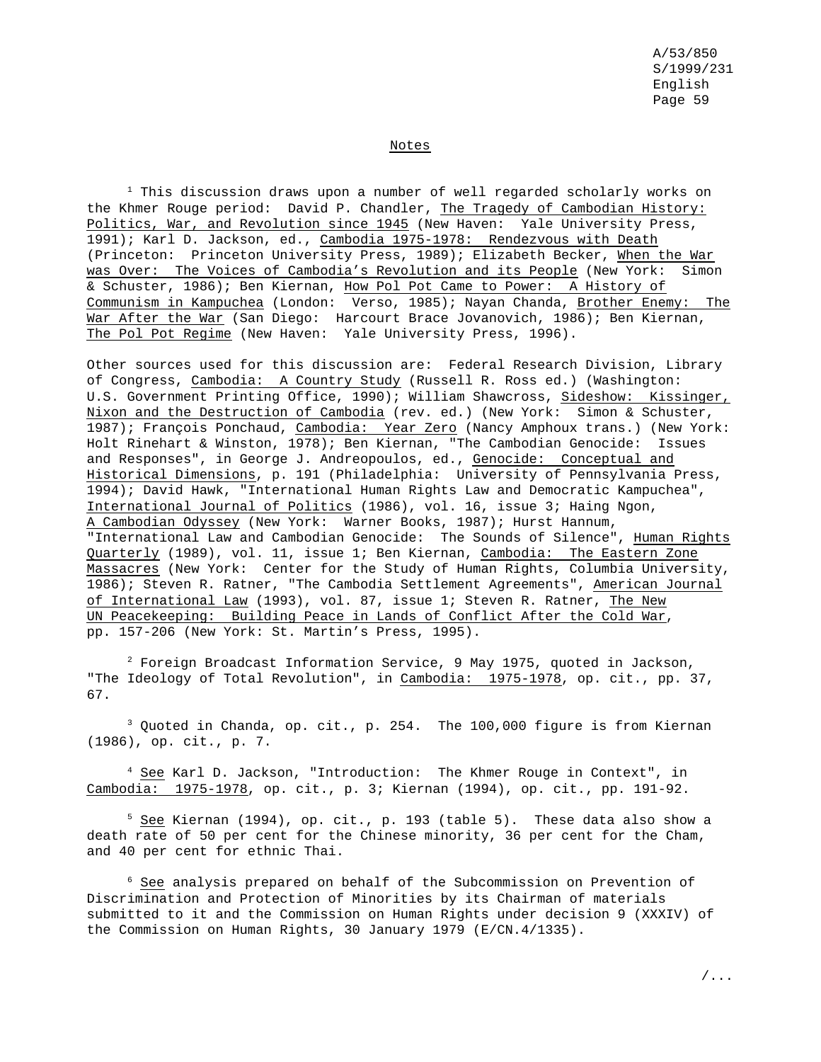## Notes

[1] This discussion draws upon a number of well regarded scholarly works on the Khmer Rouge period: David P. Chandler, The Tragedy of Cambodian History: Politics, War, and Revolution since 1945 (New Haven: Yale University Press, 1991); Karl D. Jackson, ed., Cambodia 1975-1978: Rendezvous with Death (Princeton: Princeton University Press, 1989); Elizabeth Becker, When the War was Over: The Voices of Cambodia's Revolution and its People (New York: Simon & Schuster, 1986); Ben Kiernan, How Pol Pot Came to Power: A History of Communism in Kampuchea (London: Verso, 1985); Nayan Chanda, Brother Enemy: The War After the War (San Diego: Harcourt Brace Jovanovich, 1986); Ben Kiernan, The Pol Pot Regime (New Haven: Yale University Press, 1996).

Other sources used for this discussion are: Federal Research Division, Library of Congress, Cambodia: A Country Study (Russell R. Ross ed.) (Washington: U.S. Government Printing Office, 1990); William Shawcross, Sideshow: Kissinger, Nixon and the Destruction of Cambodia (rev. ed.) (New York: Simon & Schuster, 1987); François Ponchaud, Cambodia: Year Zero (Nancy Amphoux trans.) (New York: Holt Rinehart & Winston, 1978); Ben Kiernan, "The Cambodian Genocide: Issues and Responses", in George J. Andreopoulos, ed., Genocide: Conceptual and Historical Dimensions, p. 191 (Philadelphia: University of Pennsylvania Press, 1994); David Hawk, "International Human Rights Law and Democratic Kampuchea", International Journal of Politics (1986), vol. 16, issue 3; Haing Ngon, A Cambodian Odyssey (New York: Warner Books, 1987); Hurst Hannum, "International Law and Cambodian Genocide: The Sounds of Silence", Human Rights Quarterly (1989), vol. 11, issue 1; Ben Kiernan, Cambodia: The Eastern Zone Massacres (New York: Center for the Study of Human Rights, Columbia University, 1986); Steven R. Ratner, "The Cambodia Settlement Agreements", American Journal of International Law (1993), vol. 87, issue 1; Steven R. Ratner, The New UN Peacekeeping: Building Peace in Lands of Conflict After the Cold War, pp. 157-206 (New York: St. Martin's Press, 1995).

[2] Foreign Broadcast Information Service, 9 May 1975, quoted in Jackson, "The Ideology of Total Revolution", in Cambodia: 1975-1978, op. cit., pp. 37, 67.

[3] Quoted in Chanda, op. cit., p. 254. The 100,000 figure is from Kiernan (1986), op. cit., p. 7.

[4] See Karl D. Jackson, "Introduction: The Khmer Rouge in Context", in Cambodia: 1975-1978, op. cit., p. 3; Kiernan (1994), op. cit., pp. 191-92.

[5] See Kiernan (1994), op. cit., p. 193 (table 5). These data also show a death rate of 50 per cent for the Chinese minority, 36 per cent for the Cham, and 40 per cent for ethnic Thai.

[6] See analysis prepared on behalf of the Subcommission on Prevention of Discrimination and Protection of Minorities by its Chairman of materials submitted to it and the Commission on Human Rights under decision 9 (XXXIV) of the Commission on Human Rights, 30 January 1979 (E/CN.4/1335).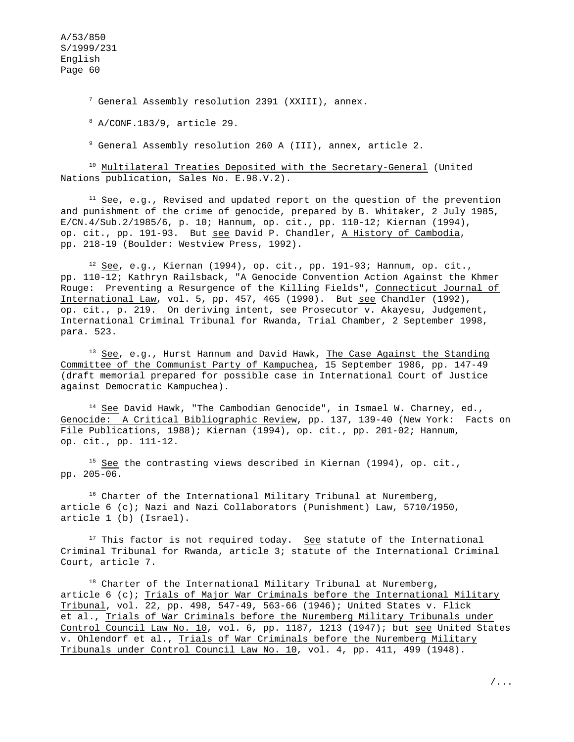[7] General Assembly resolution 2391 (XXIII), annex.

[8] A/CONF.183/9, article 29.

[9] General Assembly resolution 260 A (III), annex, article 2.

[10] Multilateral Treaties Deposited with the Secretary-General (United Nations publication, Sales No. E.98.V.2).

[11] See, e.g., Revised and updated report on the question of the prevention and punishment of the crime of genocide, prepared by B. Whitaker, 2 July 1985, E/CN.4/Sub.2/1985/6, p. 10; Hannum, op. cit., pp. 110-12; Kiernan (1994), op. cit., pp. 191-93. But see David P. Chandler, A History of Cambodia, pp. 218-19 (Boulder: Westview Press, 1992).

[12] See, e.g., Kiernan (1994), op. cit., pp. 191-93; Hannum, op. cit., pp. 110-12; Kathryn Railsback, "A Genocide Convention Action Against the Khmer Rouge: Preventing a Resurgence of the Killing Fields", Connecticut Journal of International Law, vol. 5, pp. 457, 465 (1990). But see Chandler (1992), op. cit., p. 219. On deriving intent, see Prosecutor v. Akayesu, Judgement, International Criminal Tribunal for Rwanda, Trial Chamber, 2 September 1998, para. 523.

[13] See, e.g., Hurst Hannum and David Hawk, The Case Against the Standing Committee of the Communist Party of Kampuchea, 15 September 1986, pp. 147-49 (draft memorial prepared for possible case in International Court of Justice against Democratic Kampuchea).

[14] See David Hawk, "The Cambodian Genocide", in Ismael W. Charney, ed., Genocide: A Critical Bibliographic Review, pp. 137, 139-40 (New York: Facts on File Publications, 1988); Kiernan (1994), op. cit., pp. 201-02; Hannum, op. cit., pp. 111-12.

[15] See the contrasting views described in Kiernan (1994), op. cit., pp. 205-06.

[16] Charter of the International Military Tribunal at Nuremberg, article 6 (c); Nazi and Nazi Collaborators (Punishment) Law, 5710/1950, article 1 (b) (Israel).

[17] This factor is not required today. See statute of the International Criminal Tribunal for Rwanda, article 3; statute of the International Criminal Court, article 7.

[18] Charter of the International Military Tribunal at Nuremberg, article 6 (c); Trials of Major War Criminals before the International Military Tribunal, vol. 22, pp. 498, 547-49, 563-66 (1946); United States v. Flick et al., Trials of War Criminals before the Nuremberg Military Tribunals under Control Council Law No. 10, vol. 6, pp. 1187, 1213 (1947); but see United States v. Ohlendorf et al., Trials of War Criminals before the Nuremberg Military Tribunals under Control Council Law No. 10, vol. 4, pp. 411, 499 (1948).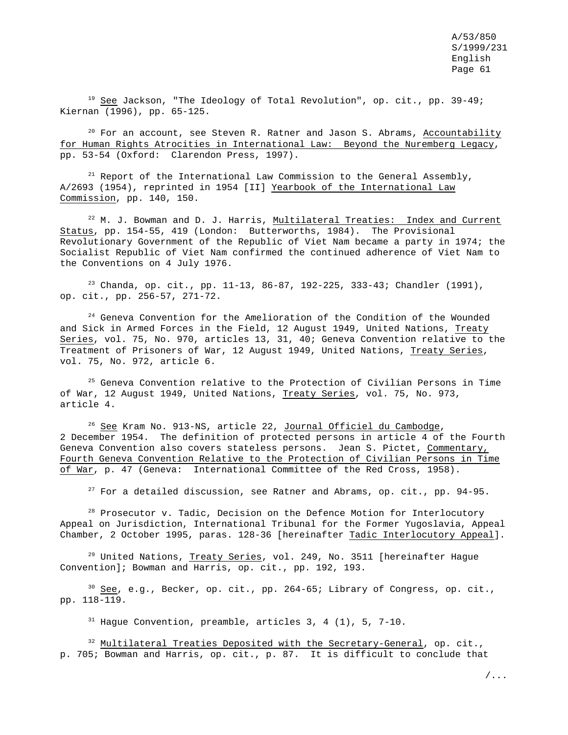[19] See Jackson, "The Ideology of Total Revolution", op. cit., pp. 39-49; Kiernan (1996), pp. 65-125.

[20] For an account, see Steven R. Ratner and Jason S. Abrams, Accountability for Human Rights Atrocities in International Law: Beyond the Nuremberg Legacy, pp. 53-54 (Oxford: Clarendon Press, 1997).

[21] Report of the International Law Commission to the General Assembly, A/2693 (1954), reprinted in 1954 [II] Yearbook of the International Law Commission, pp. 140, 150.

[22] M. J. Bowman and D. J. Harris, Multilateral Treaties: Index and Current Status, pp. 154-55, 419 (London: Butterworths, 1984). The Provisional Revolutionary Government of the Republic of Viet Nam became a party in 1974; the Socialist Republic of Viet Nam confirmed the continued adherence of Viet Nam to the Conventions on 4 July 1976.

[23] Chanda, op. cit., pp. 11-13, 86-87, 192-225, 333-43; Chandler (1991), op. cit., pp. 256-57, 271-72.

[24] Geneva Convention for the Amelioration of the Condition of the Wounded and Sick in Armed Forces in the Field, 12 August 1949, United Nations, Treaty Series, vol. 75, No. 970, articles 13, 31, 40; Geneva Convention relative to the Treatment of Prisoners of War, 12 August 1949, United Nations, Treaty Series, vol. 75, No. 972, article 6.

[25] Geneva Convention relative to the Protection of Civilian Persons in Time of War, 12 August 1949, United Nations, Treaty Series, vol. 75, No. 973, article 4.

[26] See Kram No. 913-NS, article 22, Journal Officiel du Cambodge, 2 December 1954. The definition of protected persons in article 4 of the Fourth Geneva Convention also covers stateless persons. Jean S. Pictet, Commentary, Fourth Geneva Convention Relative to the Protection of Civilian Persons in Time of War, p. 47 (Geneva: International Committee of the Red Cross, 1958).

[27] For a detailed discussion, see Ratner and Abrams, op. cit., pp. 94-95.

[28] Prosecutor v. Tadic, Decision on the Defence Motion for Interlocutory Appeal on Jurisdiction, International Tribunal for the Former Yugoslavia, Appeal Chamber, 2 October 1995, paras. 128-36 [hereinafter Tadic Interlocutory Appeal].

[29] United Nations, Treaty Series, vol. 249, No. 3511 [hereinafter Hague Convention]; Bowman and Harris, op. cit., pp. 192, 193.

[30] See, e.g., Becker, op. cit., pp. 264-65; Library of Congress, op. cit., pp. 118-119.

[31] Hague Convention, preamble, articles 3, 4 (1), 5, 7-10.

[32] Multilateral Treaties Deposited with the Secretary-General, op. cit., p. 705; Bowman and Harris, op. cit., p. 87. It is difficult to conclude that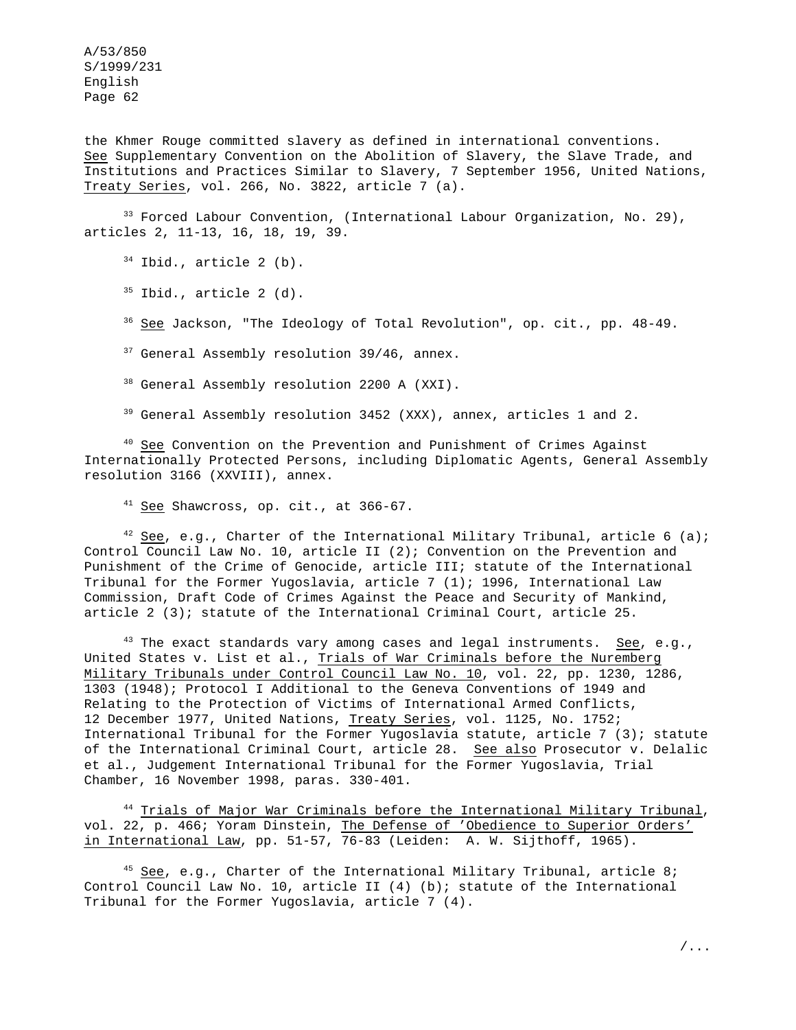the Khmer Rouge committed slavery as defined in international conventions. See Supplementary Convention on the Abolition of Slavery, the Slave Trade, and Institutions and Practices Similar to Slavery, 7 September 1956, United Nations, Treaty Series, vol. 266, No. 3822, article 7 (a).

[33] Forced Labour Convention, (International Labour Organization, No. 29), articles 2, 11-13, 16, 18, 19, 39.

[34] Ibid., article 2 (b).

[35] Ibid., article 2 (d).

[36] See Jackson, "The Ideology of Total Revolution", op. cit., pp. 48-49.

[37] General Assembly resolution 39/46, annex.

[38] General Assembly resolution 2200 A (XXI).

[39] General Assembly resolution 3452 (XXX), annex, articles 1 and 2.

[40] See Convention on the Prevention and Punishment of Crimes Against Internationally Protected Persons, including Diplomatic Agents, General Assembly resolution 3166 (XXVIII), annex.

[41] See Shawcross, op. cit., at 366-67.

[42] See, e.g., Charter of the International Military Tribunal, article 6 (a); Control Council Law No. 10, article II (2); Convention on the Prevention and Punishment of the Crime of Genocide, article III; statute of the International Tribunal for the Former Yugoslavia, article 7 (1); 1996, International Law Commission, Draft Code of Crimes Against the Peace and Security of Mankind, article 2 (3); statute of the International Criminal Court, article 25.

[43] The exact standards vary among cases and legal instruments. See, e.g., United States v. List et al., Trials of War Criminals before the Nuremberg Military Tribunals under Control Council Law No. 10, vol. 22, pp. 1230, 1286, 1303 (1948); Protocol I Additional to the Geneva Conventions of 1949 and Relating to the Protection of Victims of International Armed Conflicts, 12 December 1977, United Nations, Treaty Series, vol. 1125, No. 1752; International Tribunal for the Former Yugoslavia statute, article 7 (3); statute of the International Criminal Court, article 28. See also Prosecutor v. Delalic et al., Judgement International Tribunal for the Former Yugoslavia, Trial Chamber, 16 November 1998, paras. 330-401.

[44] Trials of Major War Criminals before the International Military Tribunal, vol. 22, p. 466; Yoram Dinstein, The Defense of 'Obedience to Superior Orders' in International Law, pp. 51-57, 76-83 (Leiden: A. W. Sijthoff, 1965).

[45] See, e.g., Charter of the International Military Tribunal, article 8; Control Council Law No. 10, article II (4) (b); statute of the International Tribunal for the Former Yugoslavia, article 7 (4).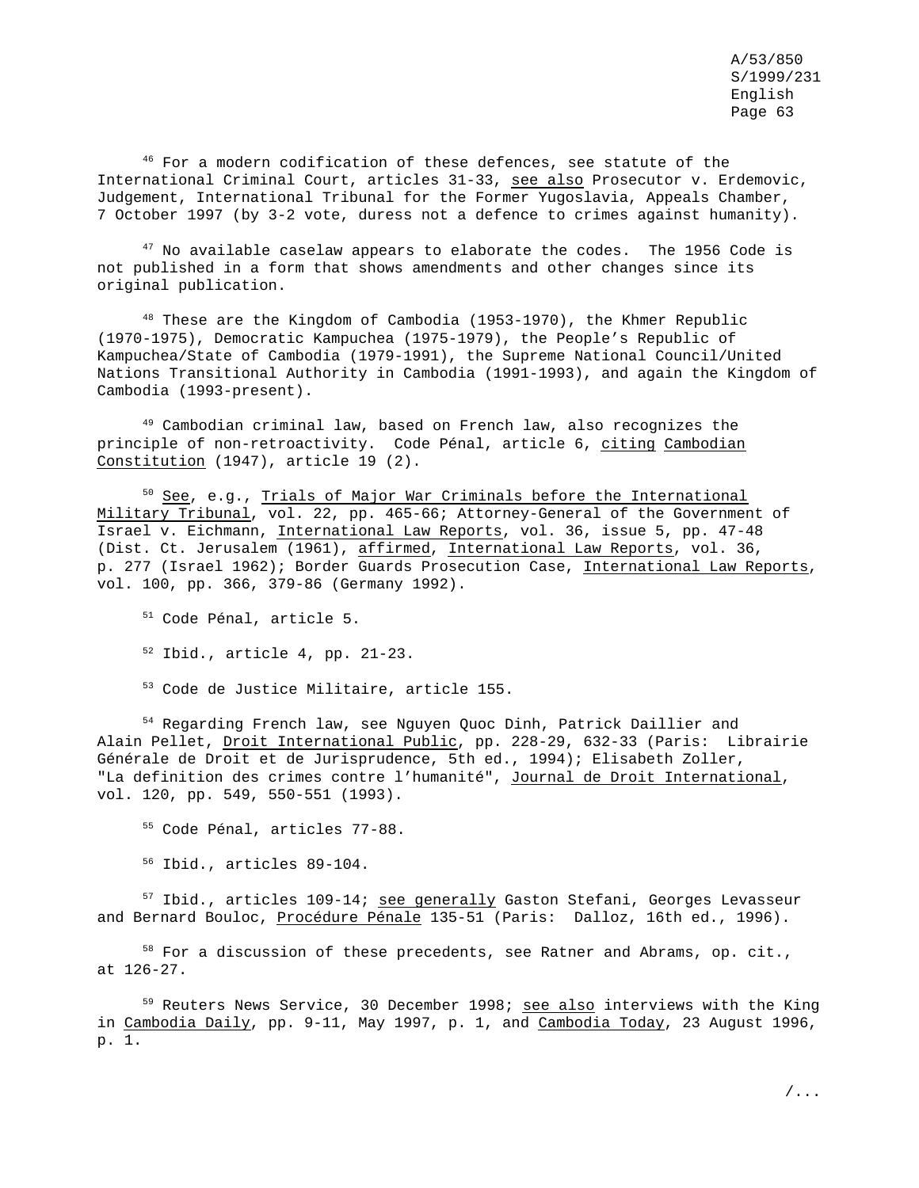[46] For a modern codification of these defences, see statute of the International Criminal Court, articles 31-33, see also Prosecutor v. Erdemovic, Judgement, International Tribunal for the Former Yugoslavia, Appeals Chamber, 7 October 1997 (by 3-2 vote, duress not a defence to crimes against humanity).

[47] No available caselaw appears to elaborate the codes. The 1956 Code is not published in a form that shows amendments and other changes since its original publication.

[48] These are the Kingdom of Cambodia (1953-1970), the Khmer Republic (1970-1975), Democratic Kampuchea (1975-1979), the People's Republic of Kampuchea/State of Cambodia (1979-1991), the Supreme National Council/United Nations Transitional Authority in Cambodia (1991-1993), and again the Kingdom of Cambodia (1993-present).

[49] Cambodian criminal law, based on French law, also recognizes the principle of non-retroactivity. Code Pénal, article 6, citing Cambodian Constitution (1947), article 19 (2).

[50] See, e.g., Trials of Major War Criminals before the International Military Tribunal, vol. 22, pp. 465-66; Attorney-General of the Government of Israel v. Eichmann, International Law Reports, vol. 36, issue 5, pp. 47-48 (Dist. Ct. Jerusalem (1961), affirmed, International Law Reports, vol. 36, p. 277 (Israel 1962); Border Guards Prosecution Case, International Law Reports, vol. 100, pp. 366, 379-86 (Germany 1992).

[51] Code Pénal, article 5.

[52] Ibid., article 4, pp. 21-23.

[53] Code de Justice Militaire, article 155.

[54] Regarding French law, see Nguyen Quoc Dinh, Patrick Daillier and Alain Pellet, Droit International Public, pp. 228-29, 632-33 (Paris: Librairie Générale de Droit et de Jurisprudence, 5th ed., 1994); Elisabeth Zoller, "La definition des crimes contre l'humanité", Journal de Droit International, vol. 120, pp. 549, 550-551 (1993).

[55] Code Pénal, articles 77-88.

[56] Ibid., articles 89-104.

[57] Ibid., articles 109-14; see generally Gaston Stefani, Georges Levasseur and Bernard Bouloc, Procédure Pénale 135-51 (Paris: Dalloz, 16th ed., 1996).

[58] For a discussion of these precedents, see Ratner and Abrams, op. cit., at 126-27.

[59] Reuters News Service, 30 December 1998; see also interviews with the King in Cambodia Daily, pp. 9-11, May 1997, p. 1, and Cambodia Today, 23 August 1996, p. 1.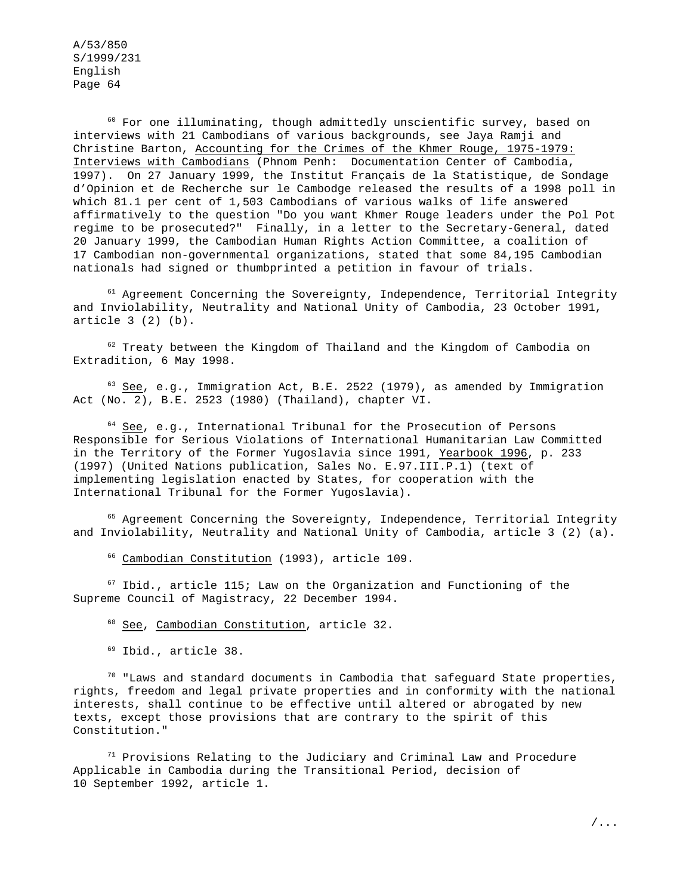[60] For one illuminating, though admittedly unscientific survey, based on interviews with 21 Cambodians of various backgrounds, see Jaya Ramji and Christine Barton, Accounting for the Crimes of the Khmer Rouge, 1975-1979: Interviews with Cambodians (Phnom Penh: Documentation Center of Cambodia, 1997). On 27 January 1999, the Institut Français de la Statistique, de Sondage d'Opinion et de Recherche sur le Cambodge released the results of a 1998 poll in which 81.1 per cent of 1,503 Cambodians of various walks of life answered affirmatively to the question "Do you want Khmer Rouge leaders under the Pol Pot regime to be prosecuted?" Finally, in a letter to the Secretary-General, dated 20 January 1999, the Cambodian Human Rights Action Committee, a coalition of 17 Cambodian non-governmental organizations, stated that some 84,195 Cambodian nationals had signed or thumbprinted a petition in favour of trials.

[61] Agreement Concerning the Sovereignty, Independence, Territorial Integrity and Inviolability, Neutrality and National Unity of Cambodia, 23 October 1991, article 3 (2) (b).

[62] Treaty between the Kingdom of Thailand and the Kingdom of Cambodia on Extradition, 6 May 1998.

[63] See, e.g., Immigration Act, B.E. 2522 (1979), as amended by Immigration Act (No. 2), B.E. 2523 (1980) (Thailand), chapter VI.

[64] See, e.g., International Tribunal for the Prosecution of Persons Responsible for Serious Violations of International Humanitarian Law Committed in the Territory of the Former Yugoslavia since 1991, Yearbook 1996, p. 233 (1997) (United Nations publication, Sales No. E.97.III.P.1) (text of implementing legislation enacted by States, for cooperation with the International Tribunal for the Former Yugoslavia).

[65] Agreement Concerning the Sovereignty, Independence, Territorial Integrity and Inviolability, Neutrality and National Unity of Cambodia, article 3 (2) (a).

[66] Cambodian Constitution (1993), article 109.

[67] Ibid., article 115; Law on the Organization and Functioning of the Supreme Council of Magistracy, 22 December 1994.

[68] See, Cambodian Constitution, article 32.

[69] Ibid., article 38.

[70] "Laws and standard documents in Cambodia that safeguard State properties, rights, freedom and legal private properties and in conformity with the national interests, shall continue to be effective until altered or abrogated by new texts, except those provisions that are contrary to the spirit of this Constitution."

[71] Provisions Relating to the Judiciary and Criminal Law and Procedure Applicable in Cambodia during the Transitional Period, decision of 10 September 1992, article 1.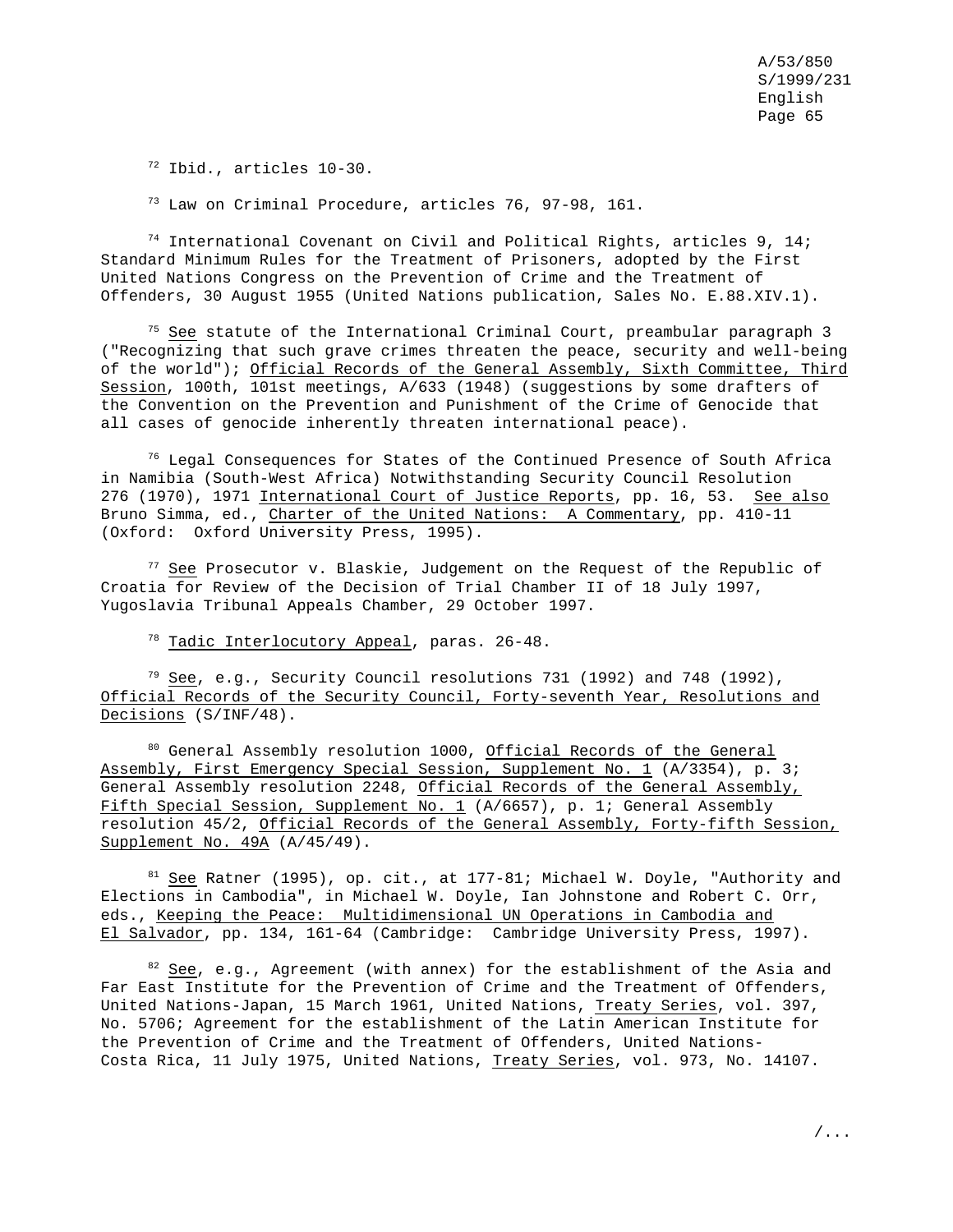[72] Ibid., articles 10-30.

[73] Law on Criminal Procedure, articles 76, 97-98, 161.

[74] International Covenant on Civil and Political Rights, articles 9, 14; Standard Minimum Rules for the Treatment of Prisoners, adopted by the First United Nations Congress on the Prevention of Crime and the Treatment of Offenders, 30 August 1955 (United Nations publication, Sales No. E.88.XIV.1).

[75] See statute of the International Criminal Court, preambular paragraph 3 ("Recognizing that such grave crimes threaten the peace, security and well-being of the world"); Official Records of the General Assembly, Sixth Committee, Third Session, 100th, 101st meetings, A/633 (1948) (suggestions by some drafters of the Convention on the Prevention and Punishment of the Crime of Genocide that all cases of genocide inherently threaten international peace).

[76] Legal Consequences for States of the Continued Presence of South Africa in Namibia (South-West Africa) Notwithstanding Security Council Resolution 276 (1970), 1971 International Court of Justice Reports, pp. 16, 53. See also Bruno Simma, ed., Charter of the United Nations: A Commentary, pp. 410-11 (Oxford: Oxford University Press, 1995).

[77] See Prosecutor v. Blaskie, Judgement on the Request of the Republic of Croatia for Review of the Decision of Trial Chamber II of 18 July 1997, Yugoslavia Tribunal Appeals Chamber, 29 October 1997.

[78] Tadic Interlocutory Appeal, paras. 26-48.

[79] See, e.g., Security Council resolutions 731 (1992) and 748 (1992), Official Records of the Security Council, Forty-seventh Year, Resolutions and Decisions (S/INF/48).

[80] General Assembly resolution 1000, Official Records of the General Assembly, First Emergency Special Session, Supplement No. 1 (A/3354), p. 3; General Assembly resolution 2248, Official Records of the General Assembly, Fifth Special Session, Supplement No. 1 (A/6657), p. 1; General Assembly resolution 45/2, Official Records of the General Assembly, Forty-fifth Session, Supplement No. 49A (A/45/49).

[81] See Ratner (1995), op. cit., at 177-81; Michael W. Doyle, "Authority and Elections in Cambodia", in Michael W. Doyle, Ian Johnstone and Robert C. Orr, eds., Keeping the Peace: Multidimensional UN Operations in Cambodia and El Salvador, pp. 134, 161-64 (Cambridge: Cambridge University Press, 1997).

[82] See, e.g., Agreement (with annex) for the establishment of the Asia and Far East Institute for the Prevention of Crime and the Treatment of Offenders, United Nations-Japan, 15 March 1961, United Nations, Treaty Series, vol. 397, No. 5706; Agreement for the establishment of the Latin American Institute for the Prevention of Crime and the Treatment of Offenders, United Nations-Costa Rica, 11 July 1975, United Nations, Treaty Series, vol. 973, No. 14107.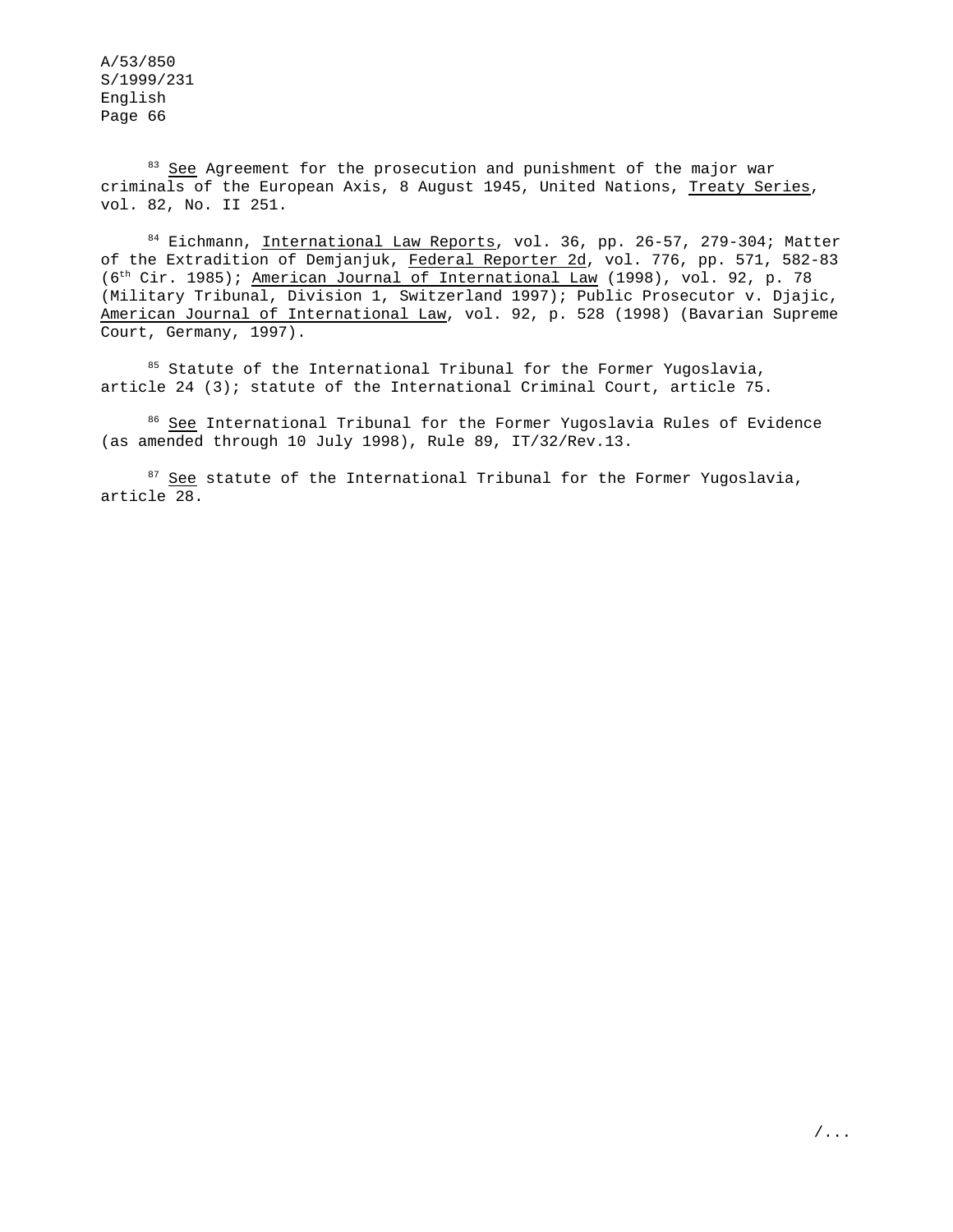[83] *See* Agreement for the prosecution and punishment of the major war criminals of the European Axis, 8 August 1945, United Nations, *Treaty Series*, vol. 82, No. II 251.

[84] Eichmann, *International Law Reports*, vol. 36, pp. 26-57, 279-304; Matter of the Extradition of Demjanjuk, *Federal Reporter 2d*, vol. 776, pp. 571, 582-83 (6th Cir. 1985); *American Journal of International Law* (1998), vol. 92, p. 78 (Military Tribunal, Division 1, Switzerland 1997); Public Prosecutor v. Djajic, *American Journal of International Law*, vol. 92, p. 528 (1998) (Bavarian Supreme Court, Germany, 1997).

[85] Statute of the International Tribunal for the Former Yugoslavia, article 24 (3); statute of the International Criminal Court, article 75.

[86] *See* International Tribunal for the Former Yugoslavia Rules of Evidence (as amended through 10 July 1998), Rule 89, IT/32/Rev.13.

[87] *See* statute of the International Tribunal for the Former Yugoslavia, article 28.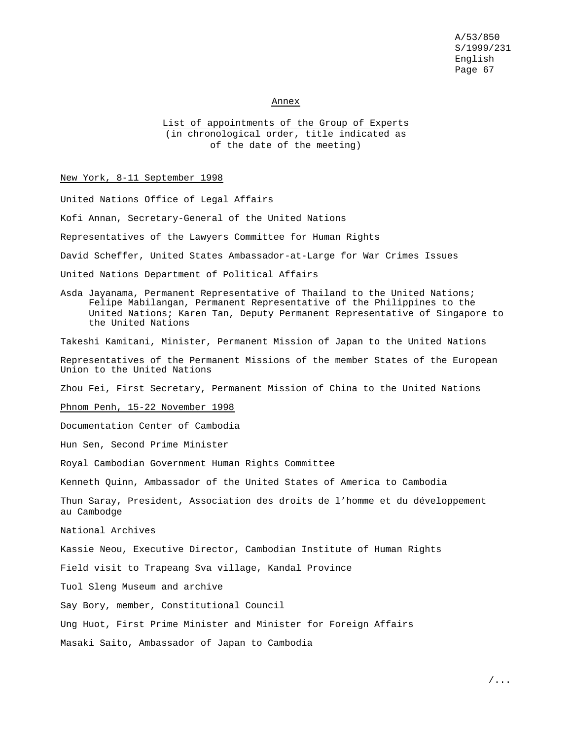## Annex

### List of appointments of the Group of Experts
(in chronological order, title indicated as of the date of the meeting)

New York, 8-11 September 1998

United Nations Office of Legal Affairs

Kofi Annan, Secretary-General of the United Nations

Representatives of the Lawyers Committee for Human Rights

David Scheffer, United States Ambassador-at-Large for War Crimes Issues

United Nations Department of Political Affairs

Asda Jayanama, Permanent Representative of Thailand to the United Nations; Felipe Mabilangan, Permanent Representative of the Philippines to the United Nations; Karen Tan, Deputy Permanent Representative of Singapore to the United Nations

Takeshi Kamitani, Minister, Permanent Mission of Japan to the United Nations

Representatives of the Permanent Missions of the member States of the European Union to the United Nations

Zhou Fei, First Secretary, Permanent Mission of China to the United Nations

Phnom Penh, 15-22 November 1998

Documentation Center of Cambodia

Hun Sen, Second Prime Minister

Royal Cambodian Government Human Rights Committee

Kenneth Quinn, Ambassador of the United States of America to Cambodia

Thun Saray, President, Association des droits de l'homme et du développement au Cambodge

National Archives

Kassie Neou, Executive Director, Cambodian Institute of Human Rights

Field visit to Trapeang Sva village, Kandal Province

Tuol Sleng Museum and archive

Say Bory, member, Constitutional Council

Ung Huot, First Prime Minister and Minister for Foreign Affairs

Masaki Saito, Ambassador of Japan to Cambodia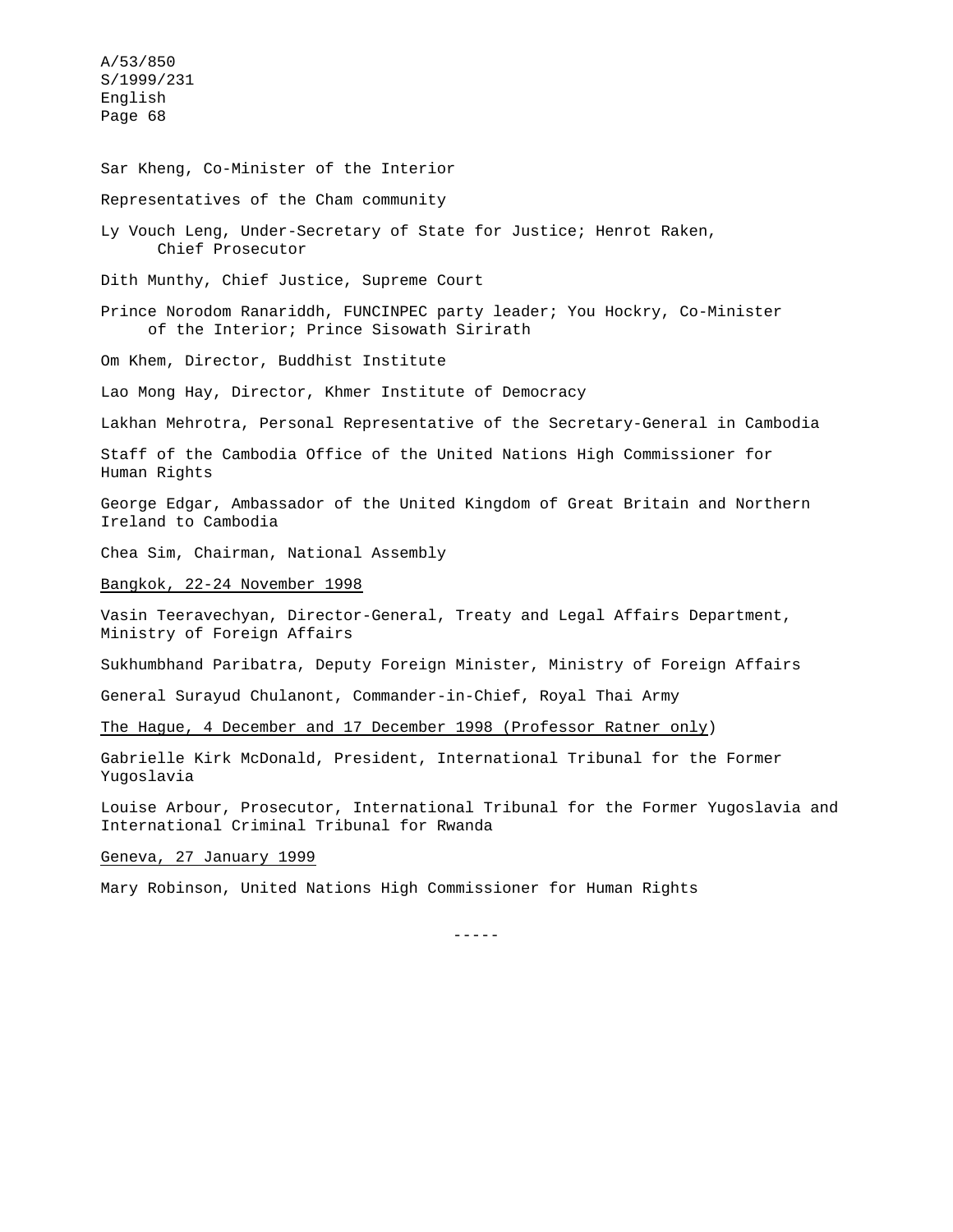Sar Kheng, Co-Minister of the Interior

Representatives of the Cham community

Ly Vouch Leng, Under-Secretary of State for Justice; Henrot Raken, Chief Prosecutor

Dith Munthy, Chief Justice, Supreme Court

Prince Norodom Ranariddh, FUNCINPEC party leader; You Hockry, Co-Minister of the Interior; Prince Sisowath Sirirath

Om Khem, Director, Buddhist Institute

Lao Mong Hay, Director, Khmer Institute of Democracy

Lakhan Mehrotra, Personal Representative of the Secretary-General in Cambodia

Staff of the Cambodia Office of the United Nations High Commissioner for Human Rights

George Edgar, Ambassador of the United Kingdom of Great Britain and Northern Ireland to Cambodia

Chea Sim, Chairman, National Assembly

Bangkok, 22-24 November 1998

Vasin Teeravechyan, Director-General, Treaty and Legal Affairs Department, Ministry of Foreign Affairs

Sukhumbhand Paribatra, Deputy Foreign Minister, Ministry of Foreign Affairs

General Surayud Chulanont, Commander-in-Chief, Royal Thai Army

The Hague, 4 December and 17 December 1998 (Professor Ratner only)

Gabrielle Kirk McDonald, President, International Tribunal for the Former Yugoslavia

Louise Arbour, Prosecutor, International Tribunal for the Former Yugoslavia and International Criminal Tribunal for Rwanda

Geneva, 27 January 1999

Mary Robinson, United Nations High Commissioner for Human Rights

-----